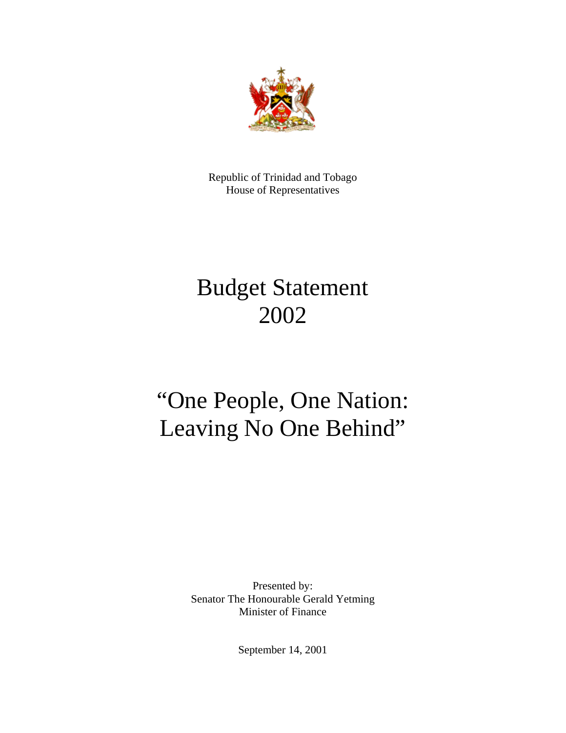Republic of Trinidad and Tobago
House of Representatives

# Budget Statement 2002

# "One People, One Nation: Leaving No One Behind"

Presented by:
Senator The Honourable Gerald Yetming
Minister of Finance

September 14, 2001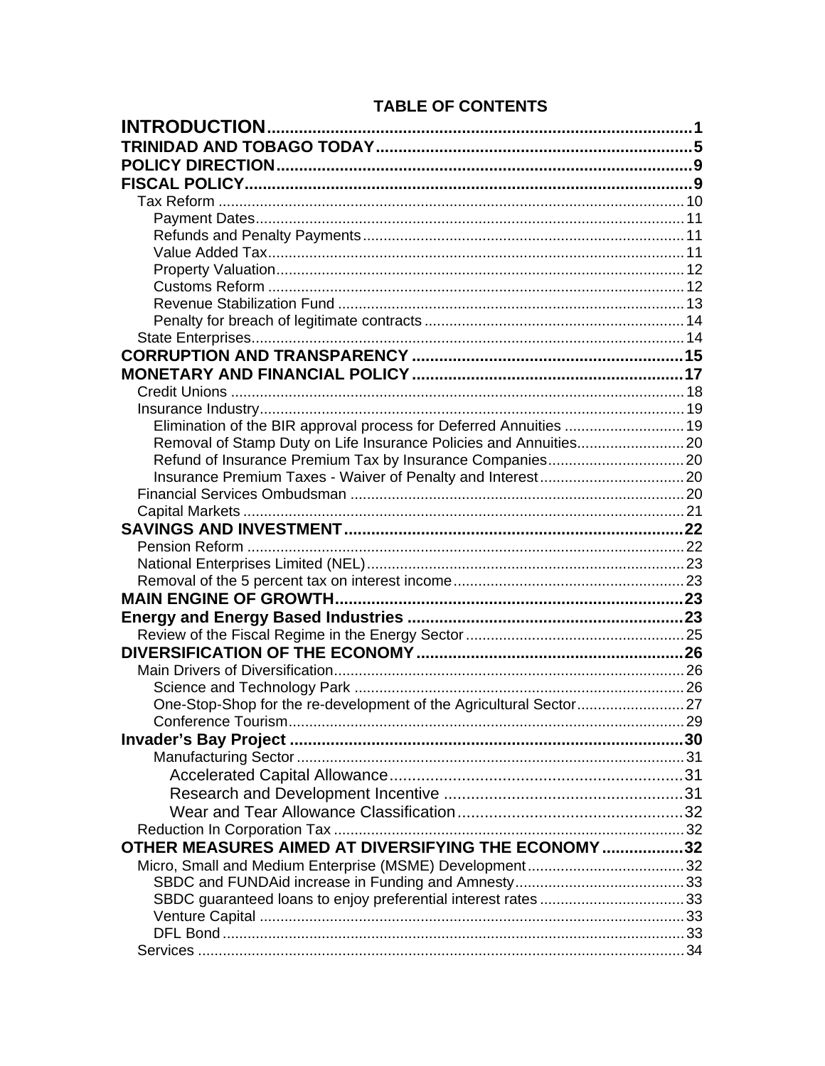# TABLE OF CONTENTS

**INTRODUCTION** ..... 1
**TRINIDAD AND TOBAGO TODAY** ..... 5
**POLICY DIRECTION** ..... 9
**FISCAL POLICY** ..... 9
- Tax Reform ..... 10
  - Payment Dates ..... 11
  - Refunds and Penalty Payments ..... 11
  - Value Added Tax ..... 11
  - Property Valuation ..... 12
  - Customs Reform ..... 12
  - Revenue Stabilization Fund ..... 13
  - Penalty for breach of legitimate contracts ..... 14
- State Enterprises ..... 14

**CORRUPTION AND TRANSPARENCY** ..... 15
**MONETARY AND FINANCIAL POLICY** ..... 17
- Credit Unions ..... 18
- Insurance Industry ..... 19
  - Elimination of the BIR approval process for Deferred Annuities ..... 19
  - Removal of Stamp Duty on Life Insurance Policies and Annuities ..... 20
  - Refund of Insurance Premium Tax by Insurance Companies ..... 20
  - Insurance Premium Taxes - Waiver of Penalty and Interest ..... 20
- Financial Services Ombudsman ..... 20
- Capital Markets ..... 21

**SAVINGS AND INVESTMENT** ..... 22
- Pension Reform ..... 22
- National Enterprises Limited (NEL) ..... 23
- Removal of the 5 percent tax on interest income ..... 23

**MAIN ENGINE OF GROWTH** ..... 23
**Energy and Energy Based Industries** ..... 23
- Review of the Fiscal Regime in the Energy Sector ..... 25

**DIVERSIFICATION OF THE ECONOMY** ..... 26
- Main Drivers of Diversification ..... 26
  - Science and Technology Park ..... 26
  - One-Stop-Shop for the re-development of the Agricultural Sector ..... 27
  - Conference Tourism ..... 29

**Invader's Bay Project** ..... 30
  - Manufacturing Sector ..... 31
    - Accelerated Capital Allowance ..... 31
    - Research and Development Incentive ..... 31
    - Wear and Tear Allowance Classification ..... 32
- Reduction In Corporation Tax ..... 32

**OTHER MEASURES AIMED AT DIVERSIFYING THE ECONOMY** ..... 32
- Micro, Small and Medium Enterprise (MSME) Development ..... 32
  - SBDC and FUNDAid increase in Funding and Amnesty ..... 33
  - SBDC guaranteed loans to enjoy preferential interest rates ..... 33
  - Venture Capital ..... 33
  - DFL Bond ..... 33
- Services ..... 34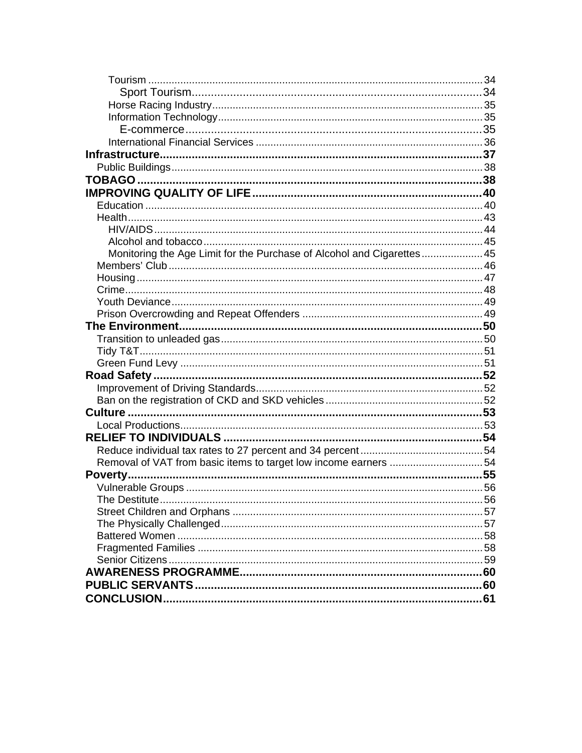- Tourism ... 34
    - Sport Tourism ... 34
- Horse Racing Industry ... 35
- Information Technology ... 35
    - E-commerce ... 35
- International Financial Services ... 36

**Infrastructure ... 37**

- Public Buildings ... 38

**TOBAGO ... 38**

**IMPROVING QUALITY OF LIFE ... 40**

- Education ... 40
- Health ... 43
    - HIV/AIDS ... 44
    - Alcohol and tobacco ... 45
    - Monitoring the Age Limit for the Purchase of Alcohol and Cigarettes ... 45
- Members' Club ... 46
- Housing ... 47
- Crime ... 48
- Youth Deviance ... 49
- Prison Overcrowding and Repeat Offenders ... 49

**The Environment ... 50**

- Transition to unleaded gas ... 50
- Tidy T&T ... 51
- Green Fund Levy ... 51

**Road Safety ... 52**

- Improvement of Driving Standards ... 52
- Ban on the registration of CKD and SKD vehicles ... 52

**Culture ... 53**

- Local Productions ... 53

**RELIEF TO INDIVIDUALS ... 54**

- Reduce individual tax rates to 27 percent and 34 percent ... 54
- Removal of VAT from basic items to target low income earners ... 54

**Poverty ... 55**

- Vulnerable Groups ... 56
- The Destitute ... 56
- Street Children and Orphans ... 57
- The Physically Challenged ... 57
- Battered Women ... 58
- Fragmented Families ... 58
- Senior Citizens ... 59

**AWARENESS PROGRAMME ... 60**

**PUBLIC SERVANTS ... 60**

**CONCLUSION ... 61**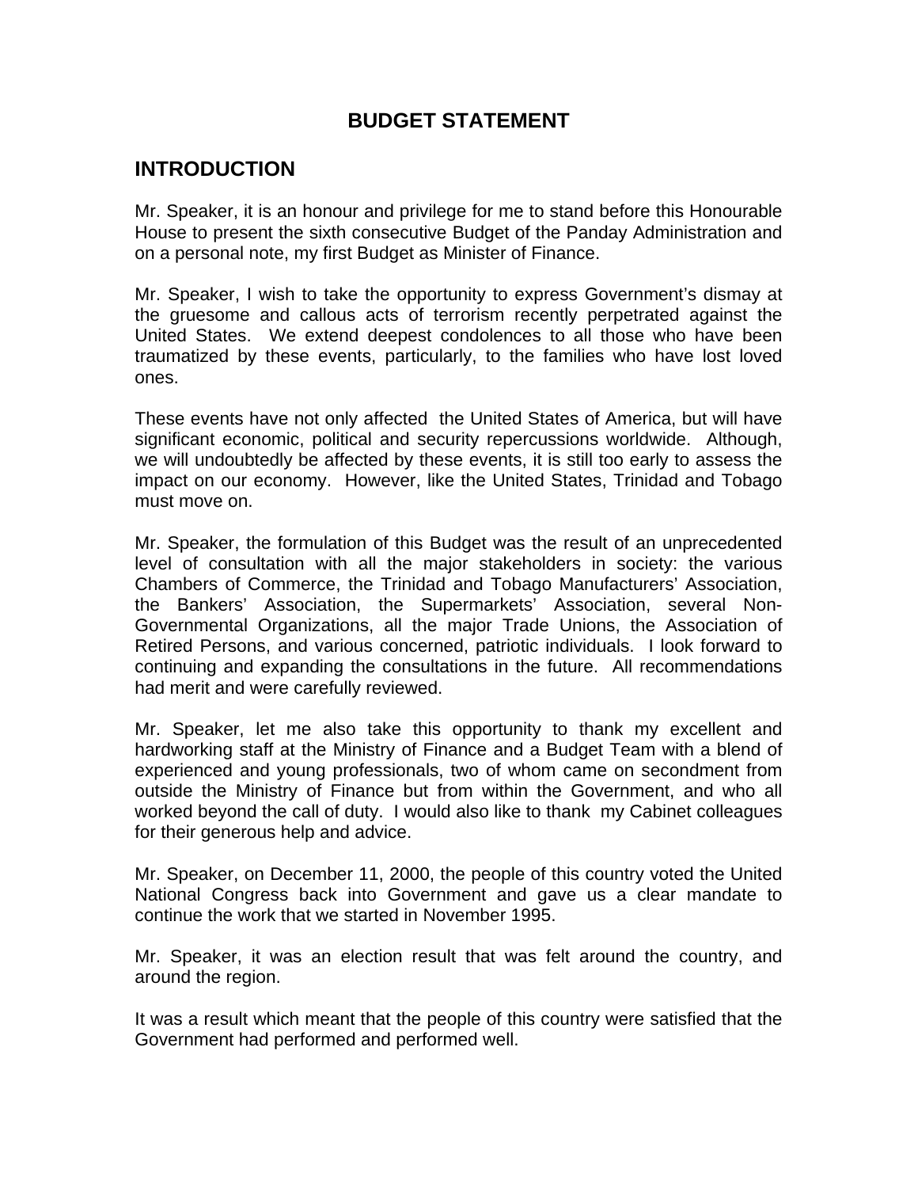# BUDGET STATEMENT

## INTRODUCTION

Mr. Speaker, it is an honour and privilege for me to stand before this Honourable House to present the sixth consecutive Budget of the Panday Administration and on a personal note, my first Budget as Minister of Finance.

Mr. Speaker, I wish to take the opportunity to express Government's dismay at the gruesome and callous acts of terrorism recently perpetrated against the United States. We extend deepest condolences to all those who have been traumatized by these events, particularly, to the families who have lost loved ones.

These events have not only affected the United States of America, but will have significant economic, political and security repercussions worldwide. Although, we will undoubtedly be affected by these events, it is still too early to assess the impact on our economy. However, like the United States, Trinidad and Tobago must move on.

Mr. Speaker, the formulation of this Budget was the result of an unprecedented level of consultation with all the major stakeholders in society: the various Chambers of Commerce, the Trinidad and Tobago Manufacturers' Association, the Bankers' Association, the Supermarkets' Association, several Non-Governmental Organizations, all the major Trade Unions, the Association of Retired Persons, and various concerned, patriotic individuals. I look forward to continuing and expanding the consultations in the future. All recommendations had merit and were carefully reviewed.

Mr. Speaker, let me also take this opportunity to thank my excellent and hardworking staff at the Ministry of Finance and a Budget Team with a blend of experienced and young professionals, two of whom came on secondment from outside the Ministry of Finance but from within the Government, and who all worked beyond the call of duty. I would also like to thank my Cabinet colleagues for their generous help and advice.

Mr. Speaker, on December 11, 2000, the people of this country voted the United National Congress back into Government and gave us a clear mandate to continue the work that we started in November 1995.

Mr. Speaker, it was an election result that was felt around the country, and around the region.

It was a result which meant that the people of this country were satisfied that the Government had performed and performed well.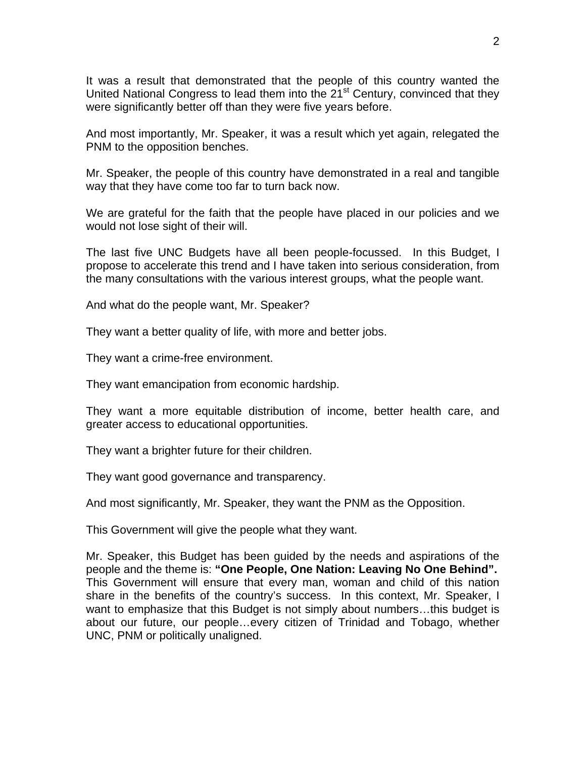It was a result that demonstrated that the people of this country wanted the United National Congress to lead them into the 21st Century, convinced that they were significantly better off than they were five years before.

And most importantly, Mr. Speaker, it was a result which yet again, relegated the PNM to the opposition benches.

Mr. Speaker, the people of this country have demonstrated in a real and tangible way that they have come too far to turn back now.

We are grateful for the faith that the people have placed in our policies and we would not lose sight of their will.

The last five UNC Budgets have all been people-focussed. In this Budget, I propose to accelerate this trend and I have taken into serious consideration, from the many consultations with the various interest groups, what the people want.

And what do the people want, Mr. Speaker?

They want a better quality of life, with more and better jobs.

They want a crime-free environment.

They want emancipation from economic hardship.

They want a more equitable distribution of income, better health care, and greater access to educational opportunities.

They want a brighter future for their children.

They want good governance and transparency.

And most significantly, Mr. Speaker, they want the PNM as the Opposition.

This Government will give the people what they want.

Mr. Speaker, this Budget has been guided by the needs and aspirations of the people and the theme is: **"One People, One Nation: Leaving No One Behind".** This Government will ensure that every man, woman and child of this nation share in the benefits of the country's success. In this context, Mr. Speaker, I want to emphasize that this Budget is not simply about numbers…this budget is about our future, our people…every citizen of Trinidad and Tobago, whether UNC, PNM or politically unaligned.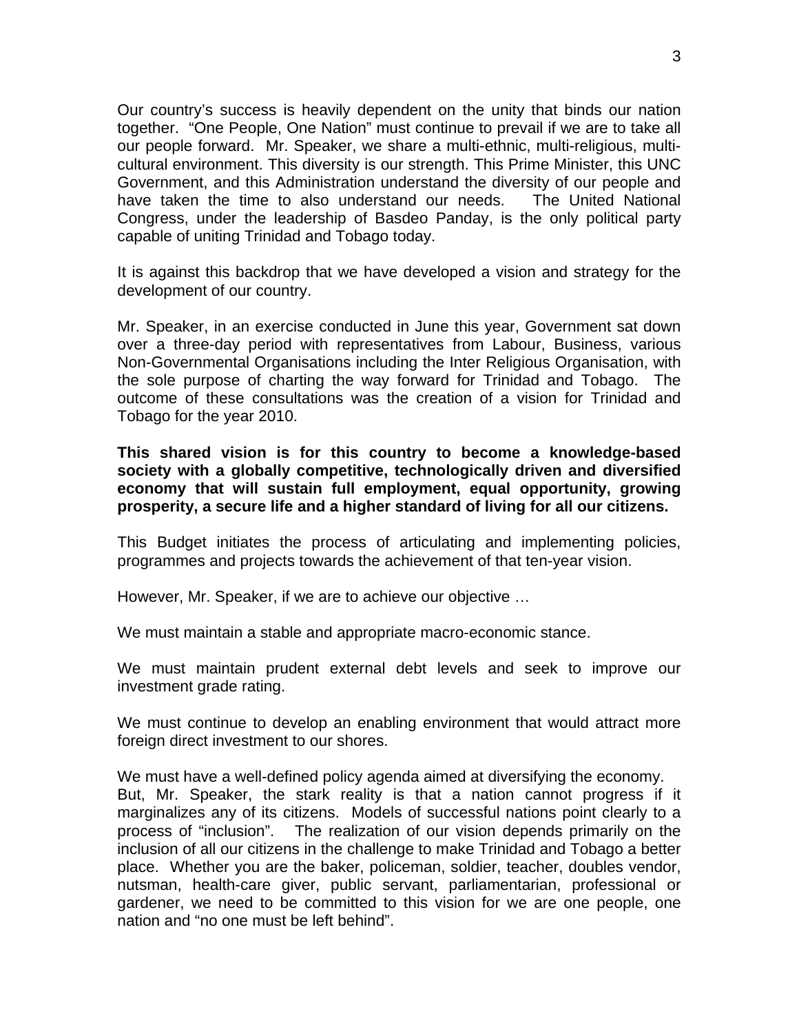Our country's success is heavily dependent on the unity that binds our nation together. "One People, One Nation" must continue to prevail if we are to take all our people forward. Mr. Speaker, we share a multi-ethnic, multi-religious, multi-cultural environment. This diversity is our strength. This Prime Minister, this UNC Government, and this Administration understand the diversity of our people and have taken the time to also understand our needs. The United National Congress, under the leadership of Basdeo Panday, is the only political party capable of uniting Trinidad and Tobago today.

It is against this backdrop that we have developed a vision and strategy for the development of our country.

Mr. Speaker, in an exercise conducted in June this year, Government sat down over a three-day period with representatives from Labour, Business, various Non-Governmental Organisations including the Inter Religious Organisation, with the sole purpose of charting the way forward for Trinidad and Tobago. The outcome of these consultations was the creation of a vision for Trinidad and Tobago for the year 2010.

**This shared vision is for this country to become a knowledge-based society with a globally competitive, technologically driven and diversified economy that will sustain full employment, equal opportunity, growing prosperity, a secure life and a higher standard of living for all our citizens.**

This Budget initiates the process of articulating and implementing policies, programmes and projects towards the achievement of that ten-year vision.

However, Mr. Speaker, if we are to achieve our objective …

We must maintain a stable and appropriate macro-economic stance.

We must maintain prudent external debt levels and seek to improve our investment grade rating.

We must continue to develop an enabling environment that would attract more foreign direct investment to our shores.

We must have a well-defined policy agenda aimed at diversifying the economy.
But, Mr. Speaker, the stark reality is that a nation cannot progress if it marginalizes any of its citizens. Models of successful nations point clearly to a process of "inclusion". The realization of our vision depends primarily on the inclusion of all our citizens in the challenge to make Trinidad and Tobago a better place. Whether you are the baker, policeman, soldier, teacher, doubles vendor, nutsman, health-care giver, public servant, parliamentarian, professional or gardener, we need to be committed to this vision for we are one people, one nation and "no one must be left behind".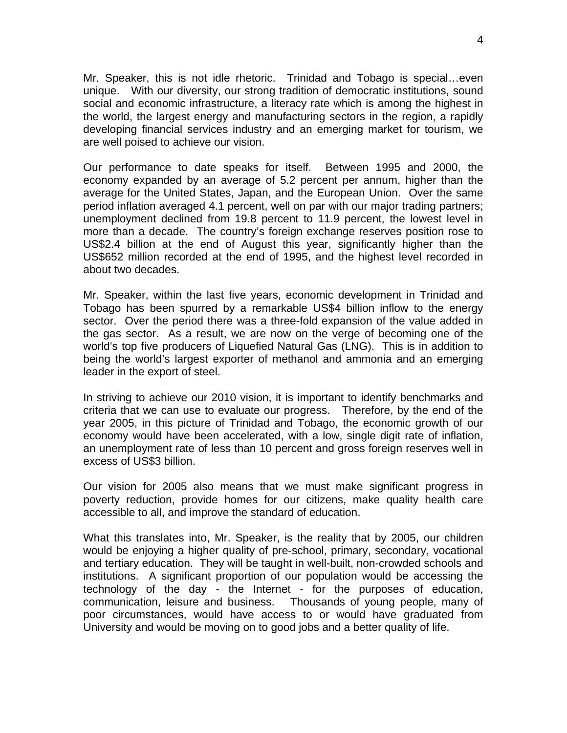Mr. Speaker, this is not idle rhetoric. Trinidad and Tobago is special…even unique. With our diversity, our strong tradition of democratic institutions, sound social and economic infrastructure, a literacy rate which is among the highest in the world, the largest energy and manufacturing sectors in the region, a rapidly developing financial services industry and an emerging market for tourism, we are well poised to achieve our vision.

Our performance to date speaks for itself. Between 1995 and 2000, the economy expanded by an average of 5.2 percent per annum, higher than the average for the United States, Japan, and the European Union. Over the same period inflation averaged 4.1 percent, well on par with our major trading partners; unemployment declined from 19.8 percent to 11.9 percent, the lowest level in more than a decade. The country's foreign exchange reserves position rose to US$2.4 billion at the end of August this year, significantly higher than the US$652 million recorded at the end of 1995, and the highest level recorded in about two decades.

Mr. Speaker, within the last five years, economic development in Trinidad and Tobago has been spurred by a remarkable US$4 billion inflow to the energy sector. Over the period there was a three-fold expansion of the value added in the gas sector. As a result, we are now on the verge of becoming one of the world's top five producers of Liquefied Natural Gas (LNG). This is in addition to being the world's largest exporter of methanol and ammonia and an emerging leader in the export of steel.

In striving to achieve our 2010 vision, it is important to identify benchmarks and criteria that we can use to evaluate our progress. Therefore, by the end of the year 2005, in this picture of Trinidad and Tobago, the economic growth of our economy would have been accelerated, with a low, single digit rate of inflation, an unemployment rate of less than 10 percent and gross foreign reserves well in excess of US$3 billion.

Our vision for 2005 also means that we must make significant progress in poverty reduction, provide homes for our citizens, make quality health care accessible to all, and improve the standard of education.

What this translates into, Mr. Speaker, is the reality that by 2005, our children would be enjoying a higher quality of pre-school, primary, secondary, vocational and tertiary education. They will be taught in well-built, non-crowded schools and institutions. A significant proportion of our population would be accessing the technology of the day - the Internet - for the purposes of education, communication, leisure and business. Thousands of young people, many of poor circumstances, would have access to or would have graduated from University and would be moving on to good jobs and a better quality of life.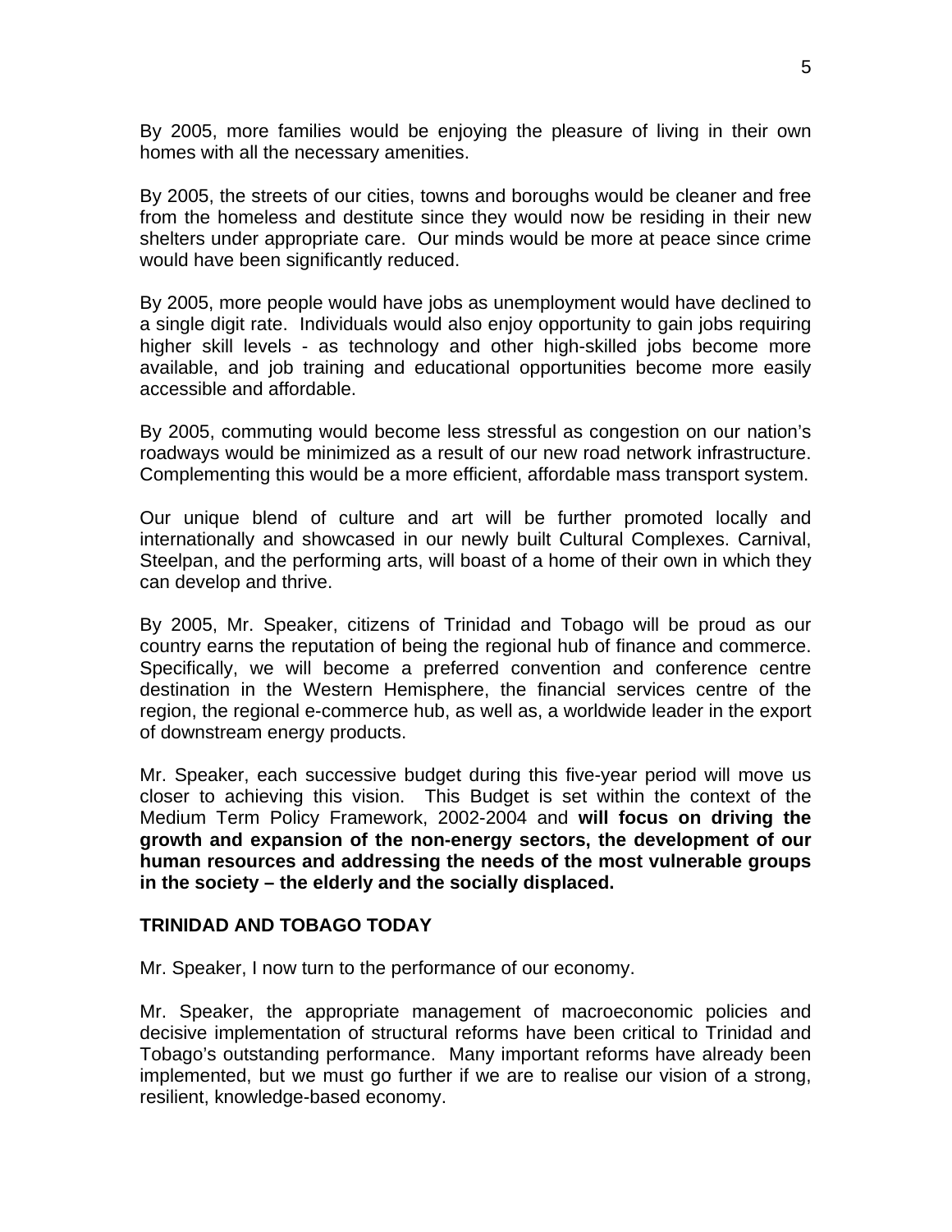By 2005, more families would be enjoying the pleasure of living in their own homes with all the necessary amenities.

By 2005, the streets of our cities, towns and boroughs would be cleaner and free from the homeless and destitute since they would now be residing in their new shelters under appropriate care. Our minds would be more at peace since crime would have been significantly reduced.

By 2005, more people would have jobs as unemployment would have declined to a single digit rate. Individuals would also enjoy opportunity to gain jobs requiring higher skill levels - as technology and other high-skilled jobs become more available, and job training and educational opportunities become more easily accessible and affordable.

By 2005, commuting would become less stressful as congestion on our nation's roadways would be minimized as a result of our new road network infrastructure. Complementing this would be a more efficient, affordable mass transport system.

Our unique blend of culture and art will be further promoted locally and internationally and showcased in our newly built Cultural Complexes. Carnival, Steelpan, and the performing arts, will boast of a home of their own in which they can develop and thrive.

By 2005, Mr. Speaker, citizens of Trinidad and Tobago will be proud as our country earns the reputation of being the regional hub of finance and commerce. Specifically, we will become a preferred convention and conference centre destination in the Western Hemisphere, the financial services centre of the region, the regional e-commerce hub, as well as, a worldwide leader in the export of downstream energy products.

Mr. Speaker, each successive budget during this five-year period will move us closer to achieving this vision. This Budget is set within the context of the Medium Term Policy Framework, 2002-2004 and **will focus on driving the growth and expansion of the non-energy sectors, the development of our human resources and addressing the needs of the most vulnerable groups in the society – the elderly and the socially displaced.**

## TRINIDAD AND TOBAGO TODAY

Mr. Speaker, I now turn to the performance of our economy.

Mr. Speaker, the appropriate management of macroeconomic policies and decisive implementation of structural reforms have been critical to Trinidad and Tobago's outstanding performance. Many important reforms have already been implemented, but we must go further if we are to realise our vision of a strong, resilient, knowledge-based economy.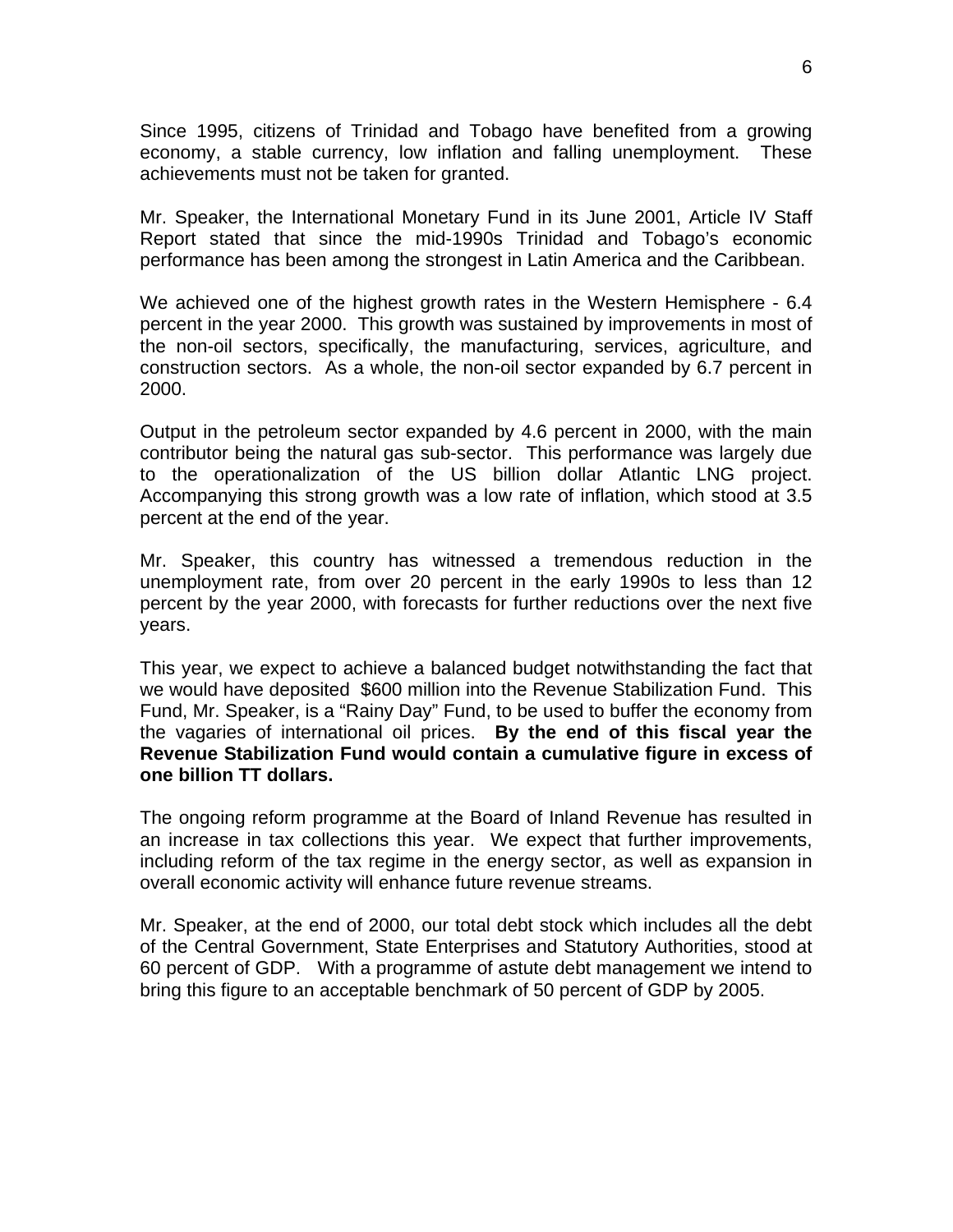Since 1995, citizens of Trinidad and Tobago have benefited from a growing economy, a stable currency, low inflation and falling unemployment. These achievements must not be taken for granted.

Mr. Speaker, the International Monetary Fund in its June 2001, Article IV Staff Report stated that since the mid-1990s Trinidad and Tobago's economic performance has been among the strongest in Latin America and the Caribbean.

We achieved one of the highest growth rates in the Western Hemisphere - 6.4 percent in the year 2000. This growth was sustained by improvements in most of the non-oil sectors, specifically, the manufacturing, services, agriculture, and construction sectors. As a whole, the non-oil sector expanded by 6.7 percent in 2000.

Output in the petroleum sector expanded by 4.6 percent in 2000, with the main contributor being the natural gas sub-sector. This performance was largely due to the operationalization of the US billion dollar Atlantic LNG project. Accompanying this strong growth was a low rate of inflation, which stood at 3.5 percent at the end of the year.

Mr. Speaker, this country has witnessed a tremendous reduction in the unemployment rate, from over 20 percent in the early 1990s to less than 12 percent by the year 2000, with forecasts for further reductions over the next five years.

This year, we expect to achieve a balanced budget notwithstanding the fact that we would have deposited $600 million into the Revenue Stabilization Fund. This Fund, Mr. Speaker, is a "Rainy Day" Fund, to be used to buffer the economy from the vagaries of international oil prices. **By the end of this fiscal year the Revenue Stabilization Fund would contain a cumulative figure in excess of one billion TT dollars.**

The ongoing reform programme at the Board of Inland Revenue has resulted in an increase in tax collections this year. We expect that further improvements, including reform of the tax regime in the energy sector, as well as expansion in overall economic activity will enhance future revenue streams.

Mr. Speaker, at the end of 2000, our total debt stock which includes all the debt of the Central Government, State Enterprises and Statutory Authorities, stood at 60 percent of GDP. With a programme of astute debt management we intend to bring this figure to an acceptable benchmark of 50 percent of GDP by 2005.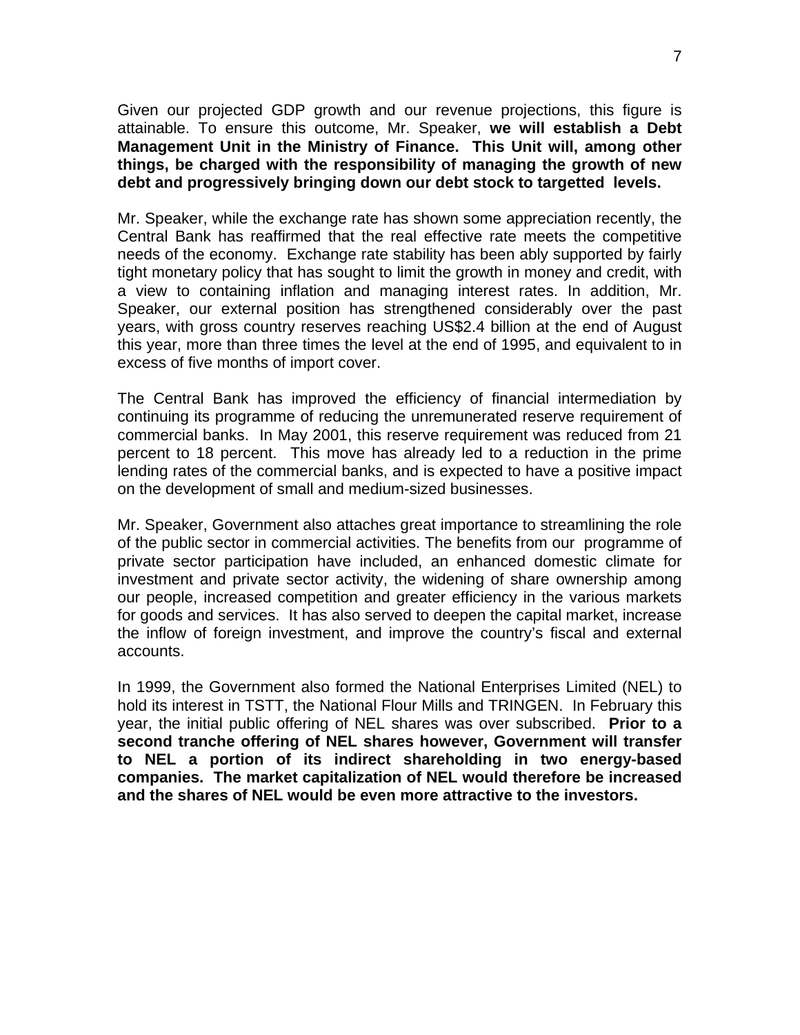Given our projected GDP growth and our revenue projections, this figure is attainable. To ensure this outcome, Mr. Speaker, **we will establish a Debt Management Unit in the Ministry of Finance. This Unit will, among other things, be charged with the responsibility of managing the growth of new debt and progressively bringing down our debt stock to targetted levels.**

Mr. Speaker, while the exchange rate has shown some appreciation recently, the Central Bank has reaffirmed that the real effective rate meets the competitive needs of the economy. Exchange rate stability has been ably supported by fairly tight monetary policy that has sought to limit the growth in money and credit, with a view to containing inflation and managing interest rates. In addition, Mr. Speaker, our external position has strengthened considerably over the past years, with gross country reserves reaching US$2.4 billion at the end of August this year, more than three times the level at the end of 1995, and equivalent to in excess of five months of import cover.

The Central Bank has improved the efficiency of financial intermediation by continuing its programme of reducing the unremunerated reserve requirement of commercial banks. In May 2001, this reserve requirement was reduced from 21 percent to 18 percent. This move has already led to a reduction in the prime lending rates of the commercial banks, and is expected to have a positive impact on the development of small and medium-sized businesses.

Mr. Speaker, Government also attaches great importance to streamlining the role of the public sector in commercial activities. The benefits from our programme of private sector participation have included, an enhanced domestic climate for investment and private sector activity, the widening of share ownership among our people, increased competition and greater efficiency in the various markets for goods and services. It has also served to deepen the capital market, increase the inflow of foreign investment, and improve the country's fiscal and external accounts.

In 1999, the Government also formed the National Enterprises Limited (NEL) to hold its interest in TSTT, the National Flour Mills and TRINGEN. In February this year, the initial public offering of NEL shares was over subscribed. **Prior to a second tranche offering of NEL shares however, Government will transfer to NEL a portion of its indirect shareholding in two energy-based companies. The market capitalization of NEL would therefore be increased and the shares of NEL would be even more attractive to the investors.**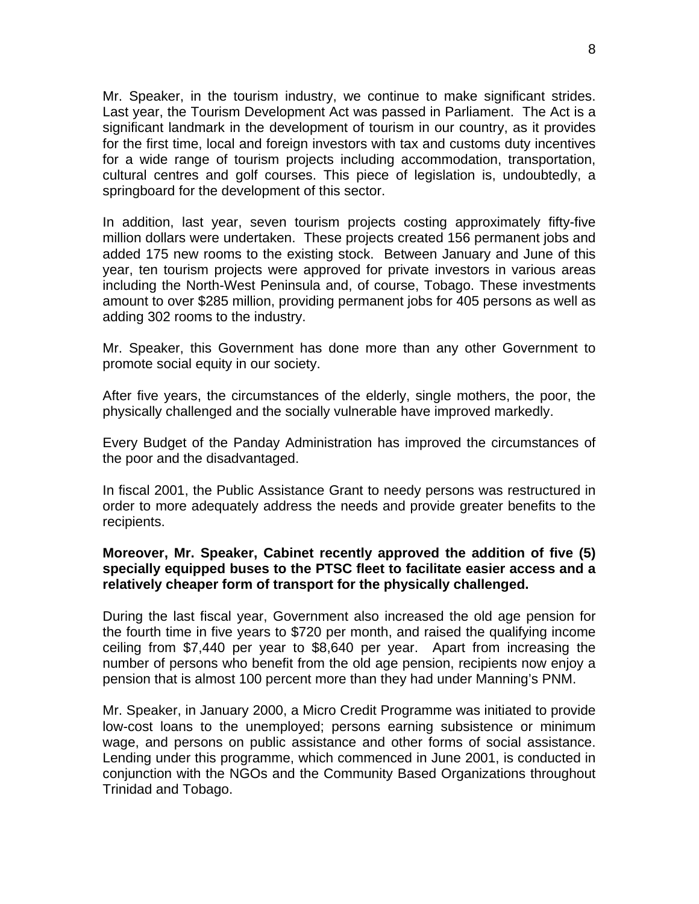Mr. Speaker, in the tourism industry, we continue to make significant strides. Last year, the Tourism Development Act was passed in Parliament. The Act is a significant landmark in the development of tourism in our country, as it provides for the first time, local and foreign investors with tax and customs duty incentives for a wide range of tourism projects including accommodation, transportation, cultural centres and golf courses. This piece of legislation is, undoubtedly, a springboard for the development of this sector.

In addition, last year, seven tourism projects costing approximately fifty-five million dollars were undertaken. These projects created 156 permanent jobs and added 175 new rooms to the existing stock. Between January and June of this year, ten tourism projects were approved for private investors in various areas including the North-West Peninsula and, of course, Tobago. These investments amount to over $285 million, providing permanent jobs for 405 persons as well as adding 302 rooms to the industry.

Mr. Speaker, this Government has done more than any other Government to promote social equity in our society.

After five years, the circumstances of the elderly, single mothers, the poor, the physically challenged and the socially vulnerable have improved markedly.

Every Budget of the Panday Administration has improved the circumstances of the poor and the disadvantaged.

In fiscal 2001, the Public Assistance Grant to needy persons was restructured in order to more adequately address the needs and provide greater benefits to the recipients.

**Moreover, Mr. Speaker, Cabinet recently approved the addition of five (5) specially equipped buses to the PTSC fleet to facilitate easier access and a relatively cheaper form of transport for the physically challenged.**

During the last fiscal year, Government also increased the old age pension for the fourth time in five years to $720 per month, and raised the qualifying income ceiling from $7,440 per year to $8,640 per year. Apart from increasing the number of persons who benefit from the old age pension, recipients now enjoy a pension that is almost 100 percent more than they had under Manning's PNM.

Mr. Speaker, in January 2000, a Micro Credit Programme was initiated to provide low-cost loans to the unemployed; persons earning subsistence or minimum wage, and persons on public assistance and other forms of social assistance. Lending under this programme, which commenced in June 2001, is conducted in conjunction with the NGOs and the Community Based Organizations throughout Trinidad and Tobago.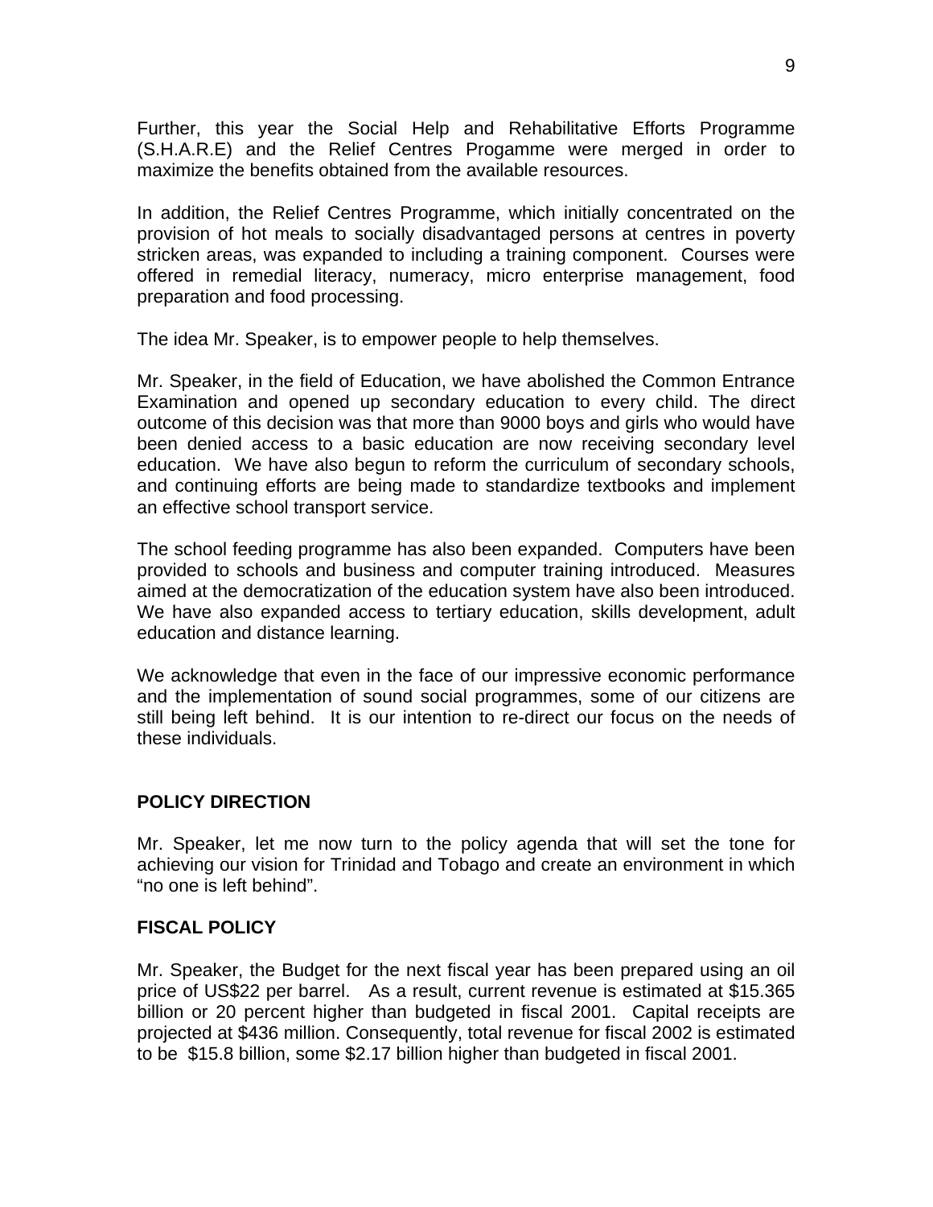Further, this year the Social Help and Rehabilitative Efforts Programme (S.H.A.R.E) and the Relief Centres Progamme were merged in order to maximize the benefits obtained from the available resources.

In addition, the Relief Centres Programme, which initially concentrated on the provision of hot meals to socially disadvantaged persons at centres in poverty stricken areas, was expanded to including a training component. Courses were offered in remedial literacy, numeracy, micro enterprise management, food preparation and food processing.

The idea Mr. Speaker, is to empower people to help themselves.

Mr. Speaker, in the field of Education, we have abolished the Common Entrance Examination and opened up secondary education to every child. The direct outcome of this decision was that more than 9000 boys and girls who would have been denied access to a basic education are now receiving secondary level education. We have also begun to reform the curriculum of secondary schools, and continuing efforts are being made to standardize textbooks and implement an effective school transport service.

The school feeding programme has also been expanded. Computers have been provided to schools and business and computer training introduced. Measures aimed at the democratization of the education system have also been introduced. We have also expanded access to tertiary education, skills development, adult education and distance learning.

We acknowledge that even in the face of our impressive economic performance and the implementation of sound social programmes, some of our citizens are still being left behind. It is our intention to re-direct our focus on the needs of these individuals.

## POLICY DIRECTION

Mr. Speaker, let me now turn to the policy agenda that will set the tone for achieving our vision for Trinidad and Tobago and create an environment in which "no one is left behind".

## FISCAL POLICY

Mr. Speaker, the Budget for the next fiscal year has been prepared using an oil price of US$22 per barrel. As a result, current revenue is estimated at $15.365 billion or 20 percent higher than budgeted in fiscal 2001. Capital receipts are projected at $436 million. Consequently, total revenue for fiscal 2002 is estimated to be $15.8 billion, some $2.17 billion higher than budgeted in fiscal 2001.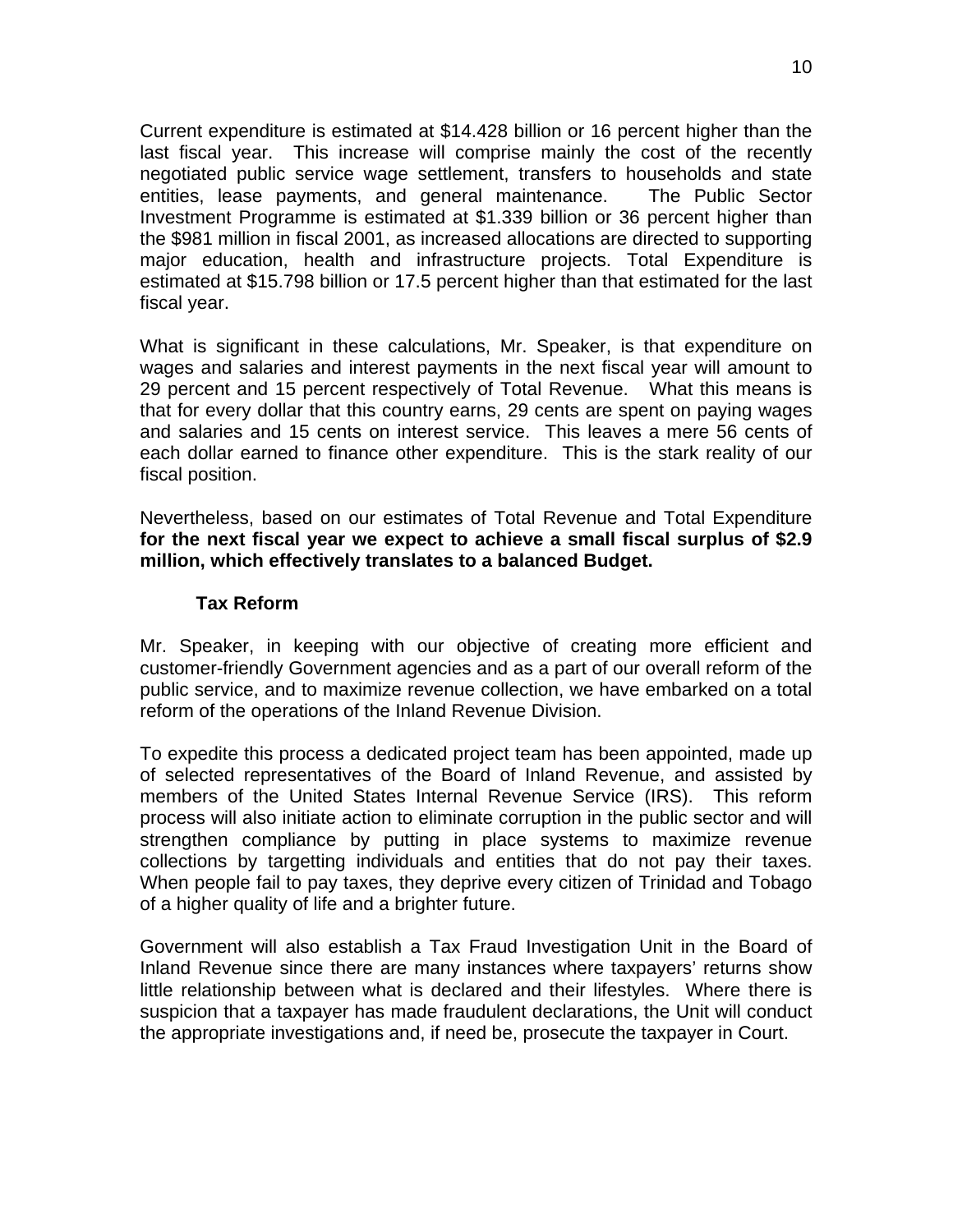Current expenditure is estimated at $14.428 billion or 16 percent higher than the last fiscal year. This increase will comprise mainly the cost of the recently negotiated public service wage settlement, transfers to households and state entities, lease payments, and general maintenance. The Public Sector Investment Programme is estimated at $1.339 billion or 36 percent higher than the $981 million in fiscal 2001, as increased allocations are directed to supporting major education, health and infrastructure projects. Total Expenditure is estimated at $15.798 billion or 17.5 percent higher than that estimated for the last fiscal year.

What is significant in these calculations, Mr. Speaker, is that expenditure on wages and salaries and interest payments in the next fiscal year will amount to 29 percent and 15 percent respectively of Total Revenue. What this means is that for every dollar that this country earns, 29 cents are spent on paying wages and salaries and 15 cents on interest service. This leaves a mere 56 cents of each dollar earned to finance other expenditure. This is the stark reality of our fiscal position.

Nevertheless, based on our estimates of Total Revenue and Total Expenditure **for the next fiscal year we expect to achieve a small fiscal surplus of $2.9 million, which effectively translates to a balanced Budget.**

### Tax Reform

Mr. Speaker, in keeping with our objective of creating more efficient and customer-friendly Government agencies and as a part of our overall reform of the public service, and to maximize revenue collection, we have embarked on a total reform of the operations of the Inland Revenue Division.

To expedite this process a dedicated project team has been appointed, made up of selected representatives of the Board of Inland Revenue, and assisted by members of the United States Internal Revenue Service (IRS). This reform process will also initiate action to eliminate corruption in the public sector and will strengthen compliance by putting in place systems to maximize revenue collections by targetting individuals and entities that do not pay their taxes. When people fail to pay taxes, they deprive every citizen of Trinidad and Tobago of a higher quality of life and a brighter future.

Government will also establish a Tax Fraud Investigation Unit in the Board of Inland Revenue since there are many instances where taxpayers' returns show little relationship between what is declared and their lifestyles. Where there is suspicion that a taxpayer has made fraudulent declarations, the Unit will conduct the appropriate investigations and, if need be, prosecute the taxpayer in Court.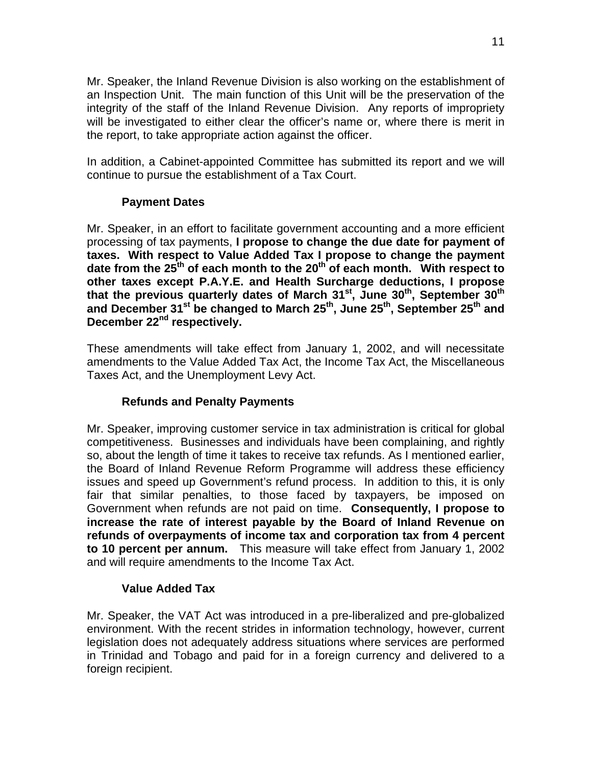Mr. Speaker, the Inland Revenue Division is also working on the establishment of an Inspection Unit. The main function of this Unit will be the preservation of the integrity of the staff of the Inland Revenue Division. Any reports of impropriety will be investigated to either clear the officer's name or, where there is merit in the report, to take appropriate action against the officer.

In addition, a Cabinet-appointed Committee has submitted its report and we will continue to pursue the establishment of a Tax Court.

### Payment Dates

Mr. Speaker, in an effort to facilitate government accounting and a more efficient processing of tax payments, **I propose to change the due date for payment of taxes. With respect to Value Added Tax I propose to change the payment date from the 25th of each month to the 20th of each month. With respect to other taxes except P.A.Y.E. and Health Surcharge deductions, I propose that the previous quarterly dates of March 31st, June 30th, September 30th and December 31st be changed to March 25th, June 25th, September 25th and December 22nd respectively.**

These amendments will take effect from January 1, 2002, and will necessitate amendments to the Value Added Tax Act, the Income Tax Act, the Miscellaneous Taxes Act, and the Unemployment Levy Act.

### Refunds and Penalty Payments

Mr. Speaker, improving customer service in tax administration is critical for global competitiveness. Businesses and individuals have been complaining, and rightly so, about the length of time it takes to receive tax refunds. As I mentioned earlier, the Board of Inland Revenue Reform Programme will address these efficiency issues and speed up Government's refund process. In addition to this, it is only fair that similar penalties, to those faced by taxpayers, be imposed on Government when refunds are not paid on time. **Consequently, I propose to increase the rate of interest payable by the Board of Inland Revenue on refunds of overpayments of income tax and corporation tax from 4 percent to 10 percent per annum.** This measure will take effect from January 1, 2002 and will require amendments to the Income Tax Act.

### Value Added Tax

Mr. Speaker, the VAT Act was introduced in a pre-liberalized and pre-globalized environment. With the recent strides in information technology, however, current legislation does not adequately address situations where services are performed in Trinidad and Tobago and paid for in a foreign currency and delivered to a foreign recipient.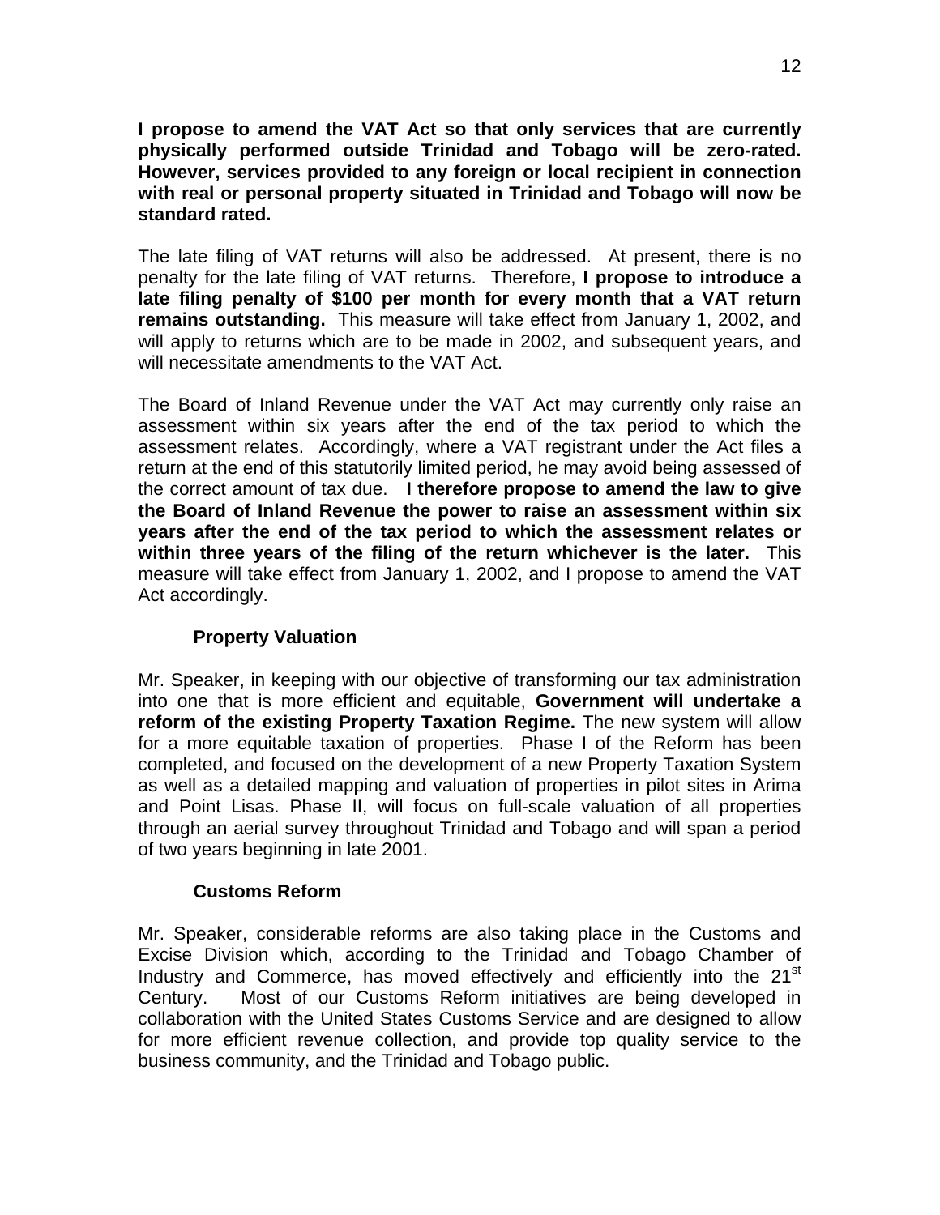**I propose to amend the VAT Act so that only services that are currently physically performed outside Trinidad and Tobago will be zero-rated. However, services provided to any foreign or local recipient in connection with real or personal property situated in Trinidad and Tobago will now be standard rated.**

The late filing of VAT returns will also be addressed. At present, there is no penalty for the late filing of VAT returns. Therefore, **I propose to introduce a late filing penalty of $100 per month for every month that a VAT return remains outstanding.** This measure will take effect from January 1, 2002, and will apply to returns which are to be made in 2002, and subsequent years, and will necessitate amendments to the VAT Act.

The Board of Inland Revenue under the VAT Act may currently only raise an assessment within six years after the end of the tax period to which the assessment relates. Accordingly, where a VAT registrant under the Act files a return at the end of this statutorily limited period, he may avoid being assessed of the correct amount of tax due. **I therefore propose to amend the law to give the Board of Inland Revenue the power to raise an assessment within six years after the end of the tax period to which the assessment relates or within three years of the filing of the return whichever is the later.** This measure will take effect from January 1, 2002, and I propose to amend the VAT Act accordingly.

### Property Valuation

Mr. Speaker, in keeping with our objective of transforming our tax administration into one that is more efficient and equitable, **Government will undertake a reform of the existing Property Taxation Regime.** The new system will allow for a more equitable taxation of properties. Phase I of the Reform has been completed, and focused on the development of a new Property Taxation System as well as a detailed mapping and valuation of properties in pilot sites in Arima and Point Lisas. Phase II, will focus on full-scale valuation of all properties through an aerial survey throughout Trinidad and Tobago and will span a period of two years beginning in late 2001.

### Customs Reform

Mr. Speaker, considerable reforms are also taking place in the Customs and Excise Division which, according to the Trinidad and Tobago Chamber of Industry and Commerce, has moved effectively and efficiently into the 21st Century. Most of our Customs Reform initiatives are being developed in collaboration with the United States Customs Service and are designed to allow for more efficient revenue collection, and provide top quality service to the business community, and the Trinidad and Tobago public.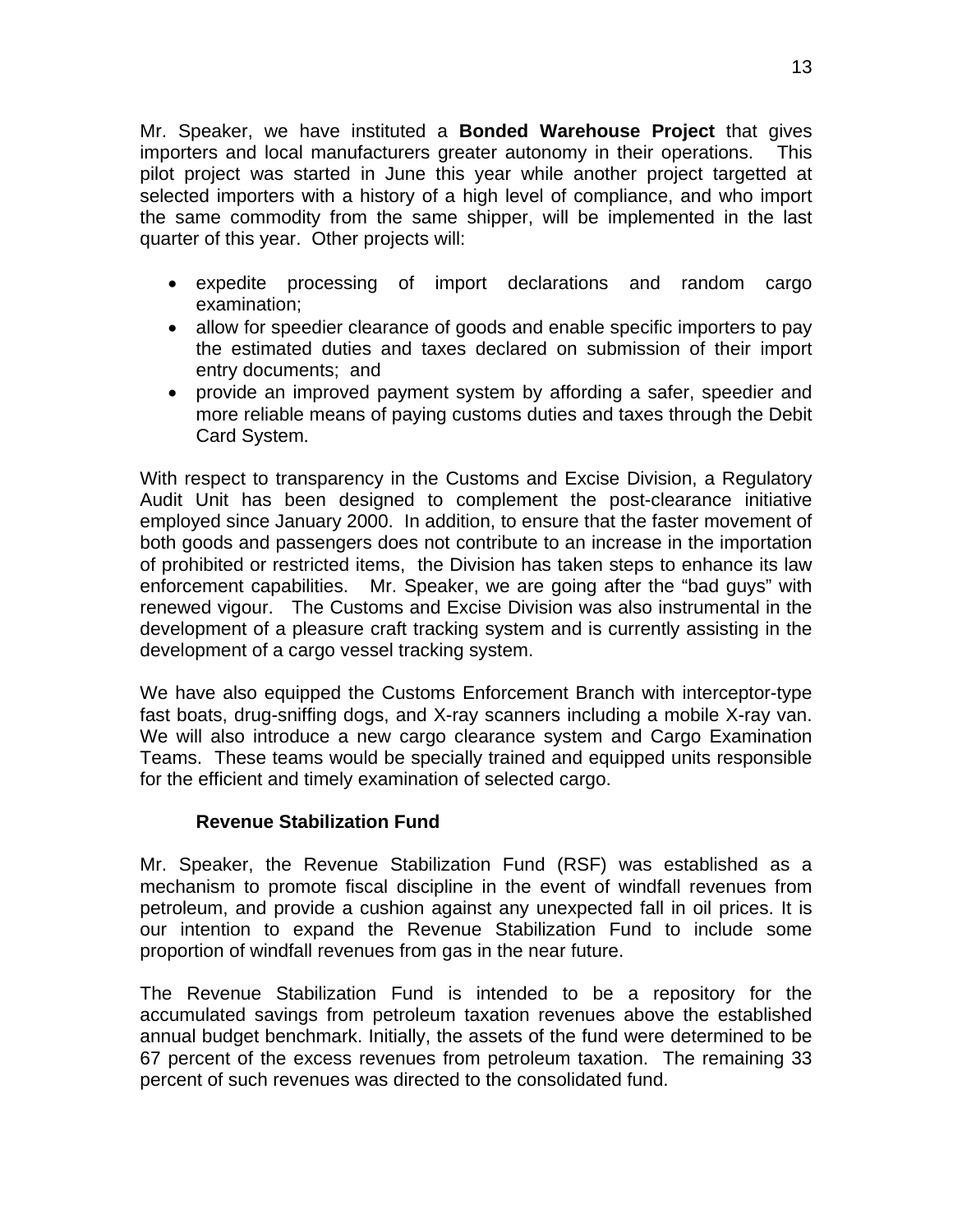Mr. Speaker, we have instituted a **Bonded Warehouse Project** that gives importers and local manufacturers greater autonomy in their operations. This pilot project was started in June this year while another project targetted at selected importers with a history of a high level of compliance, and who import the same commodity from the same shipper, will be implemented in the last quarter of this year. Other projects will:

- expedite processing of import declarations and random cargo examination;
- allow for speedier clearance of goods and enable specific importers to pay the estimated duties and taxes declared on submission of their import entry documents; and
- provide an improved payment system by affording a safer, speedier and more reliable means of paying customs duties and taxes through the Debit Card System.

With respect to transparency in the Customs and Excise Division, a Regulatory Audit Unit has been designed to complement the post-clearance initiative employed since January 2000. In addition, to ensure that the faster movement of both goods and passengers does not contribute to an increase in the importation of prohibited or restricted items, the Division has taken steps to enhance its law enforcement capabilities. Mr. Speaker, we are going after the "bad guys" with renewed vigour. The Customs and Excise Division was also instrumental in the development of a pleasure craft tracking system and is currently assisting in the development of a cargo vessel tracking system.

We have also equipped the Customs Enforcement Branch with interceptor-type fast boats, drug-sniffing dogs, and X-ray scanners including a mobile X-ray van. We will also introduce a new cargo clearance system and Cargo Examination Teams. These teams would be specially trained and equipped units responsible for the efficient and timely examination of selected cargo.

### Revenue Stabilization Fund

Mr. Speaker, the Revenue Stabilization Fund (RSF) was established as a mechanism to promote fiscal discipline in the event of windfall revenues from petroleum, and provide a cushion against any unexpected fall in oil prices. It is our intention to expand the Revenue Stabilization Fund to include some proportion of windfall revenues from gas in the near future.

The Revenue Stabilization Fund is intended to be a repository for the accumulated savings from petroleum taxation revenues above the established annual budget benchmark. Initially, the assets of the fund were determined to be 67 percent of the excess revenues from petroleum taxation. The remaining 33 percent of such revenues was directed to the consolidated fund.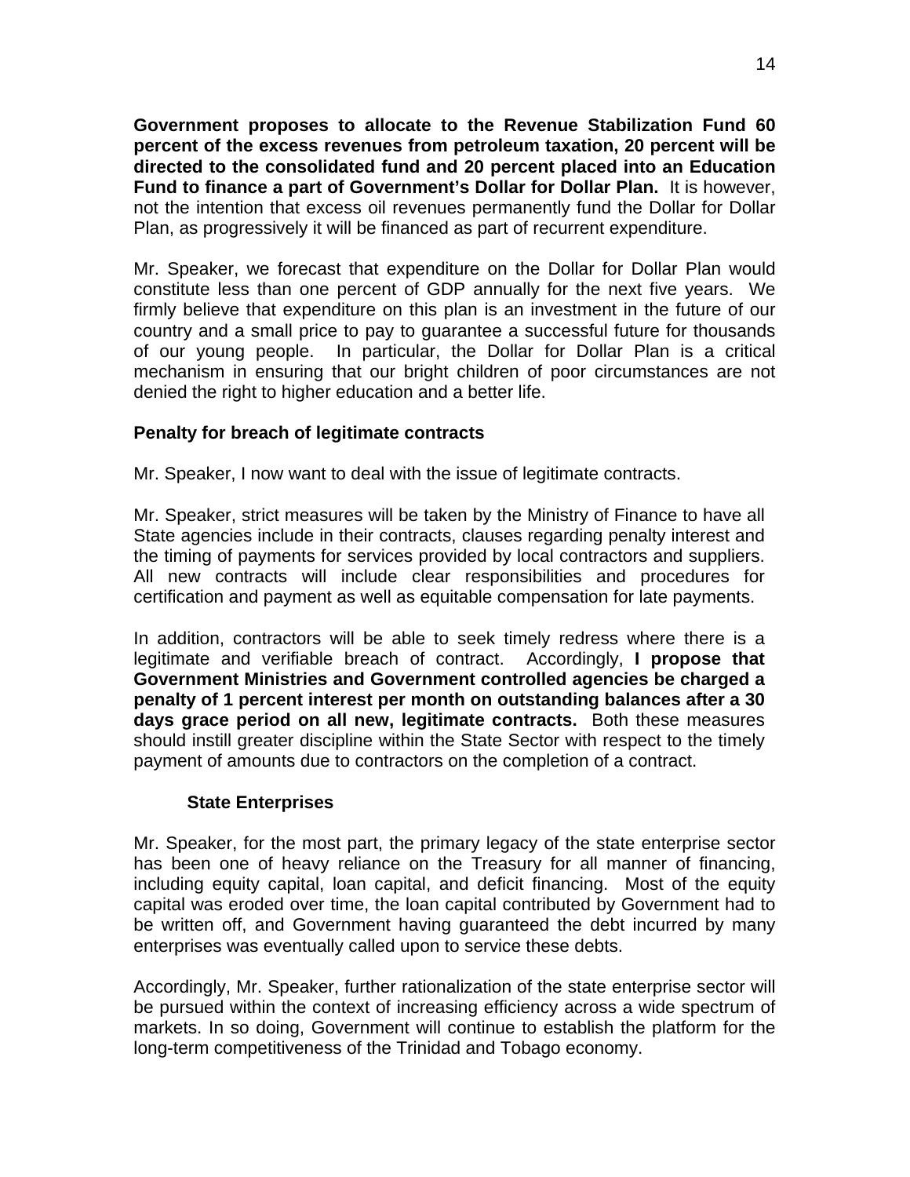**Government proposes to allocate to the Revenue Stabilization Fund 60 percent of the excess revenues from petroleum taxation, 20 percent will be directed to the consolidated fund and 20 percent placed into an Education Fund to finance a part of Government's Dollar for Dollar Plan.** It is however, not the intention that excess oil revenues permanently fund the Dollar for Dollar Plan, as progressively it will be financed as part of recurrent expenditure.

Mr. Speaker, we forecast that expenditure on the Dollar for Dollar Plan would constitute less than one percent of GDP annually for the next five years. We firmly believe that expenditure on this plan is an investment in the future of our country and a small price to pay to guarantee a successful future for thousands of our young people. In particular, the Dollar for Dollar Plan is a critical mechanism in ensuring that our bright children of poor circumstances are not denied the right to higher education and a better life.

### Penalty for breach of legitimate contracts

Mr. Speaker, I now want to deal with the issue of legitimate contracts.

Mr. Speaker, strict measures will be taken by the Ministry of Finance to have all State agencies include in their contracts, clauses regarding penalty interest and the timing of payments for services provided by local contractors and suppliers. All new contracts will include clear responsibilities and procedures for certification and payment as well as equitable compensation for late payments.

In addition, contractors will be able to seek timely redress where there is a legitimate and verifiable breach of contract. Accordingly, **I propose that Government Ministries and Government controlled agencies be charged a penalty of 1 percent interest per month on outstanding balances after a 30 days grace period on all new, legitimate contracts.** Both these measures should instill greater discipline within the State Sector with respect to the timely payment of amounts due to contractors on the completion of a contract.

### State Enterprises

Mr. Speaker, for the most part, the primary legacy of the state enterprise sector has been one of heavy reliance on the Treasury for all manner of financing, including equity capital, loan capital, and deficit financing. Most of the equity capital was eroded over time, the loan capital contributed by Government had to be written off, and Government having guaranteed the debt incurred by many enterprises was eventually called upon to service these debts.

Accordingly, Mr. Speaker, further rationalization of the state enterprise sector will be pursued within the context of increasing efficiency across a wide spectrum of markets. In so doing, Government will continue to establish the platform for the long-term competitiveness of the Trinidad and Tobago economy.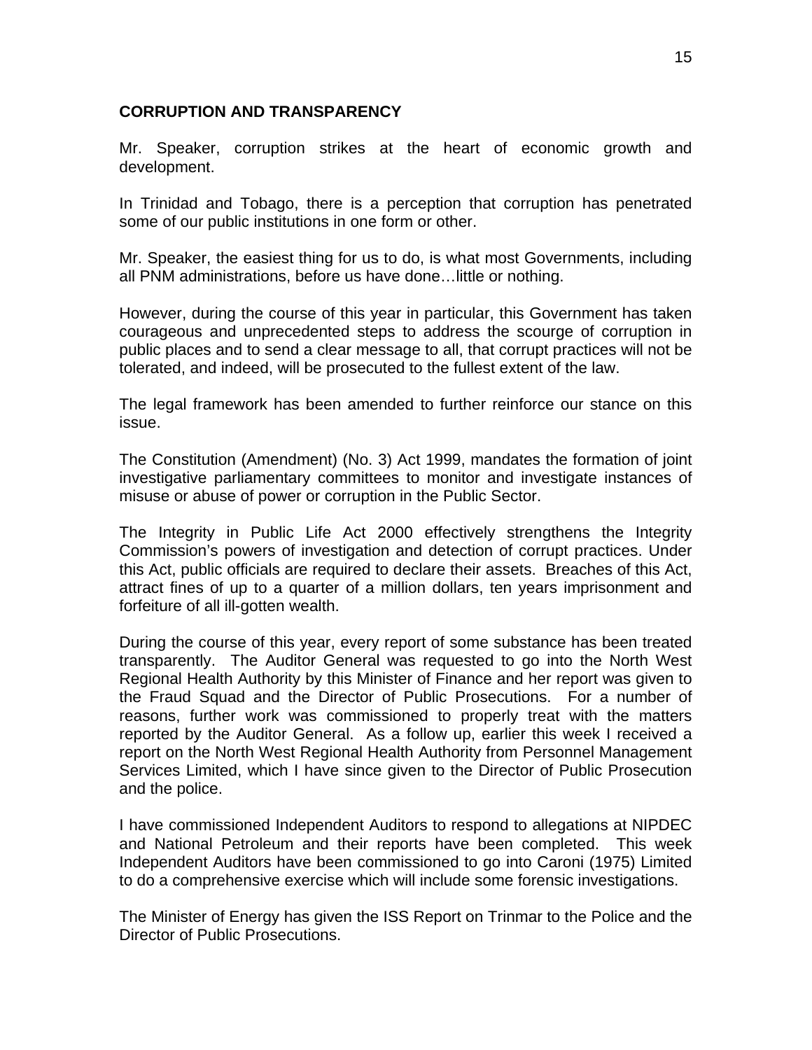## CORRUPTION AND TRANSPARENCY

Mr. Speaker, corruption strikes at the heart of economic growth and development.

In Trinidad and Tobago, there is a perception that corruption has penetrated some of our public institutions in one form or other.

Mr. Speaker, the easiest thing for us to do, is what most Governments, including all PNM administrations, before us have done…little or nothing.

However, during the course of this year in particular, this Government has taken courageous and unprecedented steps to address the scourge of corruption in public places and to send a clear message to all, that corrupt practices will not be tolerated, and indeed, will be prosecuted to the fullest extent of the law.

The legal framework has been amended to further reinforce our stance on this issue.

The Constitution (Amendment) (No. 3) Act 1999, mandates the formation of joint investigative parliamentary committees to monitor and investigate instances of misuse or abuse of power or corruption in the Public Sector.

The Integrity in Public Life Act 2000 effectively strengthens the Integrity Commission's powers of investigation and detection of corrupt practices. Under this Act, public officials are required to declare their assets. Breaches of this Act, attract fines of up to a quarter of a million dollars, ten years imprisonment and forfeiture of all ill-gotten wealth.

During the course of this year, every report of some substance has been treated transparently. The Auditor General was requested to go into the North West Regional Health Authority by this Minister of Finance and her report was given to the Fraud Squad and the Director of Public Prosecutions. For a number of reasons, further work was commissioned to properly treat with the matters reported by the Auditor General. As a follow up, earlier this week I received a report on the North West Regional Health Authority from Personnel Management Services Limited, which I have since given to the Director of Public Prosecution and the police.

I have commissioned Independent Auditors to respond to allegations at NIPDEC and National Petroleum and their reports have been completed. This week Independent Auditors have been commissioned to go into Caroni (1975) Limited to do a comprehensive exercise which will include some forensic investigations.

The Minister of Energy has given the ISS Report on Trinmar to the Police and the Director of Public Prosecutions.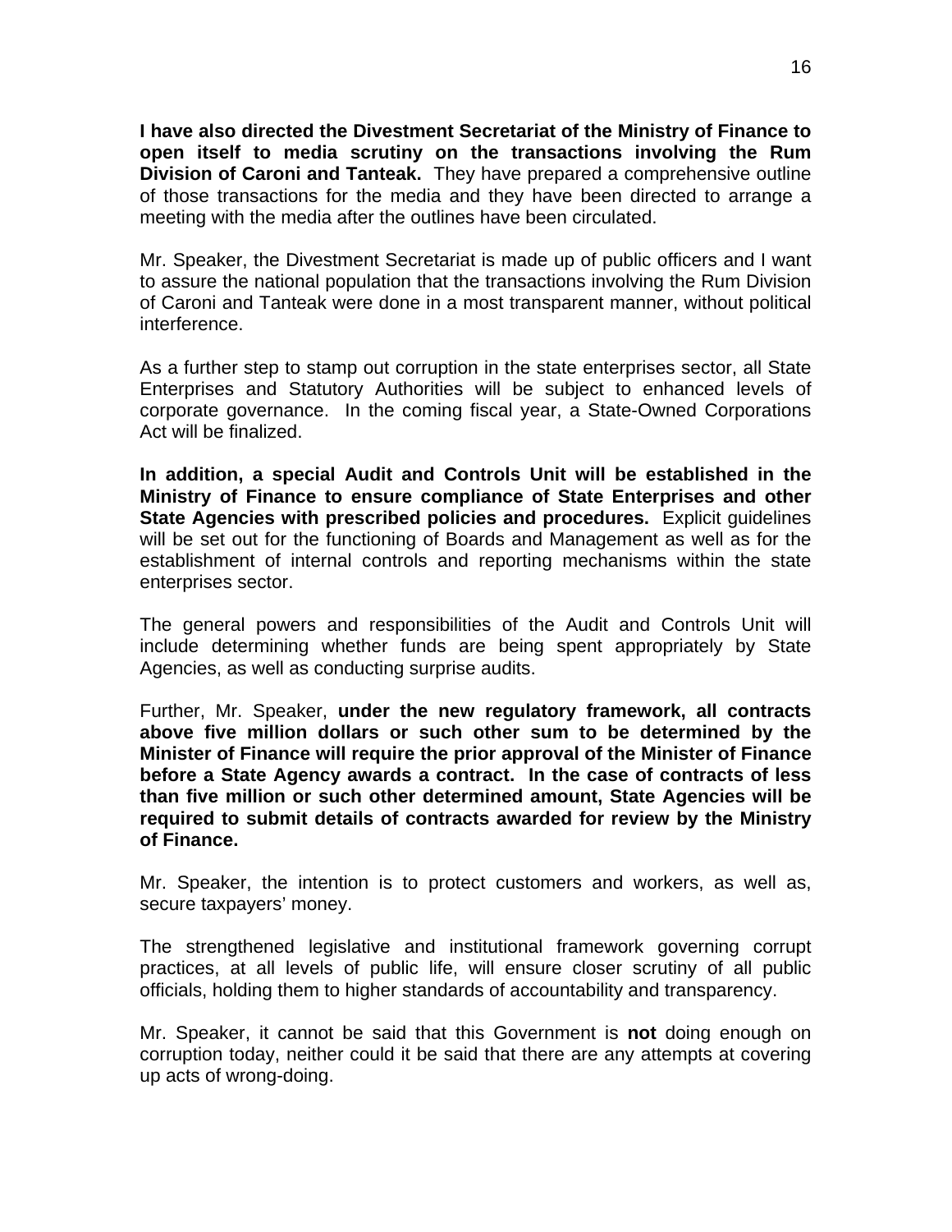**I have also directed the Divestment Secretariat of the Ministry of Finance to open itself to media scrutiny on the transactions involving the Rum Division of Caroni and Tanteak.** They have prepared a comprehensive outline of those transactions for the media and they have been directed to arrange a meeting with the media after the outlines have been circulated.

Mr. Speaker, the Divestment Secretariat is made up of public officers and I want to assure the national population that the transactions involving the Rum Division of Caroni and Tanteak were done in a most transparent manner, without political interference.

As a further step to stamp out corruption in the state enterprises sector, all State Enterprises and Statutory Authorities will be subject to enhanced levels of corporate governance. In the coming fiscal year, a State-Owned Corporations Act will be finalized.

**In addition, a special Audit and Controls Unit will be established in the Ministry of Finance to ensure compliance of State Enterprises and other State Agencies with prescribed policies and procedures.** Explicit guidelines will be set out for the functioning of Boards and Management as well as for the establishment of internal controls and reporting mechanisms within the state enterprises sector.

The general powers and responsibilities of the Audit and Controls Unit will include determining whether funds are being spent appropriately by State Agencies, as well as conducting surprise audits.

Further, Mr. Speaker, **under the new regulatory framework, all contracts above five million dollars or such other sum to be determined by the Minister of Finance will require the prior approval of the Minister of Finance before a State Agency awards a contract. In the case of contracts of less than five million or such other determined amount, State Agencies will be required to submit details of contracts awarded for review by the Ministry of Finance.**

Mr. Speaker, the intention is to protect customers and workers, as well as, secure taxpayers' money.

The strengthened legislative and institutional framework governing corrupt practices, at all levels of public life, will ensure closer scrutiny of all public officials, holding them to higher standards of accountability and transparency.

Mr. Speaker, it cannot be said that this Government is **not** doing enough on corruption today, neither could it be said that there are any attempts at covering up acts of wrong-doing.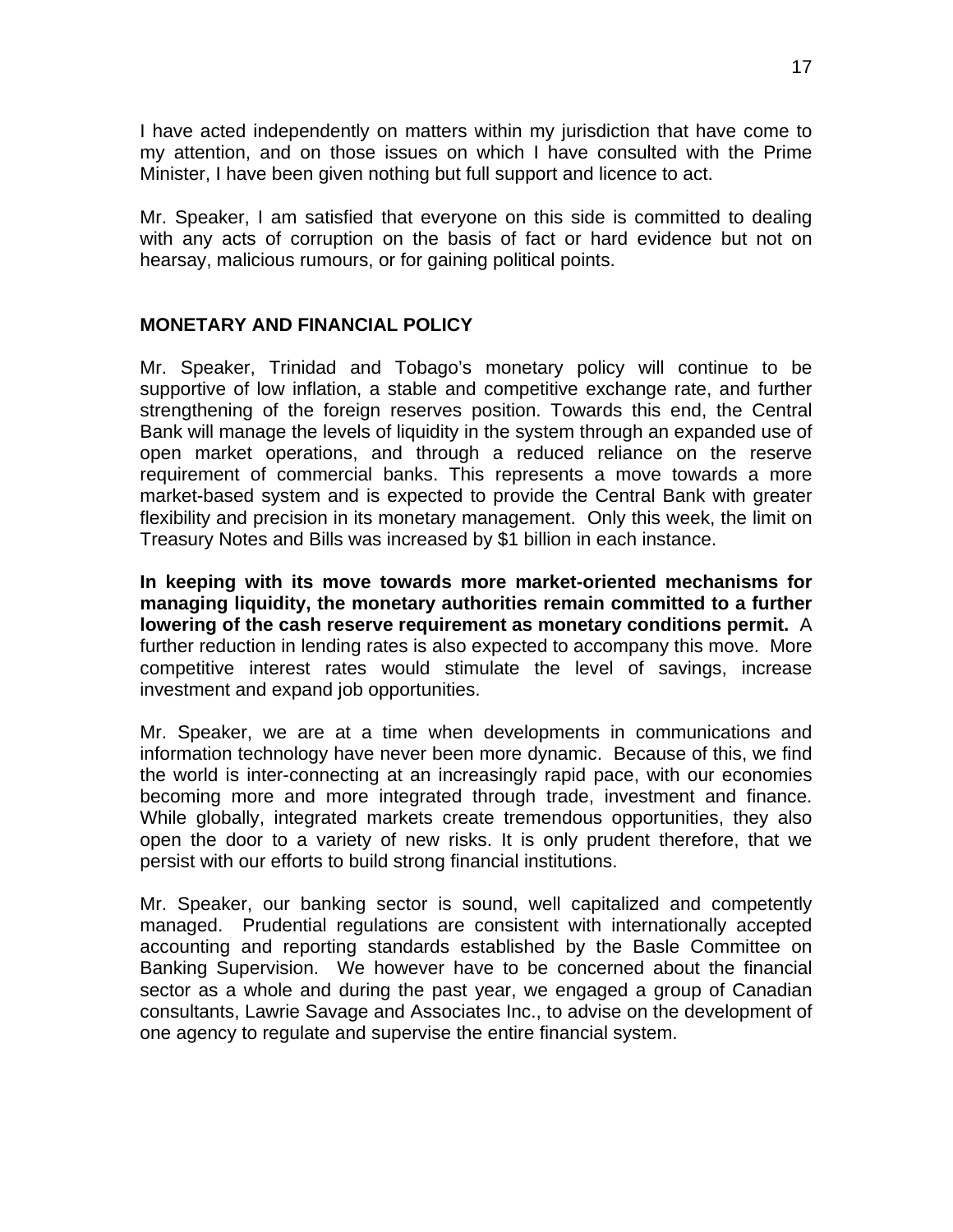I have acted independently on matters within my jurisdiction that have come to my attention, and on those issues on which I have consulted with the Prime Minister, I have been given nothing but full support and licence to act.

Mr. Speaker, I am satisfied that everyone on this side is committed to dealing with any acts of corruption on the basis of fact or hard evidence but not on hearsay, malicious rumours, or for gaining political points.

## MONETARY AND FINANCIAL POLICY

Mr. Speaker, Trinidad and Tobago's monetary policy will continue to be supportive of low inflation, a stable and competitive exchange rate, and further strengthening of the foreign reserves position. Towards this end, the Central Bank will manage the levels of liquidity in the system through an expanded use of open market operations, and through a reduced reliance on the reserve requirement of commercial banks. This represents a move towards a more market-based system and is expected to provide the Central Bank with greater flexibility and precision in its monetary management. Only this week, the limit on Treasury Notes and Bills was increased by $1 billion in each instance.

**In keeping with its move towards more market-oriented mechanisms for managing liquidity, the monetary authorities remain committed to a further lowering of the cash reserve requirement as monetary conditions permit.** A further reduction in lending rates is also expected to accompany this move. More competitive interest rates would stimulate the level of savings, increase investment and expand job opportunities.

Mr. Speaker, we are at a time when developments in communications and information technology have never been more dynamic. Because of this, we find the world is inter-connecting at an increasingly rapid pace, with our economies becoming more and more integrated through trade, investment and finance. While globally, integrated markets create tremendous opportunities, they also open the door to a variety of new risks. It is only prudent therefore, that we persist with our efforts to build strong financial institutions.

Mr. Speaker, our banking sector is sound, well capitalized and competently managed. Prudential regulations are consistent with internationally accepted accounting and reporting standards established by the Basle Committee on Banking Supervision. We however have to be concerned about the financial sector as a whole and during the past year, we engaged a group of Canadian consultants, Lawrie Savage and Associates Inc., to advise on the development of one agency to regulate and supervise the entire financial system.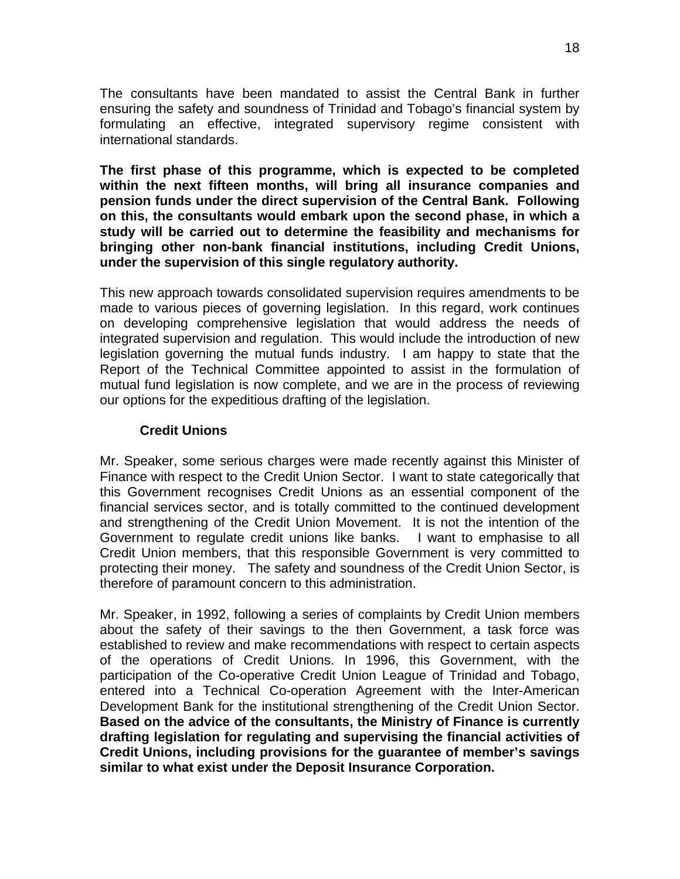The consultants have been mandated to assist the Central Bank in further ensuring the safety and soundness of Trinidad and Tobago's financial system by formulating an effective, integrated supervisory regime consistent with international standards.

**The first phase of this programme, which is expected to be completed within the next fifteen months, will bring all insurance companies and pension funds under the direct supervision of the Central Bank. Following on this, the consultants would embark upon the second phase, in which a study will be carried out to determine the feasibility and mechanisms for bringing other non-bank financial institutions, including Credit Unions, under the supervision of this single regulatory authority.**

This new approach towards consolidated supervision requires amendments to be made to various pieces of governing legislation. In this regard, work continues on developing comprehensive legislation that would address the needs of integrated supervision and regulation. This would include the introduction of new legislation governing the mutual funds industry. I am happy to state that the Report of the Technical Committee appointed to assist in the formulation of mutual fund legislation is now complete, and we are in the process of reviewing our options for the expeditious drafting of the legislation.

### Credit Unions

Mr. Speaker, some serious charges were made recently against this Minister of Finance with respect to the Credit Union Sector. I want to state categorically that this Government recognises Credit Unions as an essential component of the financial services sector, and is totally committed to the continued development and strengthening of the Credit Union Movement. It is not the intention of the Government to regulate credit unions like banks. I want to emphasise to all Credit Union members, that this responsible Government is very committed to protecting their money. The safety and soundness of the Credit Union Sector, is therefore of paramount concern to this administration.

Mr. Speaker, in 1992, following a series of complaints by Credit Union members about the safety of their savings to the then Government, a task force was established to review and make recommendations with respect to certain aspects of the operations of Credit Unions. In 1996, this Government, with the participation of the Co-operative Credit Union League of Trinidad and Tobago, entered into a Technical Co-operation Agreement with the Inter-American Development Bank for the institutional strengthening of the Credit Union Sector. **Based on the advice of the consultants, the Ministry of Finance is currently drafting legislation for regulating and supervising the financial activities of Credit Unions, including provisions for the guarantee of member's savings similar to what exist under the Deposit Insurance Corporation.**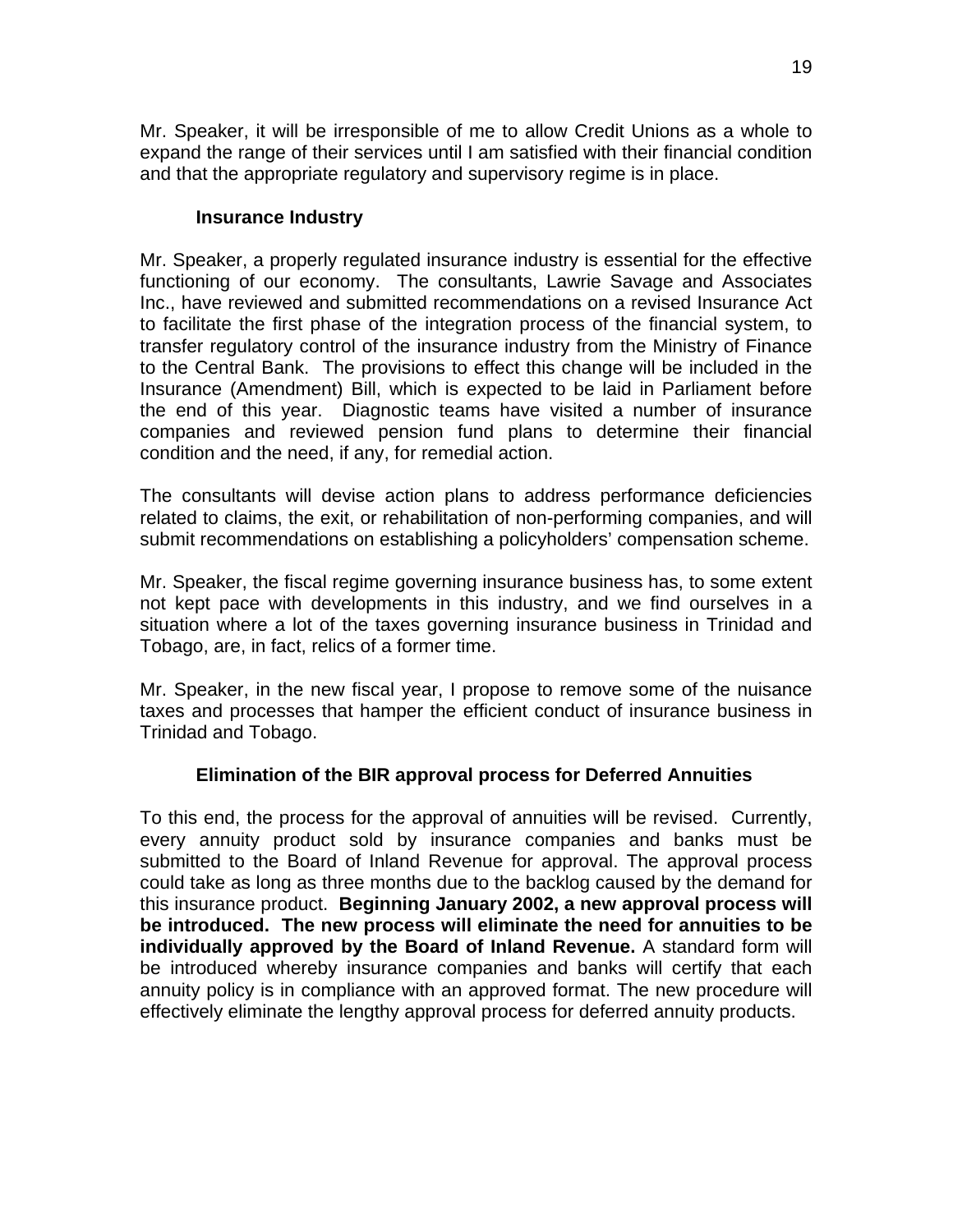Mr. Speaker, it will be irresponsible of me to allow Credit Unions as a whole to expand the range of their services until I am satisfied with their financial condition and that the appropriate regulatory and supervisory regime is in place.

### Insurance Industry

Mr. Speaker, a properly regulated insurance industry is essential for the effective functioning of our economy. The consultants, Lawrie Savage and Associates Inc., have reviewed and submitted recommendations on a revised Insurance Act to facilitate the first phase of the integration process of the financial system, to transfer regulatory control of the insurance industry from the Ministry of Finance to the Central Bank. The provisions to effect this change will be included in the Insurance (Amendment) Bill, which is expected to be laid in Parliament before the end of this year. Diagnostic teams have visited a number of insurance companies and reviewed pension fund plans to determine their financial condition and the need, if any, for remedial action.

The consultants will devise action plans to address performance deficiencies related to claims, the exit, or rehabilitation of non-performing companies, and will submit recommendations on establishing a policyholders' compensation scheme.

Mr. Speaker, the fiscal regime governing insurance business has, to some extent not kept pace with developments in this industry, and we find ourselves in a situation where a lot of the taxes governing insurance business in Trinidad and Tobago, are, in fact, relics of a former time.

Mr. Speaker, in the new fiscal year, I propose to remove some of the nuisance taxes and processes that hamper the efficient conduct of insurance business in Trinidad and Tobago.

### Elimination of the BIR approval process for Deferred Annuities

To this end, the process for the approval of annuities will be revised. Currently, every annuity product sold by insurance companies and banks must be submitted to the Board of Inland Revenue for approval. The approval process could take as long as three months due to the backlog caused by the demand for this insurance product. **Beginning January 2002, a new approval process will be introduced. The new process will eliminate the need for annuities to be individually approved by the Board of Inland Revenue.** A standard form will be introduced whereby insurance companies and banks will certify that each annuity policy is in compliance with an approved format. The new procedure will effectively eliminate the lengthy approval process for deferred annuity products.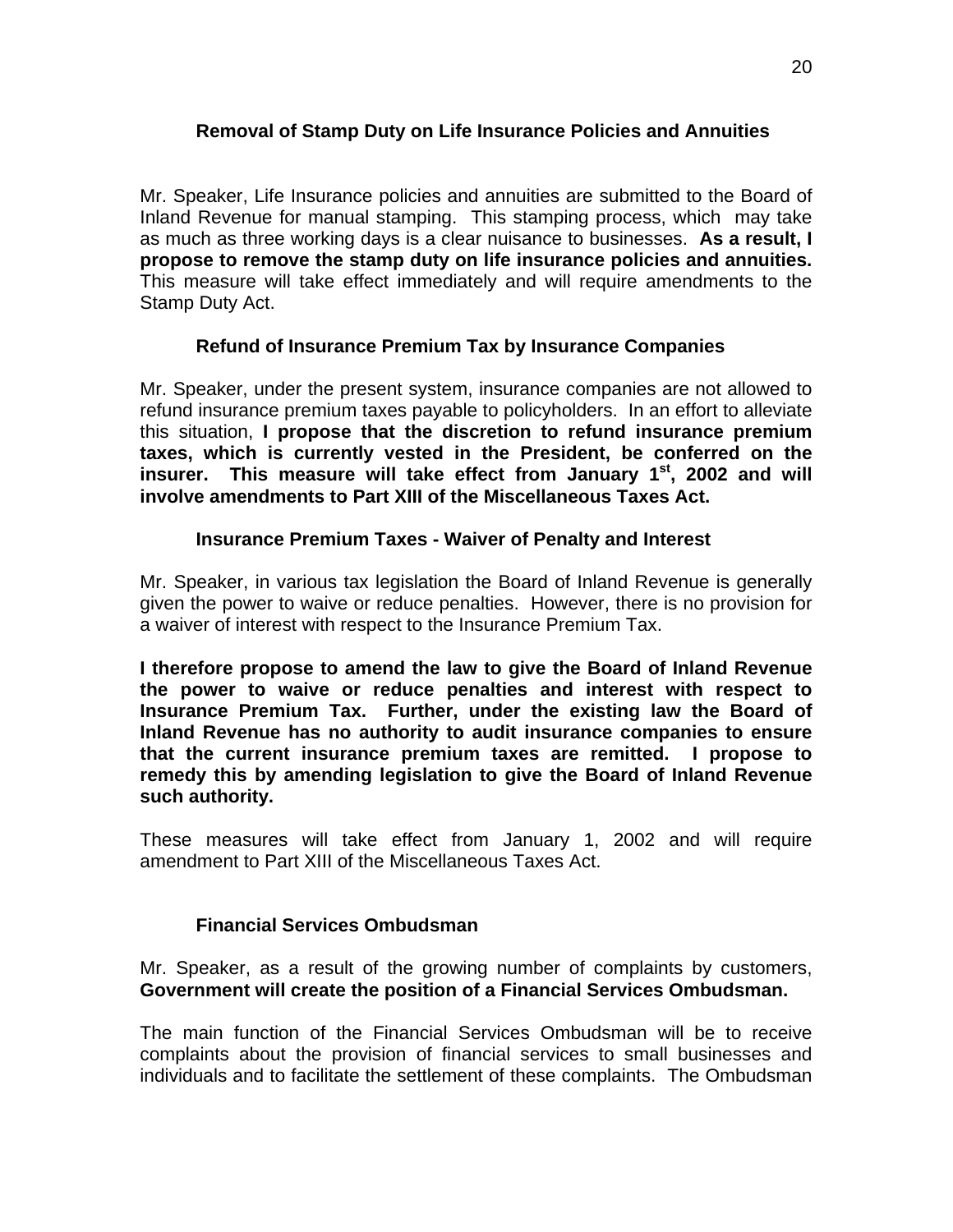### Removal of Stamp Duty on Life Insurance Policies and Annuities

Mr. Speaker, Life Insurance policies and annuities are submitted to the Board of Inland Revenue for manual stamping. This stamping process, which may take as much as three working days is a clear nuisance to businesses. **As a result, I propose to remove the stamp duty on life insurance policies and annuities.** This measure will take effect immediately and will require amendments to the Stamp Duty Act.

### Refund of Insurance Premium Tax by Insurance Companies

Mr. Speaker, under the present system, insurance companies are not allowed to refund insurance premium taxes payable to policyholders. In an effort to alleviate this situation, **I propose that the discretion to refund insurance premium taxes, which is currently vested in the President, be conferred on the insurer. This measure will take effect from January 1st, 2002 and will involve amendments to Part XIII of the Miscellaneous Taxes Act.**

### Insurance Premium Taxes - Waiver of Penalty and Interest

Mr. Speaker, in various tax legislation the Board of Inland Revenue is generally given the power to waive or reduce penalties. However, there is no provision for a waiver of interest with respect to the Insurance Premium Tax.

**I therefore propose to amend the law to give the Board of Inland Revenue the power to waive or reduce penalties and interest with respect to Insurance Premium Tax. Further, under the existing law the Board of Inland Revenue has no authority to audit insurance companies to ensure that the current insurance premium taxes are remitted. I propose to remedy this by amending legislation to give the Board of Inland Revenue such authority.**

These measures will take effect from January 1, 2002 and will require amendment to Part XIII of the Miscellaneous Taxes Act.

### Financial Services Ombudsman

Mr. Speaker, as a result of the growing number of complaints by customers, **Government will create the position of a Financial Services Ombudsman.**

The main function of the Financial Services Ombudsman will be to receive complaints about the provision of financial services to small businesses and individuals and to facilitate the settlement of these complaints. The Ombudsman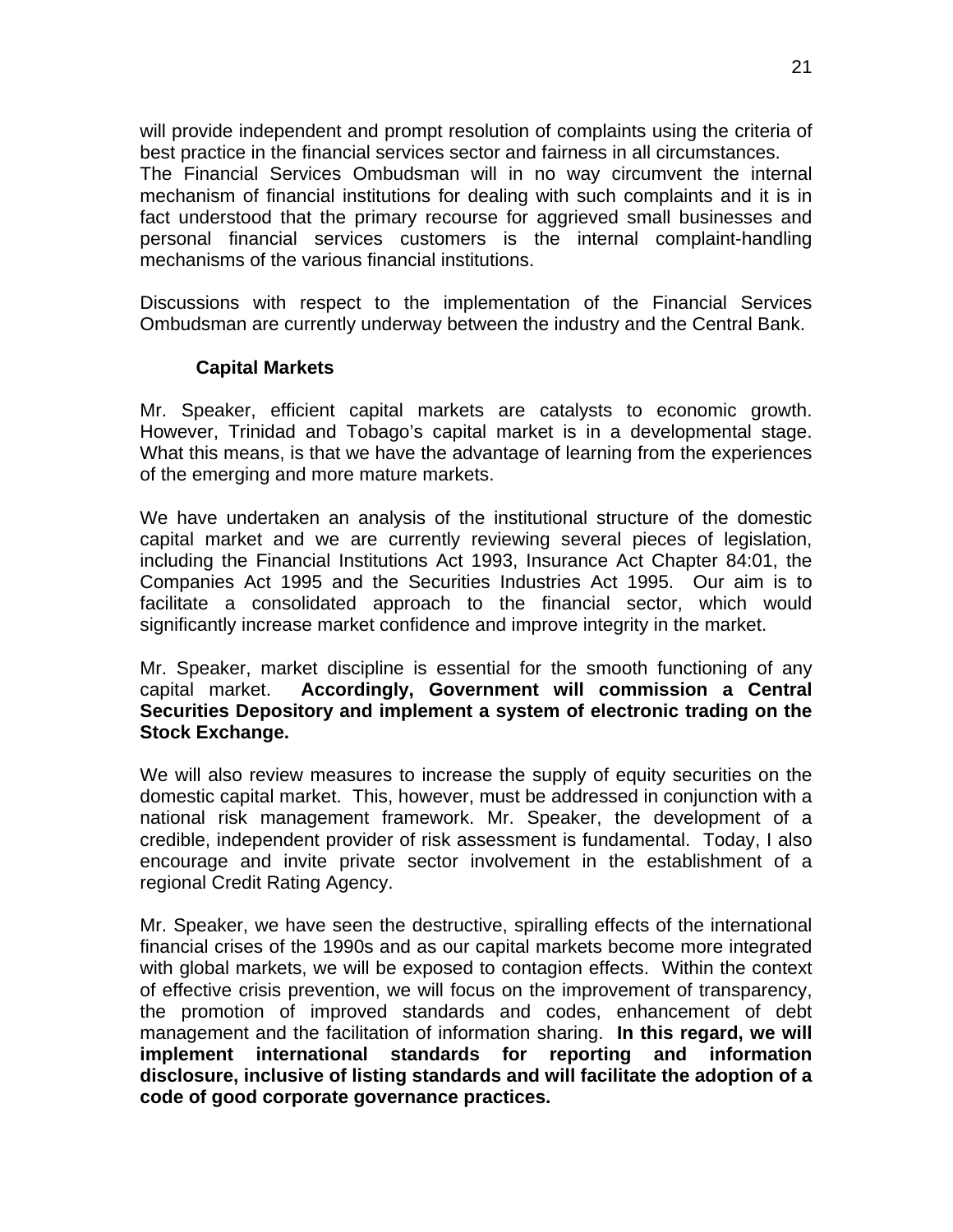will provide independent and prompt resolution of complaints using the criteria of best practice in the financial services sector and fairness in all circumstances. The Financial Services Ombudsman will in no way circumvent the internal mechanism of financial institutions for dealing with such complaints and it is in fact understood that the primary recourse for aggrieved small businesses and personal financial services customers is the internal complaint-handling mechanisms of the various financial institutions.

Discussions with respect to the implementation of the Financial Services Ombudsman are currently underway between the industry and the Central Bank.

### Capital Markets

Mr. Speaker, efficient capital markets are catalysts to economic growth. However, Trinidad and Tobago's capital market is in a developmental stage. What this means, is that we have the advantage of learning from the experiences of the emerging and more mature markets.

We have undertaken an analysis of the institutional structure of the domestic capital market and we are currently reviewing several pieces of legislation, including the Financial Institutions Act 1993, Insurance Act Chapter 84:01, the Companies Act 1995 and the Securities Industries Act 1995. Our aim is to facilitate a consolidated approach to the financial sector, which would significantly increase market confidence and improve integrity in the market.

Mr. Speaker, market discipline is essential for the smooth functioning of any capital market. **Accordingly, Government will commission a Central Securities Depository and implement a system of electronic trading on the Stock Exchange.**

We will also review measures to increase the supply of equity securities on the domestic capital market. This, however, must be addressed in conjunction with a national risk management framework. Mr. Speaker, the development of a credible, independent provider of risk assessment is fundamental. Today, I also encourage and invite private sector involvement in the establishment of a regional Credit Rating Agency.

Mr. Speaker, we have seen the destructive, spiralling effects of the international financial crises of the 1990s and as our capital markets become more integrated with global markets, we will be exposed to contagion effects. Within the context of effective crisis prevention, we will focus on the improvement of transparency, the promotion of improved standards and codes, enhancement of debt management and the facilitation of information sharing. **In this regard, we will implement international standards for reporting and information disclosure, inclusive of listing standards and will facilitate the adoption of a code of good corporate governance practices.**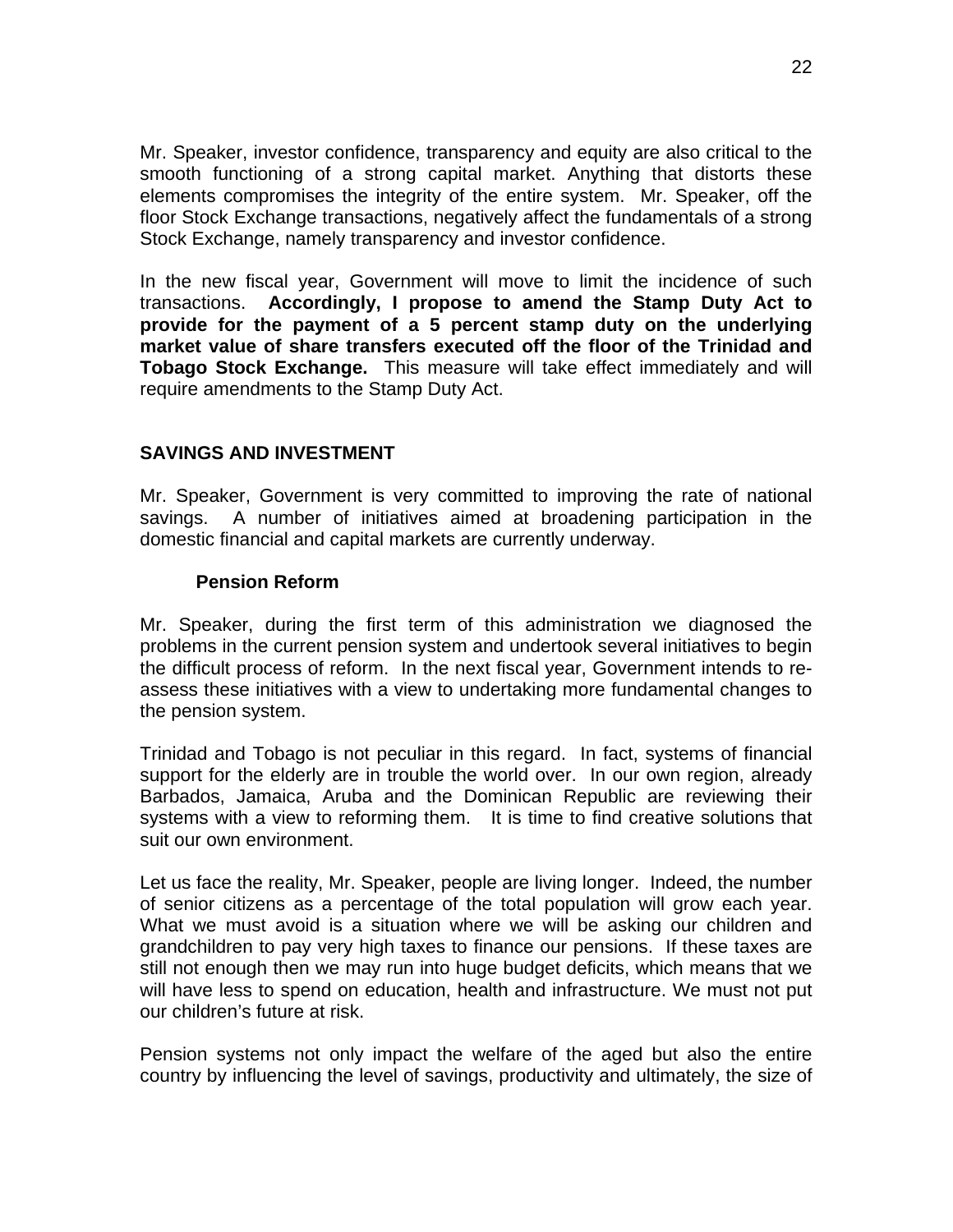Mr. Speaker, investor confidence, transparency and equity are also critical to the smooth functioning of a strong capital market. Anything that distorts these elements compromises the integrity of the entire system. Mr. Speaker, off the floor Stock Exchange transactions, negatively affect the fundamentals of a strong Stock Exchange, namely transparency and investor confidence.

In the new fiscal year, Government will move to limit the incidence of such transactions. **Accordingly, I propose to amend the Stamp Duty Act to provide for the payment of a 5 percent stamp duty on the underlying market value of share transfers executed off the floor of the Trinidad and Tobago Stock Exchange.** This measure will take effect immediately and will require amendments to the Stamp Duty Act.

## SAVINGS AND INVESTMENT

Mr. Speaker, Government is very committed to improving the rate of national savings. A number of initiatives aimed at broadening participation in the domestic financial and capital markets are currently underway.

### Pension Reform

Mr. Speaker, during the first term of this administration we diagnosed the problems in the current pension system and undertook several initiatives to begin the difficult process of reform. In the next fiscal year, Government intends to re-assess these initiatives with a view to undertaking more fundamental changes to the pension system.

Trinidad and Tobago is not peculiar in this regard. In fact, systems of financial support for the elderly are in trouble the world over. In our own region, already Barbados, Jamaica, Aruba and the Dominican Republic are reviewing their systems with a view to reforming them. It is time to find creative solutions that suit our own environment.

Let us face the reality, Mr. Speaker, people are living longer. Indeed, the number of senior citizens as a percentage of the total population will grow each year. What we must avoid is a situation where we will be asking our children and grandchildren to pay very high taxes to finance our pensions. If these taxes are still not enough then we may run into huge budget deficits, which means that we will have less to spend on education, health and infrastructure. We must not put our children's future at risk.

Pension systems not only impact the welfare of the aged but also the entire country by influencing the level of savings, productivity and ultimately, the size of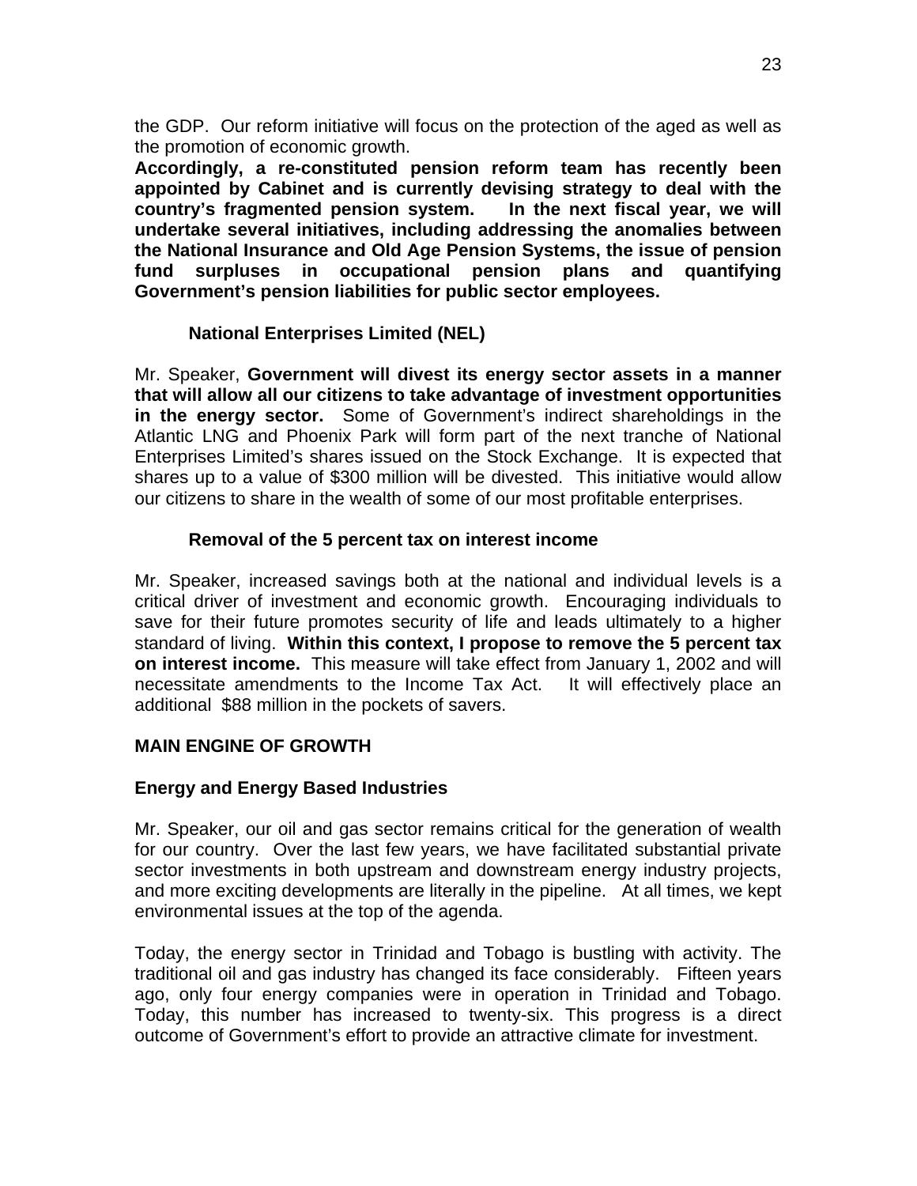the GDP. Our reform initiative will focus on the protection of the aged as well as the promotion of economic growth.

**Accordingly, a re-constituted pension reform team has recently been appointed by Cabinet and is currently devising strategy to deal with the country's fragmented pension system. In the next fiscal year, we will undertake several initiatives, including addressing the anomalies between the National Insurance and Old Age Pension Systems, the issue of pension fund surpluses in occupational pension plans and quantifying Government's pension liabilities for public sector employees.**

### National Enterprises Limited (NEL)

Mr. Speaker, **Government will divest its energy sector assets in a manner that will allow all our citizens to take advantage of investment opportunities in the energy sector.** Some of Government's indirect shareholdings in the Atlantic LNG and Phoenix Park will form part of the next tranche of National Enterprises Limited's shares issued on the Stock Exchange. It is expected that shares up to a value of $300 million will be divested. This initiative would allow our citizens to share in the wealth of some of our most profitable enterprises.

### Removal of the 5 percent tax on interest income

Mr. Speaker, increased savings both at the national and individual levels is a critical driver of investment and economic growth. Encouraging individuals to save for their future promotes security of life and leads ultimately to a higher standard of living. **Within this context, I propose to remove the 5 percent tax on interest income.** This measure will take effect from January 1, 2002 and will necessitate amendments to the Income Tax Act. It will effectively place an additional $88 million in the pockets of savers.

## MAIN ENGINE OF GROWTH

### Energy and Energy Based Industries

Mr. Speaker, our oil and gas sector remains critical for the generation of wealth for our country. Over the last few years, we have facilitated substantial private sector investments in both upstream and downstream energy industry projects, and more exciting developments are literally in the pipeline. At all times, we kept environmental issues at the top of the agenda.

Today, the energy sector in Trinidad and Tobago is bustling with activity. The traditional oil and gas industry has changed its face considerably. Fifteen years ago, only four energy companies were in operation in Trinidad and Tobago. Today, this number has increased to twenty-six. This progress is a direct outcome of Government's effort to provide an attractive climate for investment.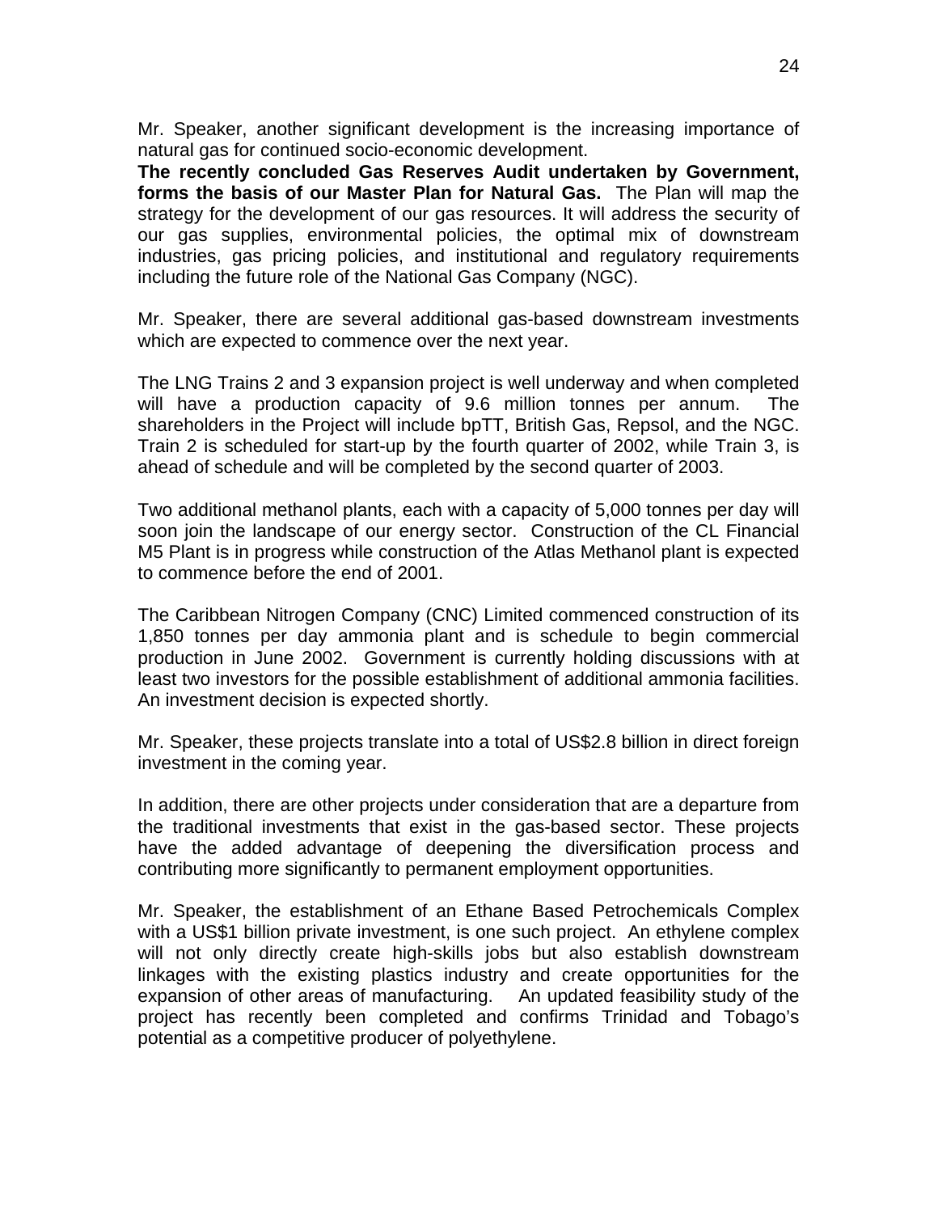Mr. Speaker, another significant development is the increasing importance of natural gas for continued socio-economic development.
**The recently concluded Gas Reserves Audit undertaken by Government, forms the basis of our Master Plan for Natural Gas.** The Plan will map the strategy for the development of our gas resources. It will address the security of our gas supplies, environmental policies, the optimal mix of downstream industries, gas pricing policies, and institutional and regulatory requirements including the future role of the National Gas Company (NGC).

Mr. Speaker, there are several additional gas-based downstream investments which are expected to commence over the next year.

The LNG Trains 2 and 3 expansion project is well underway and when completed will have a production capacity of 9.6 million tonnes per annum. The shareholders in the Project will include bpTT, British Gas, Repsol, and the NGC. Train 2 is scheduled for start-up by the fourth quarter of 2002, while Train 3, is ahead of schedule and will be completed by the second quarter of 2003.

Two additional methanol plants, each with a capacity of 5,000 tonnes per day will soon join the landscape of our energy sector. Construction of the CL Financial M5 Plant is in progress while construction of the Atlas Methanol plant is expected to commence before the end of 2001.

The Caribbean Nitrogen Company (CNC) Limited commenced construction of its 1,850 tonnes per day ammonia plant and is schedule to begin commercial production in June 2002. Government is currently holding discussions with at least two investors for the possible establishment of additional ammonia facilities. An investment decision is expected shortly.

Mr. Speaker, these projects translate into a total of US$2.8 billion in direct foreign investment in the coming year.

In addition, there are other projects under consideration that are a departure from the traditional investments that exist in the gas-based sector. These projects have the added advantage of deepening the diversification process and contributing more significantly to permanent employment opportunities.

Mr. Speaker, the establishment of an Ethane Based Petrochemicals Complex with a US$1 billion private investment, is one such project. An ethylene complex will not only directly create high-skills jobs but also establish downstream linkages with the existing plastics industry and create opportunities for the expansion of other areas of manufacturing. An updated feasibility study of the project has recently been completed and confirms Trinidad and Tobago's potential as a competitive producer of polyethylene.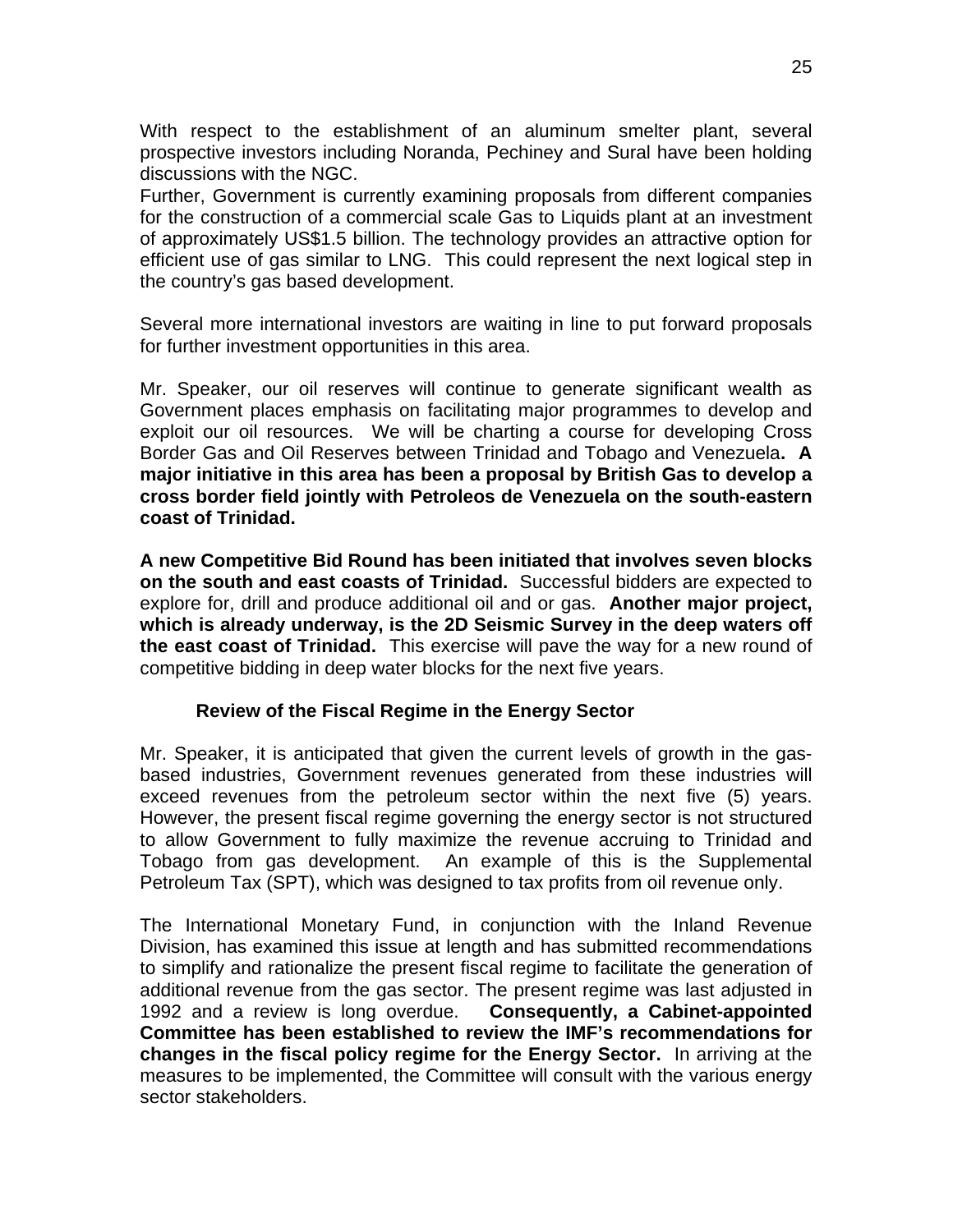With respect to the establishment of an aluminum smelter plant, several prospective investors including Noranda, Pechiney and Sural have been holding discussions with the NGC.

Further, Government is currently examining proposals from different companies for the construction of a commercial scale Gas to Liquids plant at an investment of approximately US$1.5 billion. The technology provides an attractive option for efficient use of gas similar to LNG. This could represent the next logical step in the country's gas based development.

Several more international investors are waiting in line to put forward proposals for further investment opportunities in this area.

Mr. Speaker, our oil reserves will continue to generate significant wealth as Government places emphasis on facilitating major programmes to develop and exploit our oil resources. We will be charting a course for developing Cross Border Gas and Oil Reserves between Trinidad and Tobago and Venezuela**. A major initiative in this area has been a proposal by British Gas to develop a cross border field jointly with Petroleos de Venezuela on the south-eastern coast of Trinidad.**

**A new Competitive Bid Round has been initiated that involves seven blocks on the south and east coasts of Trinidad.** Successful bidders are expected to explore for, drill and produce additional oil and or gas. **Another major project, which is already underway, is the 2D Seismic Survey in the deep waters off the east coast of Trinidad.** This exercise will pave the way for a new round of competitive bidding in deep water blocks for the next five years.

### Review of the Fiscal Regime in the Energy Sector

Mr. Speaker, it is anticipated that given the current levels of growth in the gas-based industries, Government revenues generated from these industries will exceed revenues from the petroleum sector within the next five (5) years. However, the present fiscal regime governing the energy sector is not structured to allow Government to fully maximize the revenue accruing to Trinidad and Tobago from gas development. An example of this is the Supplemental Petroleum Tax (SPT), which was designed to tax profits from oil revenue only.

The International Monetary Fund, in conjunction with the Inland Revenue Division, has examined this issue at length and has submitted recommendations to simplify and rationalize the present fiscal regime to facilitate the generation of additional revenue from the gas sector. The present regime was last adjusted in 1992 and a review is long overdue. **Consequently, a Cabinet-appointed Committee has been established to review the IMF's recommendations for changes in the fiscal policy regime for the Energy Sector.** In arriving at the measures to be implemented, the Committee will consult with the various energy sector stakeholders.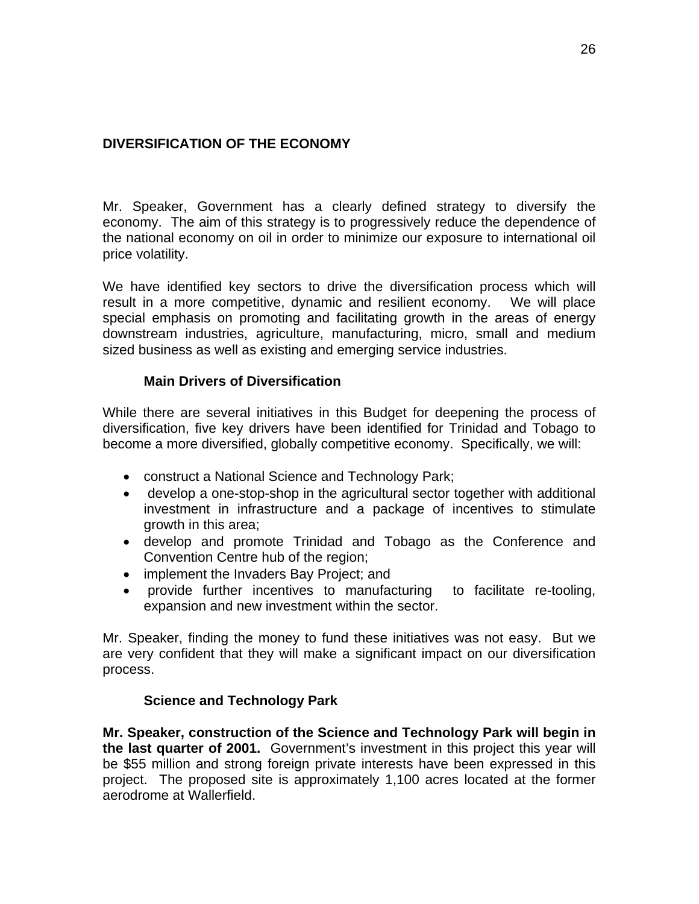## DIVERSIFICATION OF THE ECONOMY

Mr. Speaker, Government has a clearly defined strategy to diversify the economy. The aim of this strategy is to progressively reduce the dependence of the national economy on oil in order to minimize our exposure to international oil price volatility.

We have identified key sectors to drive the diversification process which will result in a more competitive, dynamic and resilient economy. We will place special emphasis on promoting and facilitating growth in the areas of energy downstream industries, agriculture, manufacturing, micro, small and medium sized business as well as existing and emerging service industries.

### Main Drivers of Diversification

While there are several initiatives in this Budget for deepening the process of diversification, five key drivers have been identified for Trinidad and Tobago to become a more diversified, globally competitive economy. Specifically, we will:

- construct a National Science and Technology Park;
- develop a one-stop-shop in the agricultural sector together with additional investment in infrastructure and a package of incentives to stimulate growth in this area;
- develop and promote Trinidad and Tobago as the Conference and Convention Centre hub of the region;
- implement the Invaders Bay Project; and
- provide further incentives to manufacturing to facilitate re-tooling, expansion and new investment within the sector.

Mr. Speaker, finding the money to fund these initiatives was not easy. But we are very confident that they will make a significant impact on our diversification process.

### Science and Technology Park

**Mr. Speaker, construction of the Science and Technology Park will begin in the last quarter of 2001.** Government's investment in this project this year will be $55 million and strong foreign private interests have been expressed in this project. The proposed site is approximately 1,100 acres located at the former aerodrome at Wallerfield.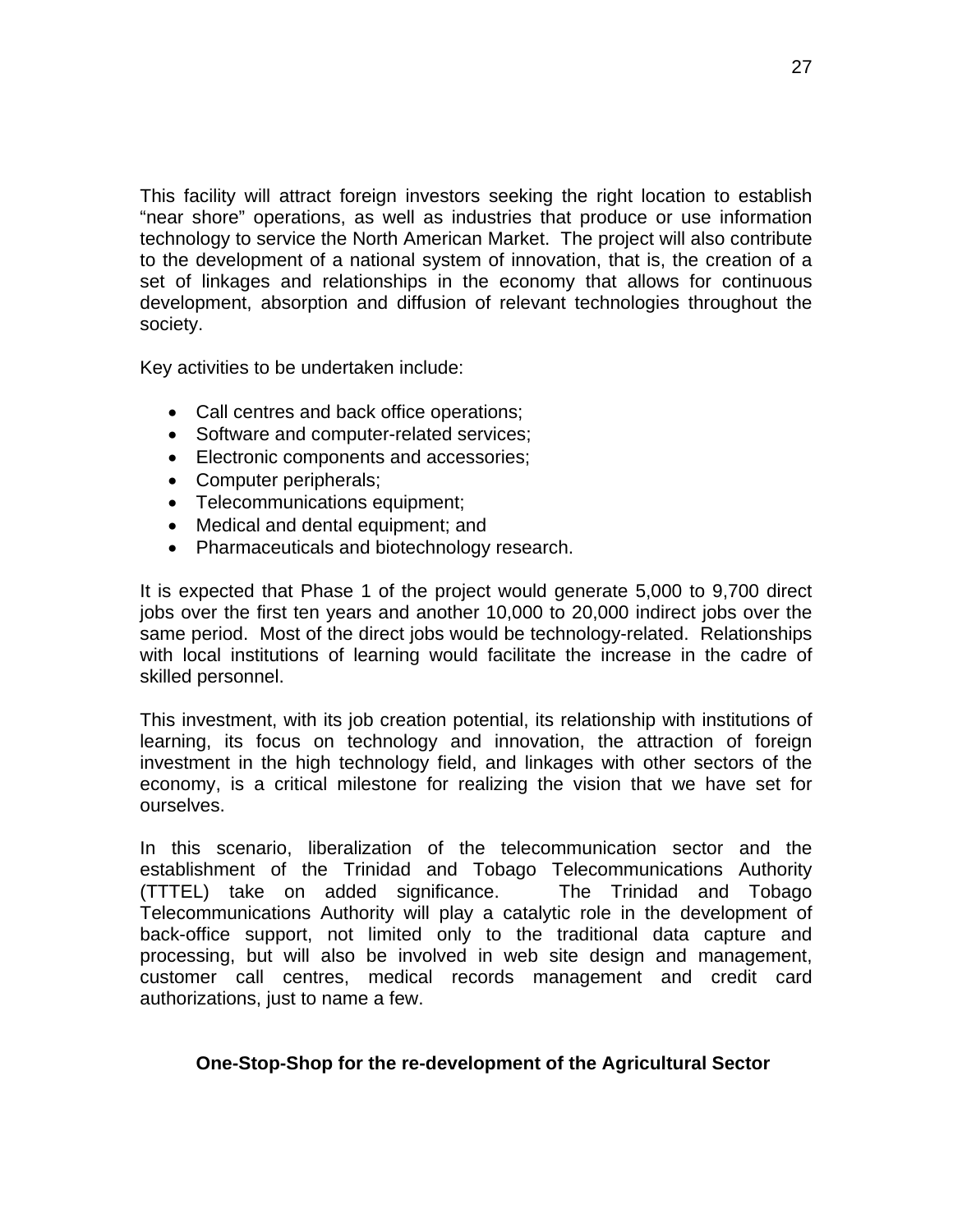This facility will attract foreign investors seeking the right location to establish "near shore" operations, as well as industries that produce or use information technology to service the North American Market. The project will also contribute to the development of a national system of innovation, that is, the creation of a set of linkages and relationships in the economy that allows for continuous development, absorption and diffusion of relevant technologies throughout the society.

Key activities to be undertaken include:

- Call centres and back office operations;
- Software and computer-related services;
- Electronic components and accessories;
- Computer peripherals;
- Telecommunications equipment;
- Medical and dental equipment; and
- Pharmaceuticals and biotechnology research.

It is expected that Phase 1 of the project would generate 5,000 to 9,700 direct jobs over the first ten years and another 10,000 to 20,000 indirect jobs over the same period. Most of the direct jobs would be technology-related. Relationships with local institutions of learning would facilitate the increase in the cadre of skilled personnel.

This investment, with its job creation potential, its relationship with institutions of learning, its focus on technology and innovation, the attraction of foreign investment in the high technology field, and linkages with other sectors of the economy, is a critical milestone for realizing the vision that we have set for ourselves.

In this scenario, liberalization of the telecommunication sector and the establishment of the Trinidad and Tobago Telecommunications Authority (TTTEL) take on added significance. The Trinidad and Tobago Telecommunications Authority will play a catalytic role in the development of back-office support, not limited only to the traditional data capture and processing, but will also be involved in web site design and management, customer call centres, medical records management and credit card authorizations, just to name a few.

**One-Stop-Shop for the re-development of the Agricultural Sector**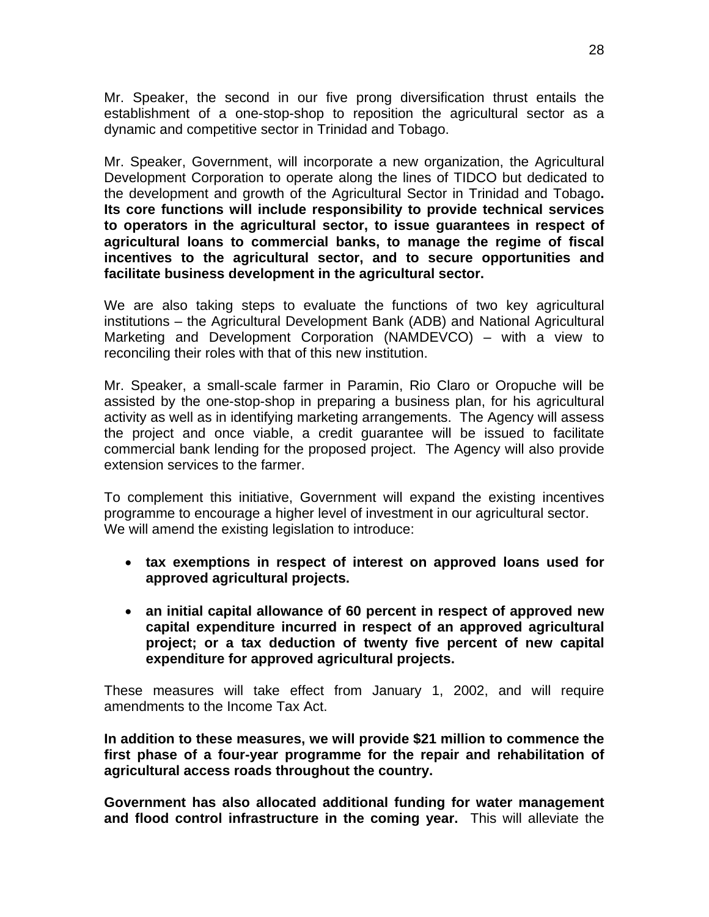Mr. Speaker, the second in our five prong diversification thrust entails the establishment of a one-stop-shop to reposition the agricultural sector as a dynamic and competitive sector in Trinidad and Tobago.

Mr. Speaker, Government, will incorporate a new organization, the Agricultural Development Corporation to operate along the lines of TIDCO but dedicated to the development and growth of the Agricultural Sector in Trinidad and Tobago**. Its core functions will include responsibility to provide technical services to operators in the agricultural sector, to issue guarantees in respect of agricultural loans to commercial banks, to manage the regime of fiscal incentives to the agricultural sector, and to secure opportunities and facilitate business development in the agricultural sector.**

We are also taking steps to evaluate the functions of two key agricultural institutions – the Agricultural Development Bank (ADB) and National Agricultural Marketing and Development Corporation (NAMDEVCO) – with a view to reconciling their roles with that of this new institution.

Mr. Speaker, a small-scale farmer in Paramin, Rio Claro or Oropuche will be assisted by the one-stop-shop in preparing a business plan, for his agricultural activity as well as in identifying marketing arrangements. The Agency will assess the project and once viable, a credit guarantee will be issued to facilitate commercial bank lending for the proposed project. The Agency will also provide extension services to the farmer.

To complement this initiative, Government will expand the existing incentives programme to encourage a higher level of investment in our agricultural sector. We will amend the existing legislation to introduce:

- **tax exemptions in respect of interest on approved loans used for approved agricultural projects.**

- **an initial capital allowance of 60 percent in respect of approved new capital expenditure incurred in respect of an approved agricultural project; or a tax deduction of twenty five percent of new capital expenditure for approved agricultural projects.**

These measures will take effect from January 1, 2002, and will require amendments to the Income Tax Act.

**In addition to these measures, we will provide $21 million to commence the first phase of a four-year programme for the repair and rehabilitation of agricultural access roads throughout the country.**

**Government has also allocated additional funding for water management and flood control infrastructure in the coming year.** This will alleviate the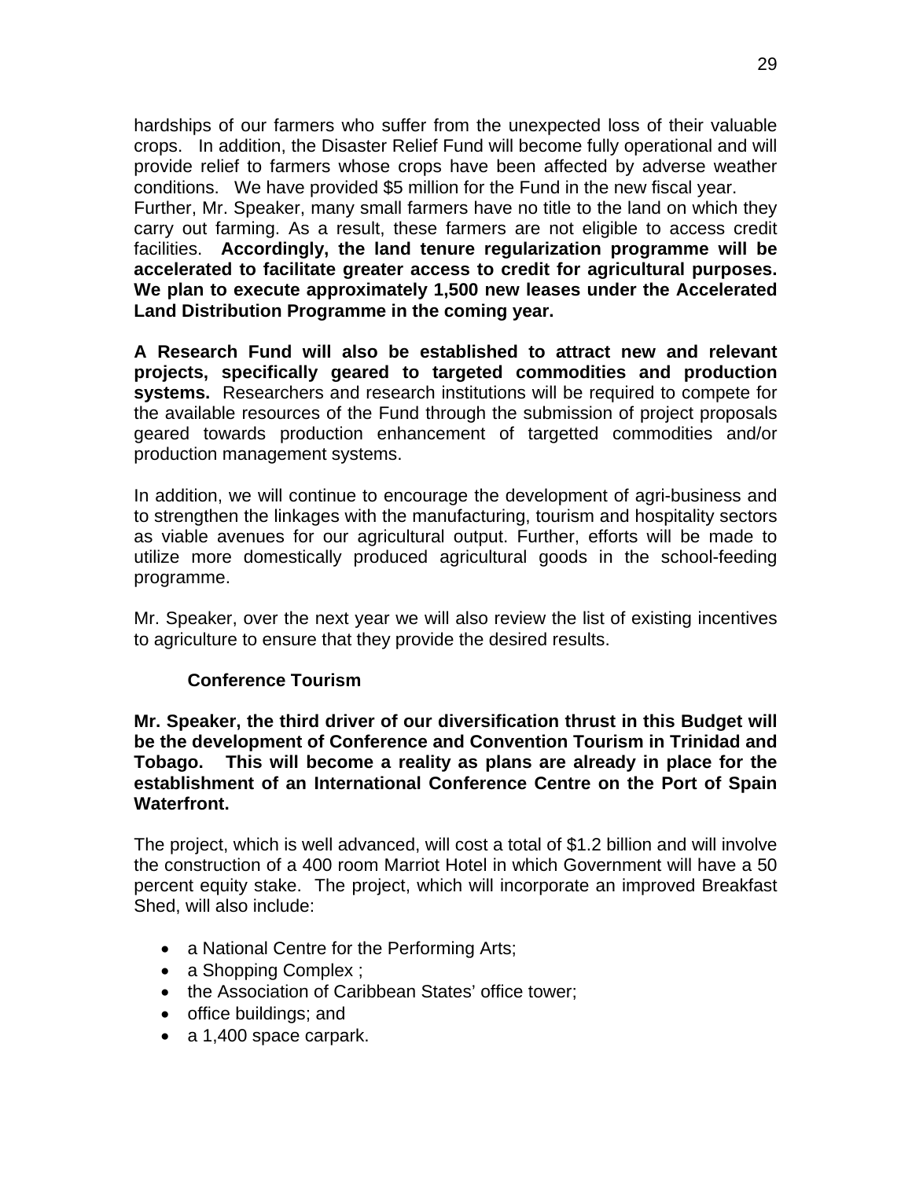hardships of our farmers who suffer from the unexpected loss of their valuable crops. In addition, the Disaster Relief Fund will become fully operational and will provide relief to farmers whose crops have been affected by adverse weather conditions. We have provided $5 million for the Fund in the new fiscal year.
Further, Mr. Speaker, many small farmers have no title to the land on which they carry out farming. As a result, these farmers are not eligible to access credit facilities. **Accordingly, the land tenure regularization programme will be accelerated to facilitate greater access to credit for agricultural purposes. We plan to execute approximately 1,500 new leases under the Accelerated Land Distribution Programme in the coming year.**

**A Research Fund will also be established to attract new and relevant projects, specifically geared to targeted commodities and production systems.** Researchers and research institutions will be required to compete for the available resources of the Fund through the submission of project proposals geared towards production enhancement of targetted commodities and/or production management systems.

In addition, we will continue to encourage the development of agri-business and to strengthen the linkages with the manufacturing, tourism and hospitality sectors as viable avenues for our agricultural output. Further, efforts will be made to utilize more domestically produced agricultural goods in the school-feeding programme.

Mr. Speaker, over the next year we will also review the list of existing incentives to agriculture to ensure that they provide the desired results.

### Conference Tourism

**Mr. Speaker, the third driver of our diversification thrust in this Budget will be the development of Conference and Convention Tourism in Trinidad and Tobago. This will become a reality as plans are already in place for the establishment of an International Conference Centre on the Port of Spain Waterfront.**

The project, which is well advanced, will cost a total of $1.2 billion and will involve the construction of a 400 room Marriot Hotel in which Government will have a 50 percent equity stake. The project, which will incorporate an improved Breakfast Shed, will also include:

- a National Centre for the Performing Arts;
- a Shopping Complex ;
- the Association of Caribbean States' office tower;
- office buildings; and
- a 1,400 space carpark.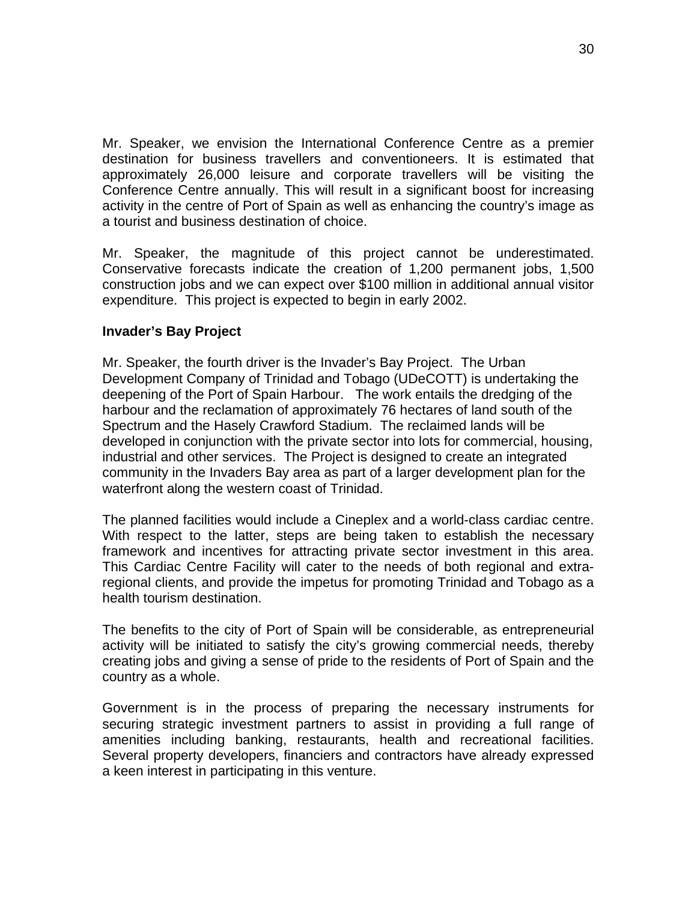Mr. Speaker, we envision the International Conference Centre as a premier destination for business travellers and conventioneers. It is estimated that approximately 26,000 leisure and corporate travellers will be visiting the Conference Centre annually. This will result in a significant boost for increasing activity in the centre of Port of Spain as well as enhancing the country's image as a tourist and business destination of choice.

Mr. Speaker, the magnitude of this project cannot be underestimated. Conservative forecasts indicate the creation of 1,200 permanent jobs, 1,500 construction jobs and we can expect over $100 million in additional annual visitor expenditure. This project is expected to begin in early 2002.

**Invader's Bay Project**

Mr. Speaker, the fourth driver is the Invader's Bay Project. The Urban Development Company of Trinidad and Tobago (UDeCOTT) is undertaking the deepening of the Port of Spain Harbour. The work entails the dredging of the harbour and the reclamation of approximately 76 hectares of land south of the Spectrum and the Hasely Crawford Stadium. The reclaimed lands will be developed in conjunction with the private sector into lots for commercial, housing, industrial and other services. The Project is designed to create an integrated community in the Invaders Bay area as part of a larger development plan for the waterfront along the western coast of Trinidad.

The planned facilities would include a Cineplex and a world-class cardiac centre. With respect to the latter, steps are being taken to establish the necessary framework and incentives for attracting private sector investment in this area. This Cardiac Centre Facility will cater to the needs of both regional and extra-regional clients, and provide the impetus for promoting Trinidad and Tobago as a health tourism destination.

The benefits to the city of Port of Spain will be considerable, as entrepreneurial activity will be initiated to satisfy the city's growing commercial needs, thereby creating jobs and giving a sense of pride to the residents of Port of Spain and the country as a whole.

Government is in the process of preparing the necessary instruments for securing strategic investment partners to assist in providing a full range of amenities including banking, restaurants, health and recreational facilities. Several property developers, financiers and contractors have already expressed a keen interest in participating in this venture.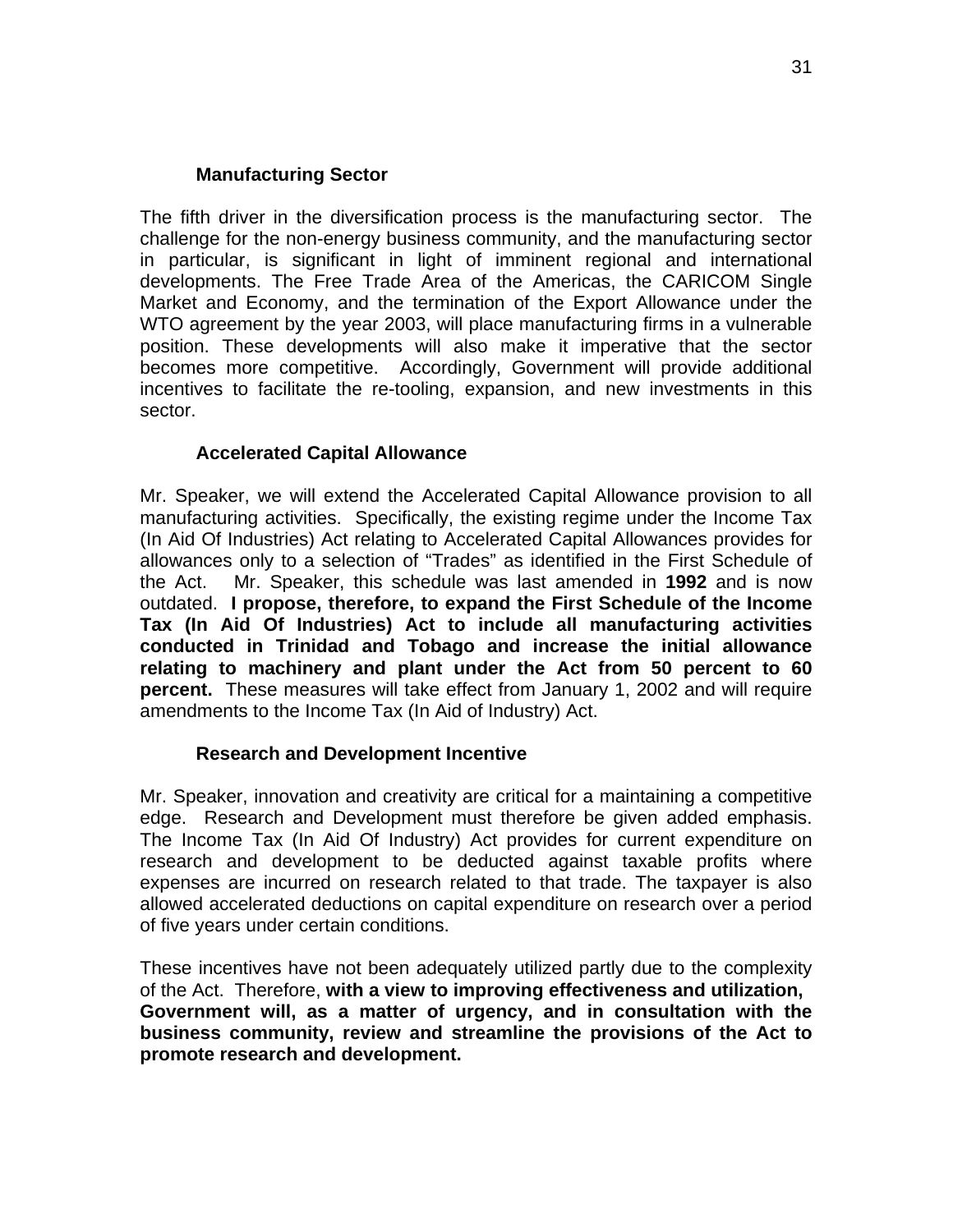### Manufacturing Sector

The fifth driver in the diversification process is the manufacturing sector. The challenge for the non-energy business community, and the manufacturing sector in particular, is significant in light of imminent regional and international developments. The Free Trade Area of the Americas, the CARICOM Single Market and Economy, and the termination of the Export Allowance under the WTO agreement by the year 2003, will place manufacturing firms in a vulnerable position. These developments will also make it imperative that the sector becomes more competitive. Accordingly, Government will provide additional incentives to facilitate the re-tooling, expansion, and new investments in this sector.

### Accelerated Capital Allowance

Mr. Speaker, we will extend the Accelerated Capital Allowance provision to all manufacturing activities. Specifically, the existing regime under the Income Tax (In Aid Of Industries) Act relating to Accelerated Capital Allowances provides for allowances only to a selection of "Trades" as identified in the First Schedule of the Act. Mr. Speaker, this schedule was last amended in **1992** and is now outdated. **I propose, therefore, to expand the First Schedule of the Income Tax (In Aid Of Industries) Act to include all manufacturing activities conducted in Trinidad and Tobago and increase the initial allowance relating to machinery and plant under the Act from 50 percent to 60 percent.** These measures will take effect from January 1, 2002 and will require amendments to the Income Tax (In Aid of Industry) Act.

### Research and Development Incentive

Mr. Speaker, innovation and creativity are critical for a maintaining a competitive edge. Research and Development must therefore be given added emphasis. The Income Tax (In Aid Of Industry) Act provides for current expenditure on research and development to be deducted against taxable profits where expenses are incurred on research related to that trade. The taxpayer is also allowed accelerated deductions on capital expenditure on research over a period of five years under certain conditions.

These incentives have not been adequately utilized partly due to the complexity of the Act. Therefore, **with a view to improving effectiveness and utilization, Government will, as a matter of urgency, and in consultation with the business community, review and streamline the provisions of the Act to promote research and development.**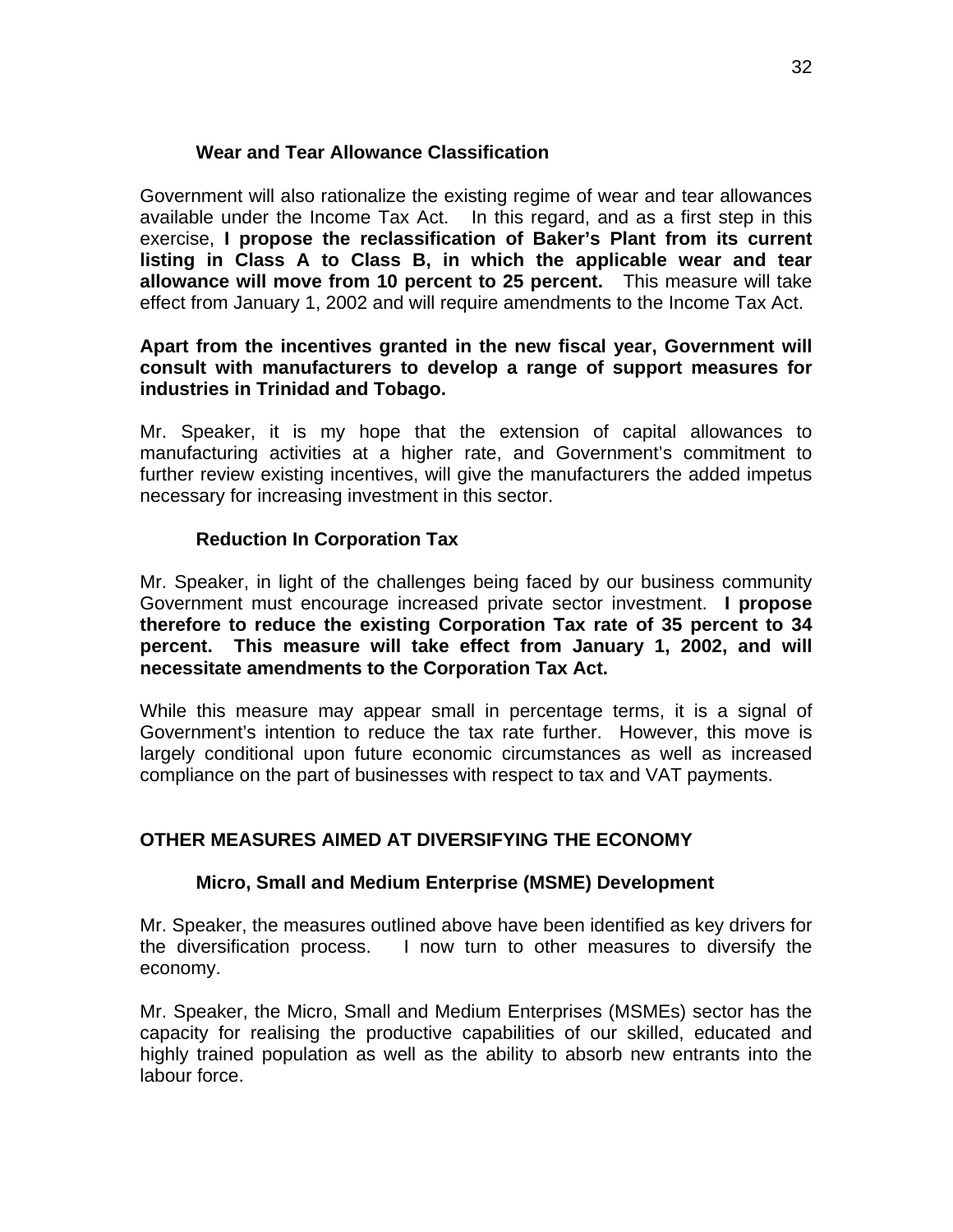### Wear and Tear Allowance Classification

Government will also rationalize the existing regime of wear and tear allowances available under the Income Tax Act. In this regard, and as a first step in this exercise, **I propose the reclassification of Baker's Plant from its current listing in Class A to Class B, in which the applicable wear and tear allowance will move from 10 percent to 25 percent.** This measure will take effect from January 1, 2002 and will require amendments to the Income Tax Act.

**Apart from the incentives granted in the new fiscal year, Government will consult with manufacturers to develop a range of support measures for industries in Trinidad and Tobago.**

Mr. Speaker, it is my hope that the extension of capital allowances to manufacturing activities at a higher rate, and Government's commitment to further review existing incentives, will give the manufacturers the added impetus necessary for increasing investment in this sector.

### Reduction In Corporation Tax

Mr. Speaker, in light of the challenges being faced by our business community Government must encourage increased private sector investment. **I propose therefore to reduce the existing Corporation Tax rate of 35 percent to 34 percent. This measure will take effect from January 1, 2002, and will necessitate amendments to the Corporation Tax Act.**

While this measure may appear small in percentage terms, it is a signal of Government's intention to reduce the tax rate further. However, this move is largely conditional upon future economic circumstances as well as increased compliance on the part of businesses with respect to tax and VAT payments.

## OTHER MEASURES AIMED AT DIVERSIFYING THE ECONOMY

### Micro, Small and Medium Enterprise (MSME) Development

Mr. Speaker, the measures outlined above have been identified as key drivers for the diversification process. I now turn to other measures to diversify the economy.

Mr. Speaker, the Micro, Small and Medium Enterprises (MSMEs) sector has the capacity for realising the productive capabilities of our skilled, educated and highly trained population as well as the ability to absorb new entrants into the labour force.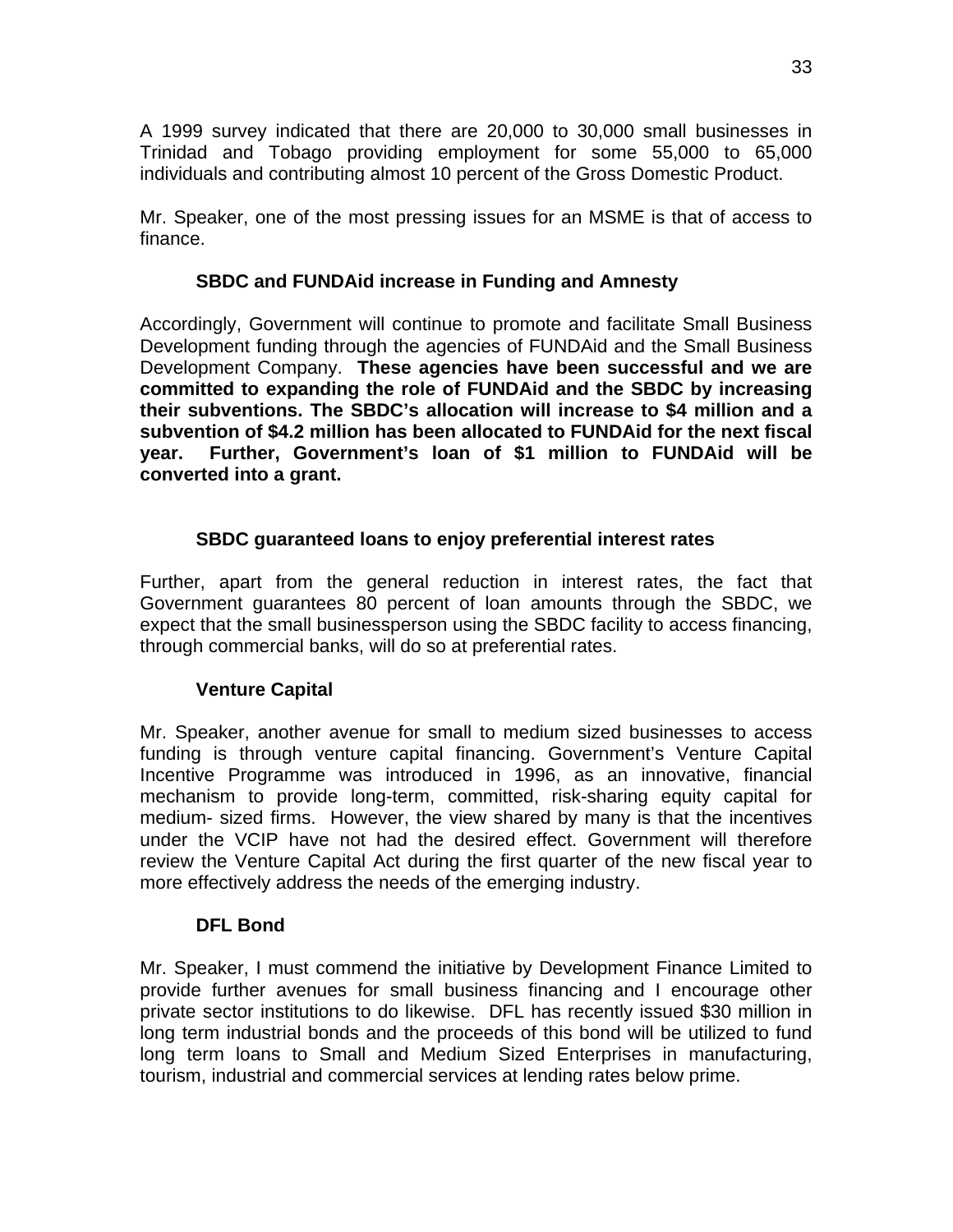A 1999 survey indicated that there are 20,000 to 30,000 small businesses in Trinidad and Tobago providing employment for some 55,000 to 65,000 individuals and contributing almost 10 percent of the Gross Domestic Product.

Mr. Speaker, one of the most pressing issues for an MSME is that of access to finance.

### SBDC and FUNDAid increase in Funding and Amnesty

Accordingly, Government will continue to promote and facilitate Small Business Development funding through the agencies of FUNDAid and the Small Business Development Company. **These agencies have been successful and we are committed to expanding the role of FUNDAid and the SBDC by increasing their subventions. The SBDC's allocation will increase to $4 million and a subvention of $4.2 million has been allocated to FUNDAid for the next fiscal year. Further, Government's loan of $1 million to FUNDAid will be converted into a grant.**

### SBDC guaranteed loans to enjoy preferential interest rates

Further, apart from the general reduction in interest rates, the fact that Government guarantees 80 percent of loan amounts through the SBDC, we expect that the small businessperson using the SBDC facility to access financing, through commercial banks, will do so at preferential rates.

### Venture Capital

Mr. Speaker, another avenue for small to medium sized businesses to access funding is through venture capital financing. Government's Venture Capital Incentive Programme was introduced in 1996, as an innovative, financial mechanism to provide long-term, committed, risk-sharing equity capital for medium- sized firms. However, the view shared by many is that the incentives under the VCIP have not had the desired effect. Government will therefore review the Venture Capital Act during the first quarter of the new fiscal year to more effectively address the needs of the emerging industry.

### DFL Bond

Mr. Speaker, I must commend the initiative by Development Finance Limited to provide further avenues for small business financing and I encourage other private sector institutions to do likewise. DFL has recently issued $30 million in long term industrial bonds and the proceeds of this bond will be utilized to fund long term loans to Small and Medium Sized Enterprises in manufacturing, tourism, industrial and commercial services at lending rates below prime.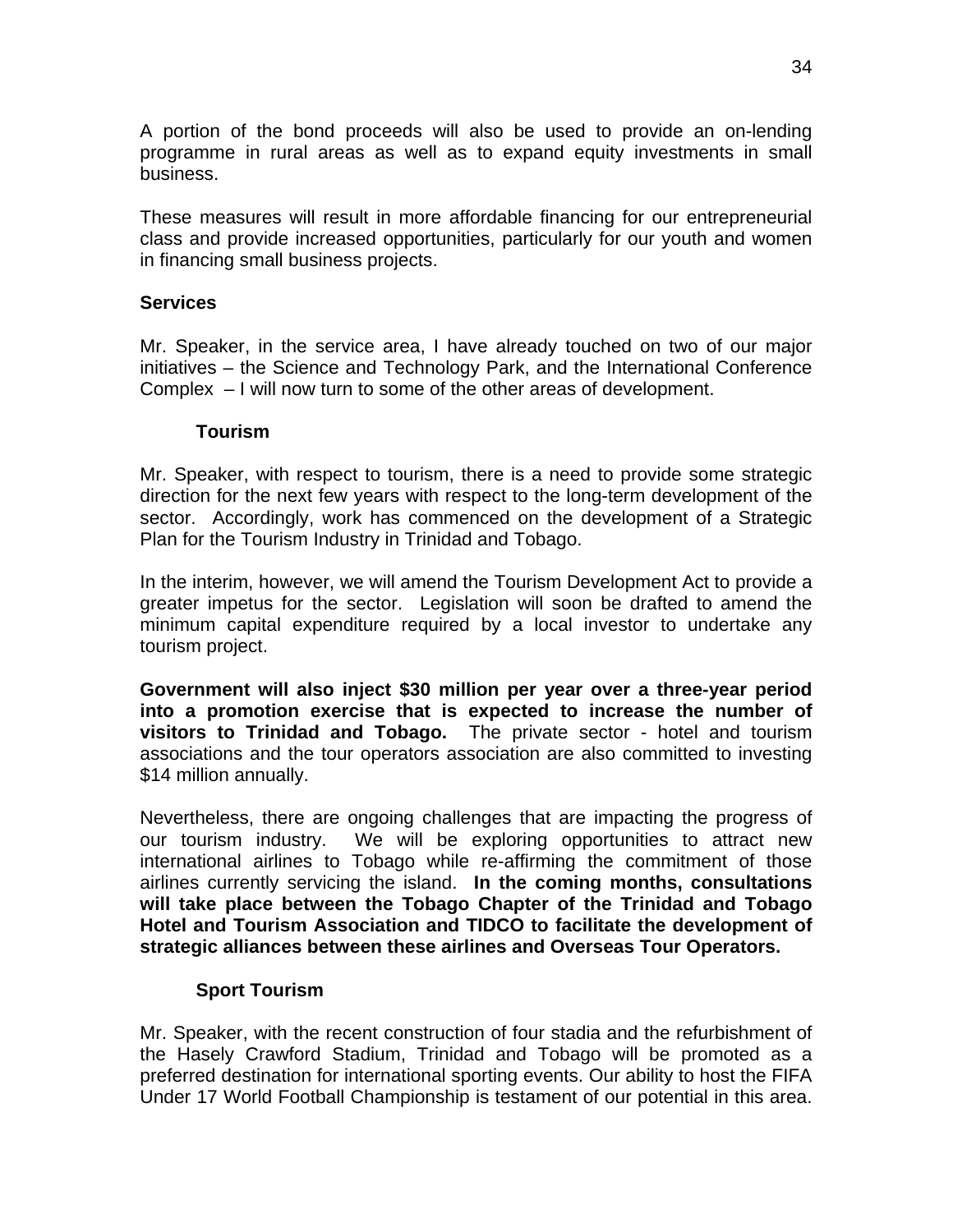A portion of the bond proceeds will also be used to provide an on-lending programme in rural areas as well as to expand equity investments in small business.

These measures will result in more affordable financing for our entrepreneurial class and provide increased opportunities, particularly for our youth and women in financing small business projects.

### Services

Mr. Speaker, in the service area, I have already touched on two of our major initiatives – the Science and Technology Park, and the International Conference Complex – I will now turn to some of the other areas of development.

#### Tourism

Mr. Speaker, with respect to tourism, there is a need to provide some strategic direction for the next few years with respect to the long-term development of the sector. Accordingly, work has commenced on the development of a Strategic Plan for the Tourism Industry in Trinidad and Tobago.

In the interim, however, we will amend the Tourism Development Act to provide a greater impetus for the sector. Legislation will soon be drafted to amend the minimum capital expenditure required by a local investor to undertake any tourism project.

**Government will also inject $30 million per year over a three-year period into a promotion exercise that is expected to increase the number of visitors to Trinidad and Tobago.** The private sector - hotel and tourism associations and the tour operators association are also committed to investing $14 million annually.

Nevertheless, there are ongoing challenges that are impacting the progress of our tourism industry. We will be exploring opportunities to attract new international airlines to Tobago while re-affirming the commitment of those airlines currently servicing the island. **In the coming months, consultations will take place between the Tobago Chapter of the Trinidad and Tobago Hotel and Tourism Association and TIDCO to facilitate the development of strategic alliances between these airlines and Overseas Tour Operators.**

#### Sport Tourism

Mr. Speaker, with the recent construction of four stadia and the refurbishment of the Hasely Crawford Stadium, Trinidad and Tobago will be promoted as a preferred destination for international sporting events. Our ability to host the FIFA Under 17 World Football Championship is testament of our potential in this area.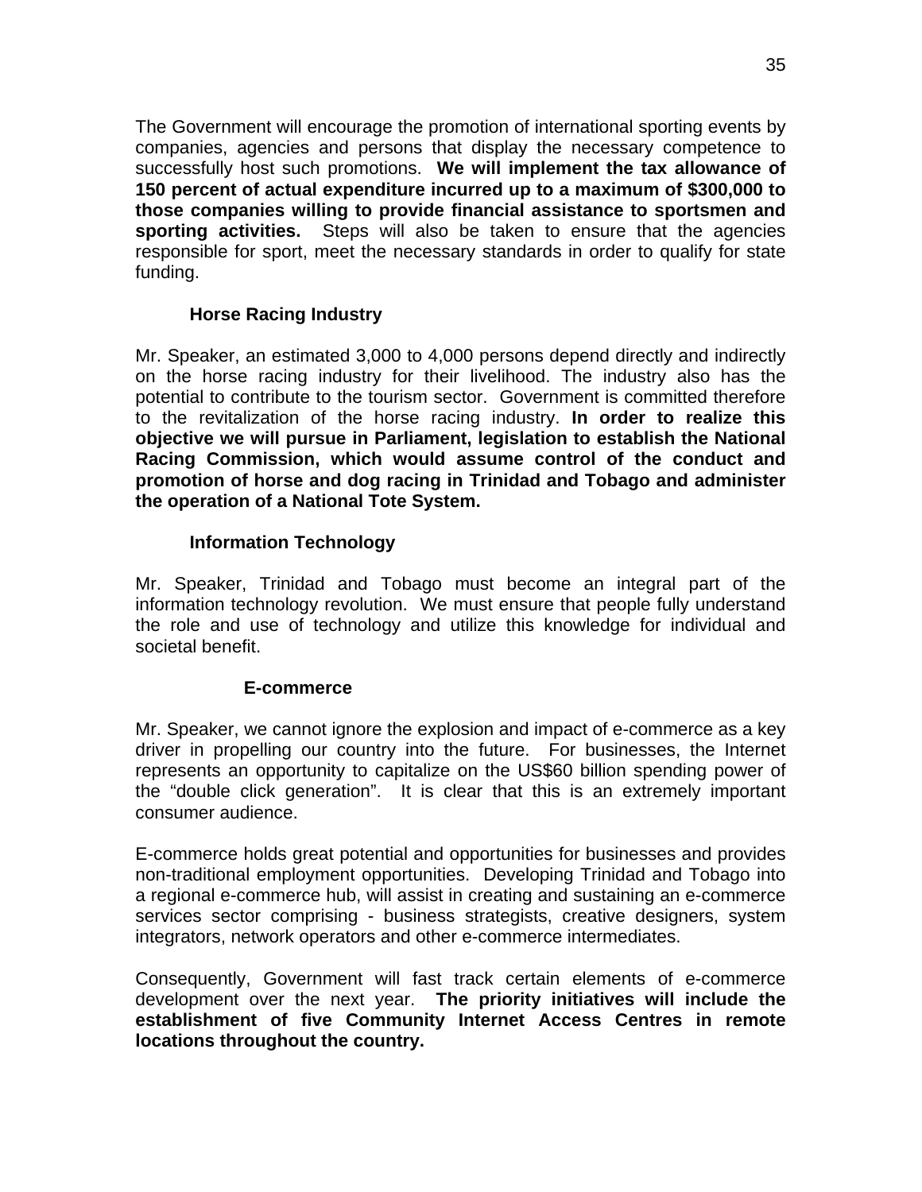The Government will encourage the promotion of international sporting events by companies, agencies and persons that display the necessary competence to successfully host such promotions. **We will implement the tax allowance of 150 percent of actual expenditure incurred up to a maximum of $300,000 to those companies willing to provide financial assistance to sportsmen and sporting activities.** Steps will also be taken to ensure that the agencies responsible for sport, meet the necessary standards in order to qualify for state funding.

### Horse Racing Industry

Mr. Speaker, an estimated 3,000 to 4,000 persons depend directly and indirectly on the horse racing industry for their livelihood. The industry also has the potential to contribute to the tourism sector. Government is committed therefore to the revitalization of the horse racing industry. **In order to realize this objective we will pursue in Parliament, legislation to establish the National Racing Commission, which would assume control of the conduct and promotion of horse and dog racing in Trinidad and Tobago and administer the operation of a National Tote System.**

### Information Technology

Mr. Speaker, Trinidad and Tobago must become an integral part of the information technology revolution. We must ensure that people fully understand the role and use of technology and utilize this knowledge for individual and societal benefit.

#### E-commerce

Mr. Speaker, we cannot ignore the explosion and impact of e-commerce as a key driver in propelling our country into the future. For businesses, the Internet represents an opportunity to capitalize on the US$60 billion spending power of the "double click generation". It is clear that this is an extremely important consumer audience.

E-commerce holds great potential and opportunities for businesses and provides non-traditional employment opportunities. Developing Trinidad and Tobago into a regional e-commerce hub, will assist in creating and sustaining an e-commerce services sector comprising - business strategists, creative designers, system integrators, network operators and other e-commerce intermediates.

Consequently, Government will fast track certain elements of e-commerce development over the next year. **The priority initiatives will include the establishment of five Community Internet Access Centres in remote locations throughout the country.**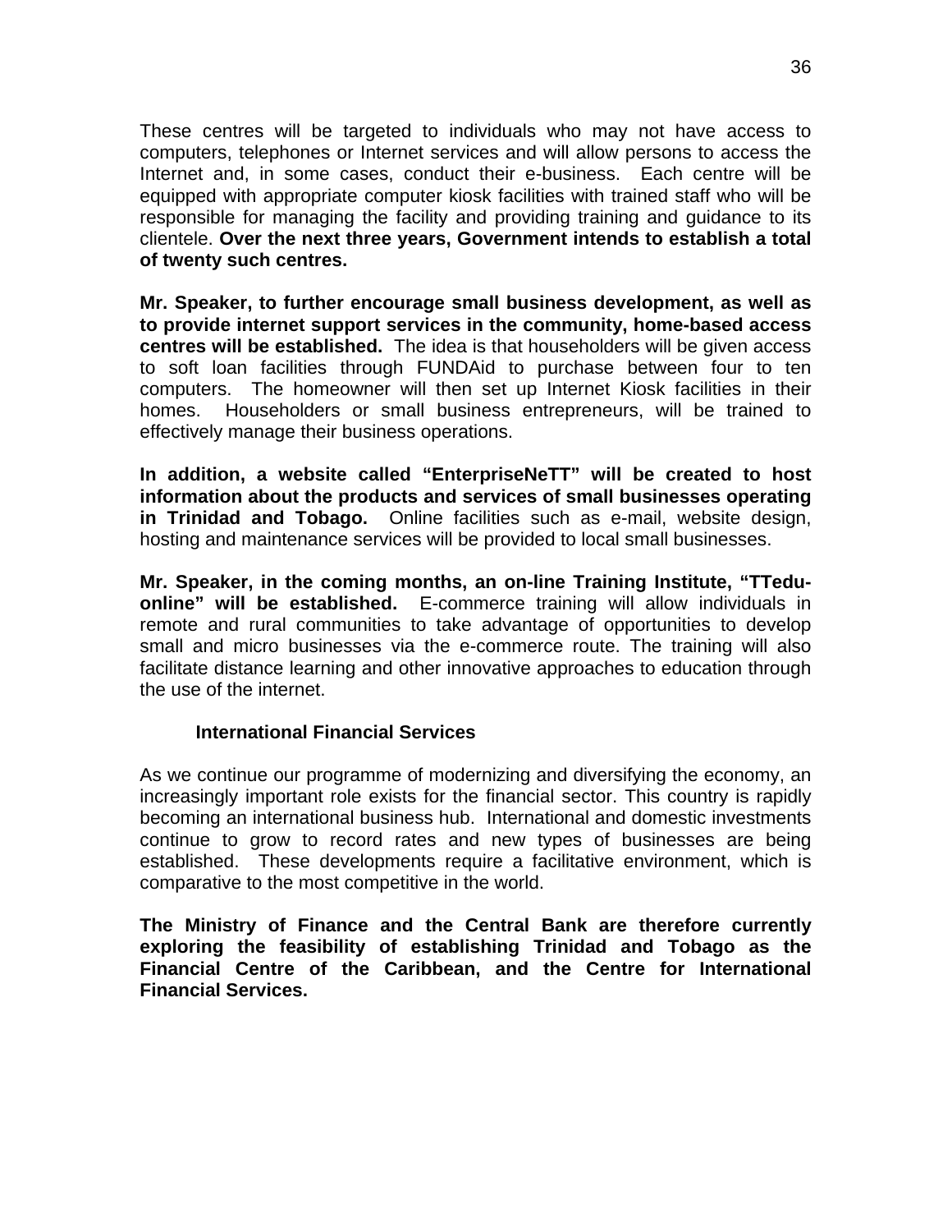These centres will be targeted to individuals who may not have access to computers, telephones or Internet services and will allow persons to access the Internet and, in some cases, conduct their e-business. Each centre will be equipped with appropriate computer kiosk facilities with trained staff who will be responsible for managing the facility and providing training and guidance to its clientele. **Over the next three years, Government intends to establish a total of twenty such centres.**

**Mr. Speaker, to further encourage small business development, as well as to provide internet support services in the community, home-based access centres will be established.** The idea is that householders will be given access to soft loan facilities through FUNDAid to purchase between four to ten computers. The homeowner will then set up Internet Kiosk facilities in their homes. Householders or small business entrepreneurs, will be trained to effectively manage their business operations.

**In addition, a website called "EnterpriseNeTT" will be created to host information about the products and services of small businesses operating in Trinidad and Tobago.** Online facilities such as e-mail, website design, hosting and maintenance services will be provided to local small businesses.

**Mr. Speaker, in the coming months, an on-line Training Institute, "TTedu-online" will be established.** E-commerce training will allow individuals in remote and rural communities to take advantage of opportunities to develop small and micro businesses via the e-commerce route. The training will also facilitate distance learning and other innovative approaches to education through the use of the internet.

### International Financial Services

As we continue our programme of modernizing and diversifying the economy, an increasingly important role exists for the financial sector. This country is rapidly becoming an international business hub. International and domestic investments continue to grow to record rates and new types of businesses are being established. These developments require a facilitative environment, which is comparative to the most competitive in the world.

**The Ministry of Finance and the Central Bank are therefore currently exploring the feasibility of establishing Trinidad and Tobago as the Financial Centre of the Caribbean, and the Centre for International Financial Services.**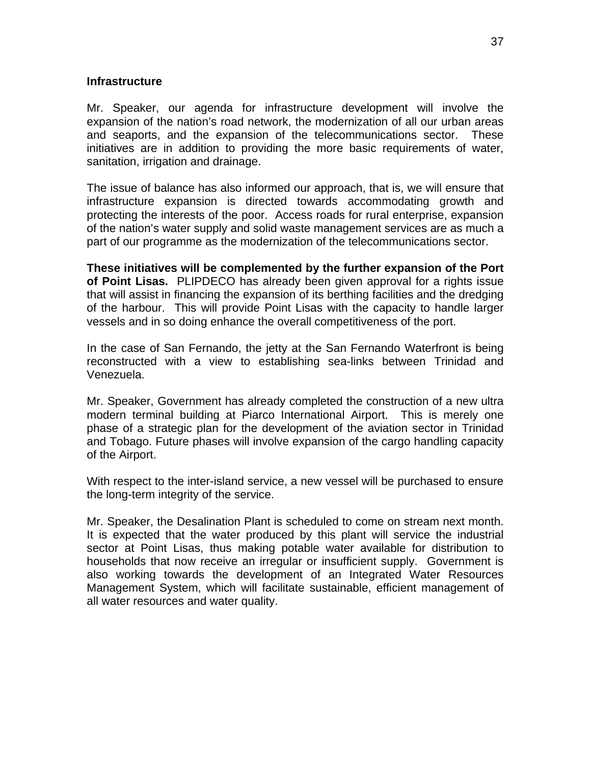**Infrastructure**

Mr. Speaker, our agenda for infrastructure development will involve the expansion of the nation's road network, the modernization of all our urban areas and seaports, and the expansion of the telecommunications sector. These initiatives are in addition to providing the more basic requirements of water, sanitation, irrigation and drainage.

The issue of balance has also informed our approach, that is, we will ensure that infrastructure expansion is directed towards accommodating growth and protecting the interests of the poor. Access roads for rural enterprise, expansion of the nation's water supply and solid waste management services are as much a part of our programme as the modernization of the telecommunications sector.

**These initiatives will be complemented by the further expansion of the Port of Point Lisas.** PLIPDECO has already been given approval for a rights issue that will assist in financing the expansion of its berthing facilities and the dredging of the harbour. This will provide Point Lisas with the capacity to handle larger vessels and in so doing enhance the overall competitiveness of the port.

In the case of San Fernando, the jetty at the San Fernando Waterfront is being reconstructed with a view to establishing sea-links between Trinidad and Venezuela.

Mr. Speaker, Government has already completed the construction of a new ultra modern terminal building at Piarco International Airport. This is merely one phase of a strategic plan for the development of the aviation sector in Trinidad and Tobago. Future phases will involve expansion of the cargo handling capacity of the Airport.

With respect to the inter-island service, a new vessel will be purchased to ensure the long-term integrity of the service.

Mr. Speaker, the Desalination Plant is scheduled to come on stream next month. It is expected that the water produced by this plant will service the industrial sector at Point Lisas, thus making potable water available for distribution to households that now receive an irregular or insufficient supply. Government is also working towards the development of an Integrated Water Resources Management System, which will facilitate sustainable, efficient management of all water resources and water quality.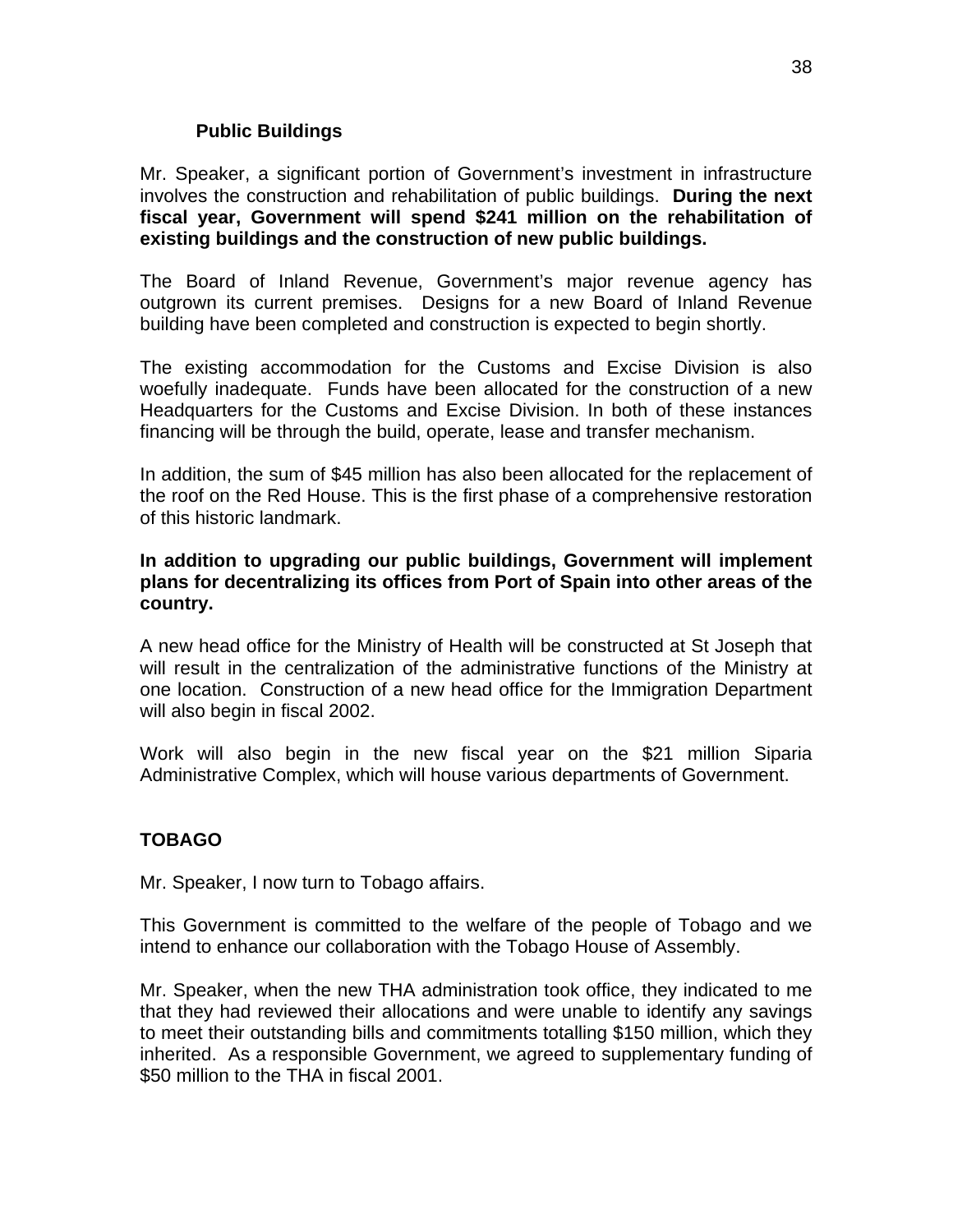### Public Buildings

Mr. Speaker, a significant portion of Government's investment in infrastructure involves the construction and rehabilitation of public buildings. **During the next fiscal year, Government will spend $241 million on the rehabilitation of existing buildings and the construction of new public buildings.**

The Board of Inland Revenue, Government's major revenue agency has outgrown its current premises. Designs for a new Board of Inland Revenue building have been completed and construction is expected to begin shortly.

The existing accommodation for the Customs and Excise Division is also woefully inadequate. Funds have been allocated for the construction of a new Headquarters for the Customs and Excise Division. In both of these instances financing will be through the build, operate, lease and transfer mechanism.

In addition, the sum of $45 million has also been allocated for the replacement of the roof on the Red House. This is the first phase of a comprehensive restoration of this historic landmark.

**In addition to upgrading our public buildings, Government will implement plans for decentralizing its offices from Port of Spain into other areas of the country.**

A new head office for the Ministry of Health will be constructed at St Joseph that will result in the centralization of the administrative functions of the Ministry at one location. Construction of a new head office for the Immigration Department will also begin in fiscal 2002.

Work will also begin in the new fiscal year on the $21 million Siparia Administrative Complex, which will house various departments of Government.

## TOBAGO

Mr. Speaker, I now turn to Tobago affairs.

This Government is committed to the welfare of the people of Tobago and we intend to enhance our collaboration with the Tobago House of Assembly.

Mr. Speaker, when the new THA administration took office, they indicated to me that they had reviewed their allocations and were unable to identify any savings to meet their outstanding bills and commitments totalling $150 million, which they inherited. As a responsible Government, we agreed to supplementary funding of $50 million to the THA in fiscal 2001.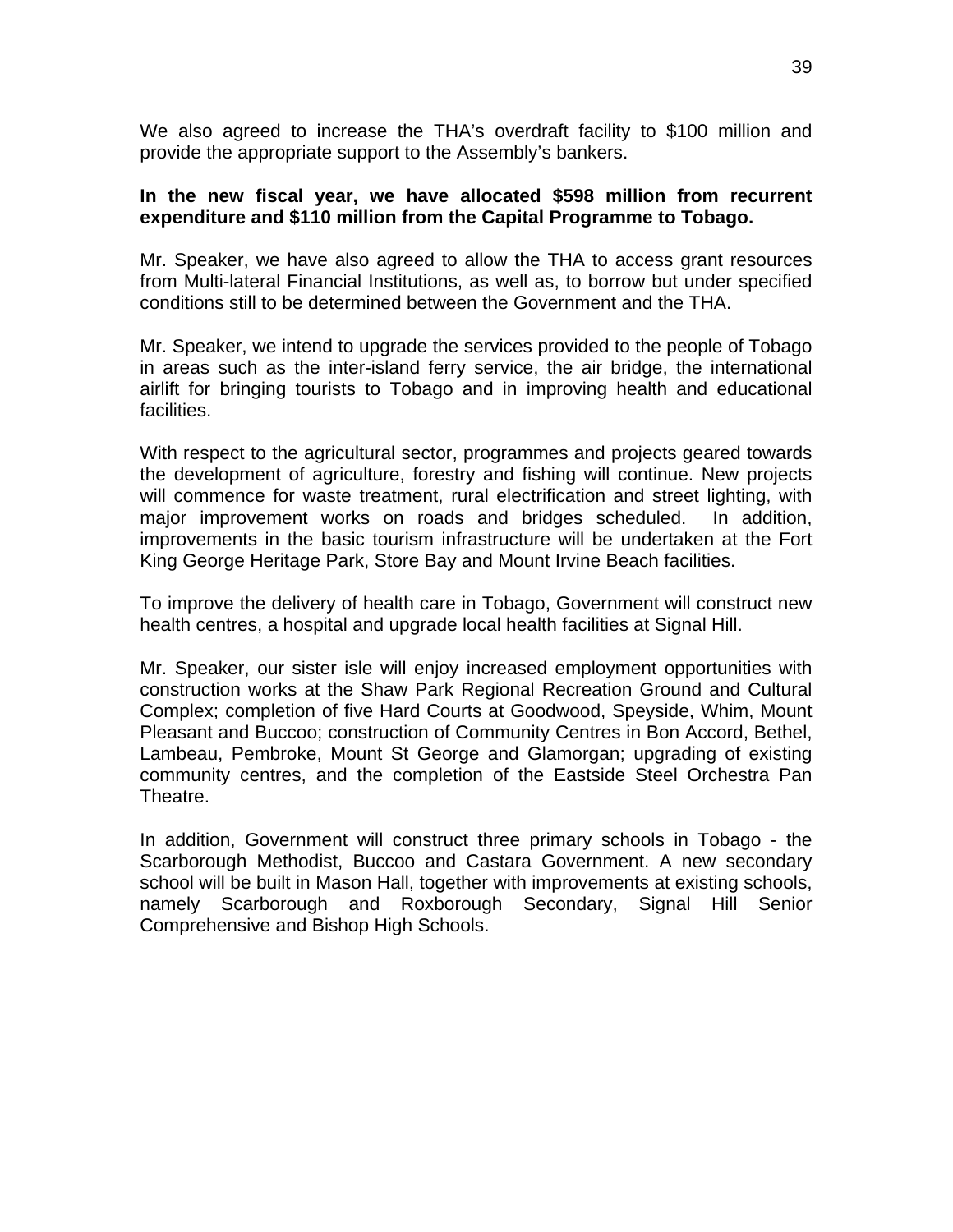We also agreed to increase the THA's overdraft facility to $100 million and provide the appropriate support to the Assembly's bankers.

**In the new fiscal year, we have allocated $598 million from recurrent expenditure and $110 million from the Capital Programme to Tobago.**

Mr. Speaker, we have also agreed to allow the THA to access grant resources from Multi-lateral Financial Institutions, as well as, to borrow but under specified conditions still to be determined between the Government and the THA.

Mr. Speaker, we intend to upgrade the services provided to the people of Tobago in areas such as the inter-island ferry service, the air bridge, the international airlift for bringing tourists to Tobago and in improving health and educational facilities.

With respect to the agricultural sector, programmes and projects geared towards the development of agriculture, forestry and fishing will continue. New projects will commence for waste treatment, rural electrification and street lighting, with major improvement works on roads and bridges scheduled. In addition, improvements in the basic tourism infrastructure will be undertaken at the Fort King George Heritage Park, Store Bay and Mount Irvine Beach facilities.

To improve the delivery of health care in Tobago, Government will construct new health centres, a hospital and upgrade local health facilities at Signal Hill.

Mr. Speaker, our sister isle will enjoy increased employment opportunities with construction works at the Shaw Park Regional Recreation Ground and Cultural Complex; completion of five Hard Courts at Goodwood, Speyside, Whim, Mount Pleasant and Buccoo; construction of Community Centres in Bon Accord, Bethel, Lambeau, Pembroke, Mount St George and Glamorgan; upgrading of existing community centres, and the completion of the Eastside Steel Orchestra Pan Theatre.

In addition, Government will construct three primary schools in Tobago - the Scarborough Methodist, Buccoo and Castara Government. A new secondary school will be built in Mason Hall, together with improvements at existing schools, namely Scarborough and Roxborough Secondary, Signal Hill Senior Comprehensive and Bishop High Schools.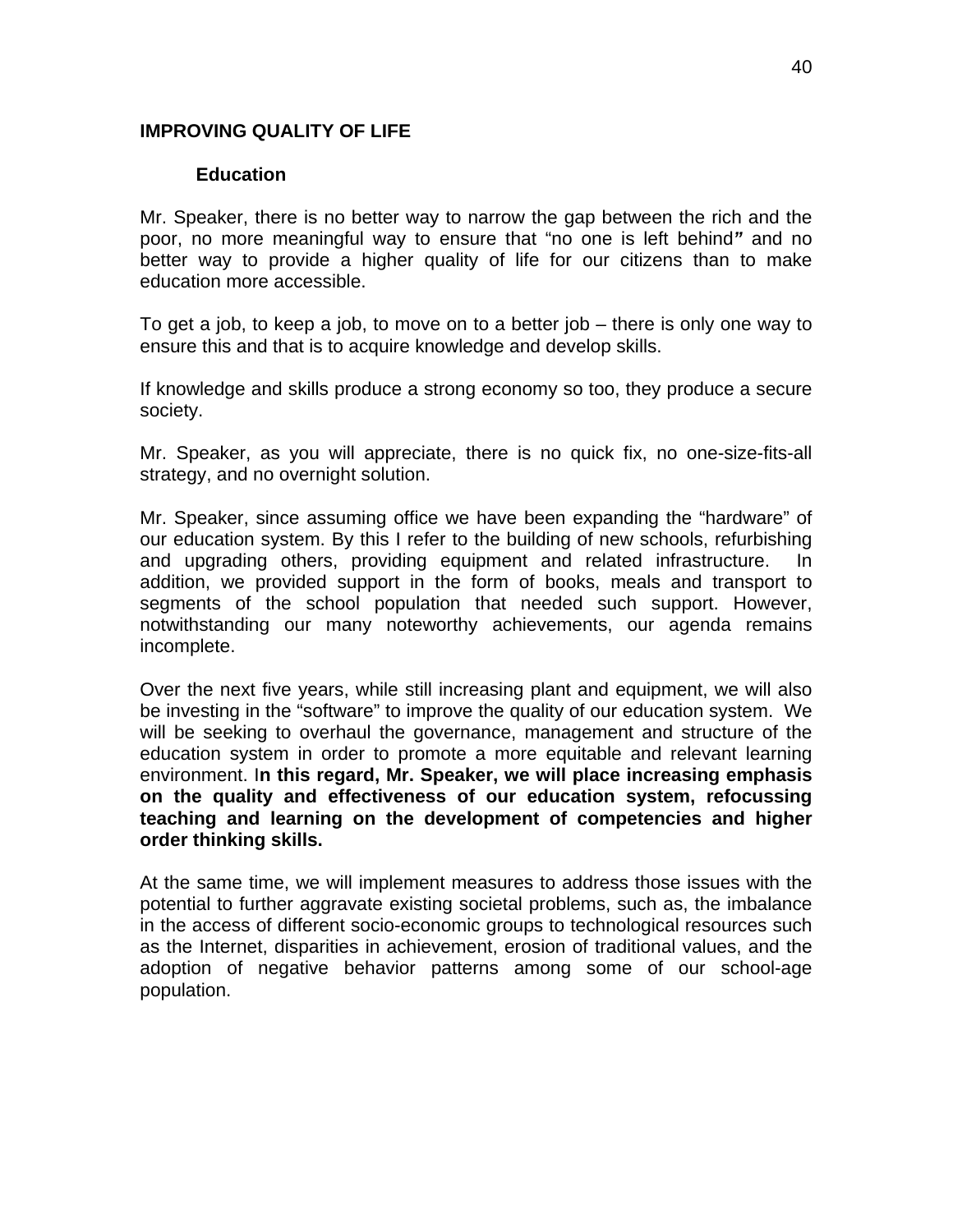## IMPROVING QUALITY OF LIFE

### Education

Mr. Speaker, there is no better way to narrow the gap between the rich and the poor, no more meaningful way to ensure that "no one is left behind" and no better way to provide a higher quality of life for our citizens than to make education more accessible.

To get a job, to keep a job, to move on to a better job – there is only one way to ensure this and that is to acquire knowledge and develop skills.

If knowledge and skills produce a strong economy so too, they produce a secure society.

Mr. Speaker, as you will appreciate, there is no quick fix, no one-size-fits-all strategy, and no overnight solution.

Mr. Speaker, since assuming office we have been expanding the "hardware" of our education system. By this I refer to the building of new schools, refurbishing and upgrading others, providing equipment and related infrastructure. In addition, we provided support in the form of books, meals and transport to segments of the school population that needed such support. However, notwithstanding our many noteworthy achievements, our agenda remains incomplete.

Over the next five years, while still increasing plant and equipment, we will also be investing in the "software" to improve the quality of our education system. We will be seeking to overhaul the governance, management and structure of the education system in order to promote a more equitable and relevant learning environment. I**n this regard, Mr. Speaker, we will place increasing emphasis on the quality and effectiveness of our education system, refocussing teaching and learning on the development of competencies and higher order thinking skills.**

At the same time, we will implement measures to address those issues with the potential to further aggravate existing societal problems, such as, the imbalance in the access of different socio-economic groups to technological resources such as the Internet, disparities in achievement, erosion of traditional values, and the adoption of negative behavior patterns among some of our school-age population.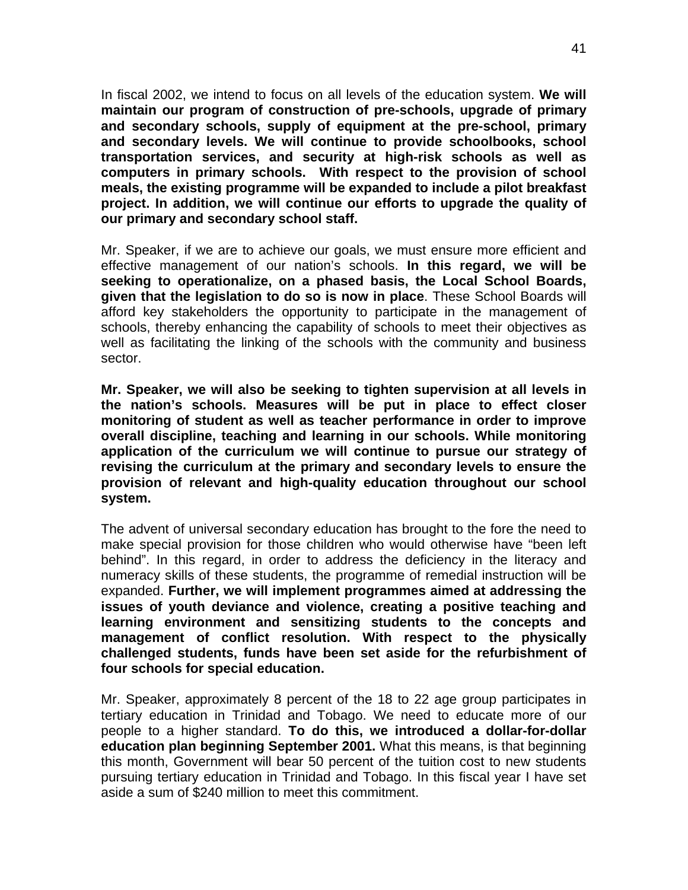In fiscal 2002, we intend to focus on all levels of the education system. **We will maintain our program of construction of pre-schools, upgrade of primary and secondary schools, supply of equipment at the pre-school, primary and secondary levels. We will continue to provide schoolbooks, school transportation services, and security at high-risk schools as well as computers in primary schools. With respect to the provision of school meals, the existing programme will be expanded to include a pilot breakfast project. In addition, we will continue our efforts to upgrade the quality of our primary and secondary school staff.**

Mr. Speaker, if we are to achieve our goals, we must ensure more efficient and effective management of our nation's schools. **In this regard, we will be seeking to operationalize, on a phased basis, the Local School Boards, given that the legislation to do so is now in place**. These School Boards will afford key stakeholders the opportunity to participate in the management of schools, thereby enhancing the capability of schools to meet their objectives as well as facilitating the linking of the schools with the community and business sector.

**Mr. Speaker, we will also be seeking to tighten supervision at all levels in the nation's schools. Measures will be put in place to effect closer monitoring of student as well as teacher performance in order to improve overall discipline, teaching and learning in our schools. While monitoring application of the curriculum we will continue to pursue our strategy of revising the curriculum at the primary and secondary levels to ensure the provision of relevant and high-quality education throughout our school system.**

The advent of universal secondary education has brought to the fore the need to make special provision for those children who would otherwise have "been left behind". In this regard, in order to address the deficiency in the literacy and numeracy skills of these students, the programme of remedial instruction will be expanded. **Further, we will implement programmes aimed at addressing the issues of youth deviance and violence, creating a positive teaching and learning environment and sensitizing students to the concepts and management of conflict resolution. With respect to the physically challenged students, funds have been set aside for the refurbishment of four schools for special education.**

Mr. Speaker, approximately 8 percent of the 18 to 22 age group participates in tertiary education in Trinidad and Tobago. We need to educate more of our people to a higher standard. **To do this, we introduced a dollar-for-dollar education plan beginning September 2001.** What this means, is that beginning this month, Government will bear 50 percent of the tuition cost to new students pursuing tertiary education in Trinidad and Tobago. In this fiscal year I have set aside a sum of $240 million to meet this commitment.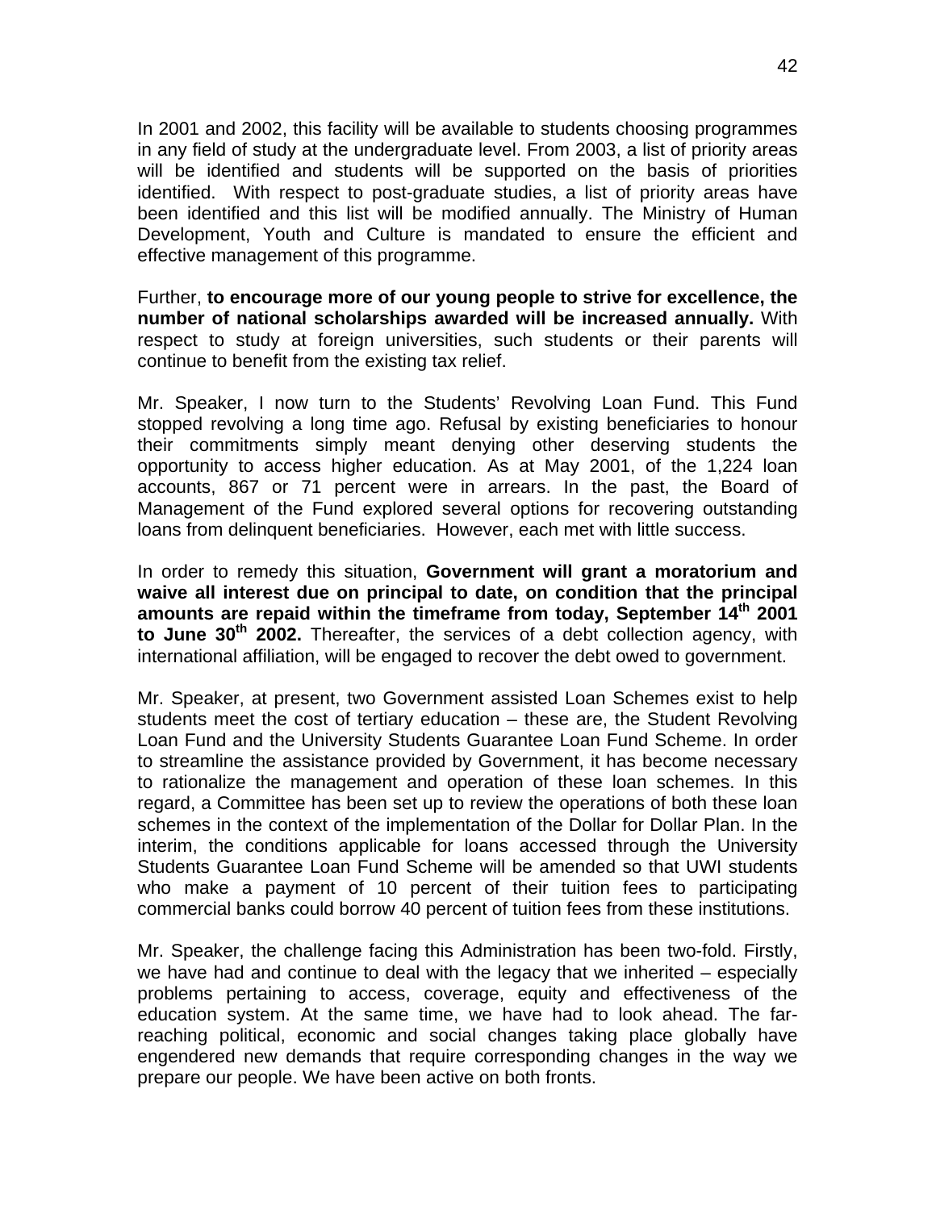In 2001 and 2002, this facility will be available to students choosing programmes in any field of study at the undergraduate level. From 2003, a list of priority areas will be identified and students will be supported on the basis of priorities identified.  With respect to post-graduate studies, a list of priority areas have been identified and this list will be modified annually. The Ministry of Human Development, Youth and Culture is mandated to ensure the efficient and effective management of this programme.

Further, **to encourage more of our young people to strive for excellence, the number of national scholarships awarded will be increased annually.** With respect to study at foreign universities, such students or their parents will continue to benefit from the existing tax relief.

Mr. Speaker, I now turn to the Students' Revolving Loan Fund. This Fund stopped revolving a long time ago. Refusal by existing beneficiaries to honour their commitments simply meant denying other deserving students the opportunity to access higher education. As at May 2001, of the 1,224 loan accounts, 867 or 71 percent were in arrears. In the past, the Board of Management of the Fund explored several options for recovering outstanding loans from delinquent beneficiaries.  However, each met with little success.

In order to remedy this situation, **Government will grant a moratorium and waive all interest due on principal to date, on condition that the principal amounts are repaid within the timeframe from today, September 14th 2001 to June 30th 2002.** Thereafter, the services of a debt collection agency, with international affiliation, will be engaged to recover the debt owed to government.

Mr. Speaker, at present, two Government assisted Loan Schemes exist to help students meet the cost of tertiary education – these are, the Student Revolving Loan Fund and the University Students Guarantee Loan Fund Scheme. In order to streamline the assistance provided by Government, it has become necessary to rationalize the management and operation of these loan schemes. In this regard, a Committee has been set up to review the operations of both these loan schemes in the context of the implementation of the Dollar for Dollar Plan. In the interim, the conditions applicable for loans accessed through the University Students Guarantee Loan Fund Scheme will be amended so that UWI students who make a payment of 10 percent of their tuition fees to participating commercial banks could borrow 40 percent of tuition fees from these institutions.

Mr. Speaker, the challenge facing this Administration has been two-fold. Firstly, we have had and continue to deal with the legacy that we inherited – especially problems pertaining to access, coverage, equity and effectiveness of the education system. At the same time, we have had to look ahead. The far-reaching political, economic and social changes taking place globally have engendered new demands that require corresponding changes in the way we prepare our people. We have been active on both fronts.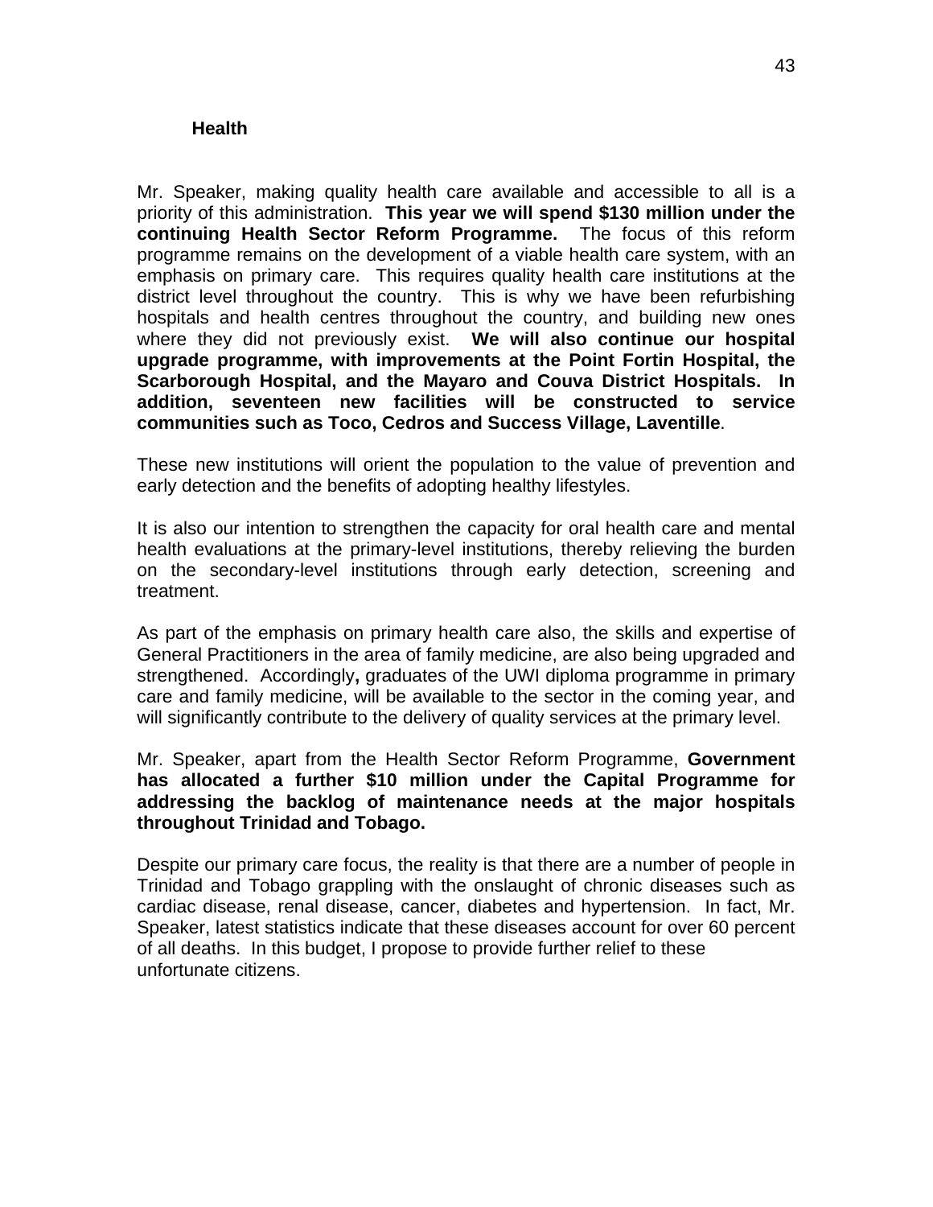## Health

Mr. Speaker, making quality health care available and accessible to all is a priority of this administration. **This year we will spend $130 million under the continuing Health Sector Reform Programme.** The focus of this reform programme remains on the development of a viable health care system, with an emphasis on primary care. This requires quality health care institutions at the district level throughout the country. This is why we have been refurbishing hospitals and health centres throughout the country, and building new ones where they did not previously exist. **We will also continue our hospital upgrade programme, with improvements at the Point Fortin Hospital, the Scarborough Hospital, and the Mayaro and Couva District Hospitals. In addition, seventeen new facilities will be constructed to service communities such as Toco, Cedros and Success Village, Laventille**.

These new institutions will orient the population to the value of prevention and early detection and the benefits of adopting healthy lifestyles.

It is also our intention to strengthen the capacity for oral health care and mental health evaluations at the primary-level institutions, thereby relieving the burden on the secondary-level institutions through early detection, screening and treatment.

As part of the emphasis on primary health care also, the skills and expertise of General Practitioners in the area of family medicine, are also being upgraded and strengthened. Accordingly**,** graduates of the UWI diploma programme in primary care and family medicine, will be available to the sector in the coming year, and will significantly contribute to the delivery of quality services at the primary level.

Mr. Speaker, apart from the Health Sector Reform Programme, **Government has allocated a further $10 million under the Capital Programme for addressing the backlog of maintenance needs at the major hospitals throughout Trinidad and Tobago.**

Despite our primary care focus, the reality is that there are a number of people in Trinidad and Tobago grappling with the onslaught of chronic diseases such as cardiac disease, renal disease, cancer, diabetes and hypertension. In fact, Mr. Speaker, latest statistics indicate that these diseases account for over 60 percent of all deaths. In this budget, I propose to provide further relief to these unfortunate citizens.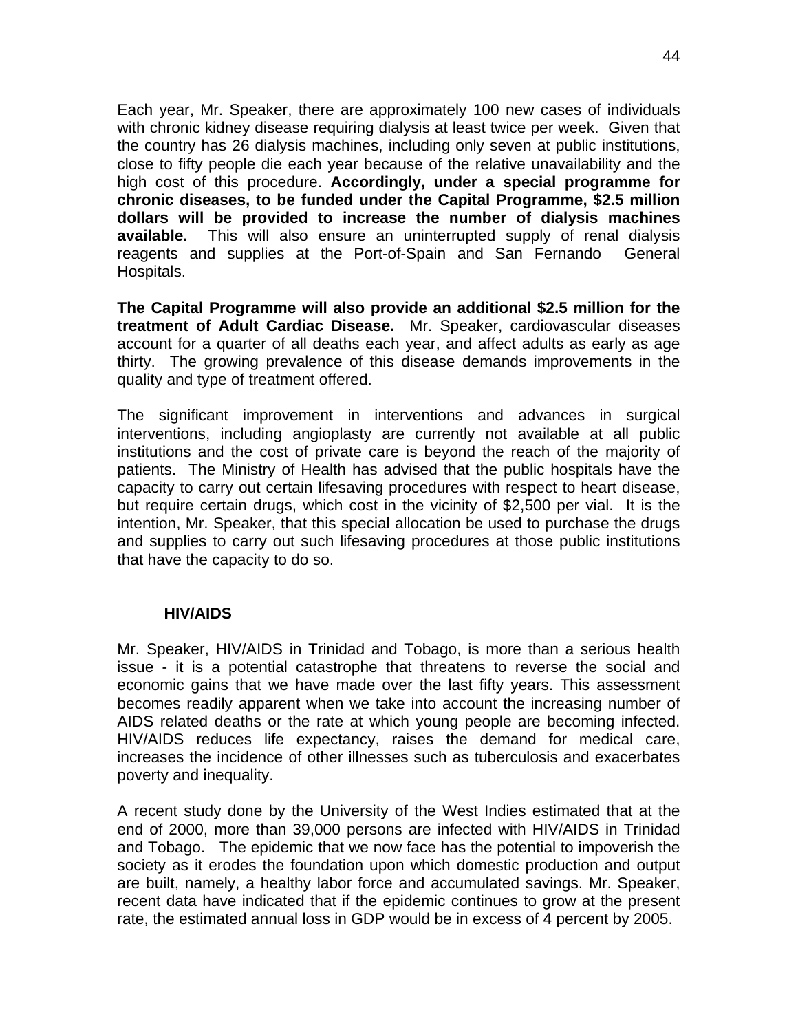Each year, Mr. Speaker, there are approximately 100 new cases of individuals with chronic kidney disease requiring dialysis at least twice per week. Given that the country has 26 dialysis machines, including only seven at public institutions, close to fifty people die each year because of the relative unavailability and the high cost of this procedure. **Accordingly, under a special programme for chronic diseases, to be funded under the Capital Programme, $2.5 million dollars will be provided to increase the number of dialysis machines available.** This will also ensure an uninterrupted supply of renal dialysis reagents and supplies at the Port-of-Spain and San Fernando General Hospitals.

**The Capital Programme will also provide an additional $2.5 million for the treatment of Adult Cardiac Disease.** Mr. Speaker, cardiovascular diseases account for a quarter of all deaths each year, and affect adults as early as age thirty. The growing prevalence of this disease demands improvements in the quality and type of treatment offered.

The significant improvement in interventions and advances in surgical interventions, including angioplasty are currently not available at all public institutions and the cost of private care is beyond the reach of the majority of patients. The Ministry of Health has advised that the public hospitals have the capacity to carry out certain lifesaving procedures with respect to heart disease, but require certain drugs, which cost in the vicinity of $2,500 per vial. It is the intention, Mr. Speaker, that this special allocation be used to purchase the drugs and supplies to carry out such lifesaving procedures at those public institutions that have the capacity to do so.

### HIV/AIDS

Mr. Speaker, HIV/AIDS in Trinidad and Tobago, is more than a serious health issue - it is a potential catastrophe that threatens to reverse the social and economic gains that we have made over the last fifty years. This assessment becomes readily apparent when we take into account the increasing number of AIDS related deaths or the rate at which young people are becoming infected. HIV/AIDS reduces life expectancy, raises the demand for medical care, increases the incidence of other illnesses such as tuberculosis and exacerbates poverty and inequality.

A recent study done by the University of the West Indies estimated that at the end of 2000, more than 39,000 persons are infected with HIV/AIDS in Trinidad and Tobago. The epidemic that we now face has the potential to impoverish the society as it erodes the foundation upon which domestic production and output are built, namely, a healthy labor force and accumulated savings. Mr. Speaker, recent data have indicated that if the epidemic continues to grow at the present rate, the estimated annual loss in GDP would be in excess of 4 percent by 2005.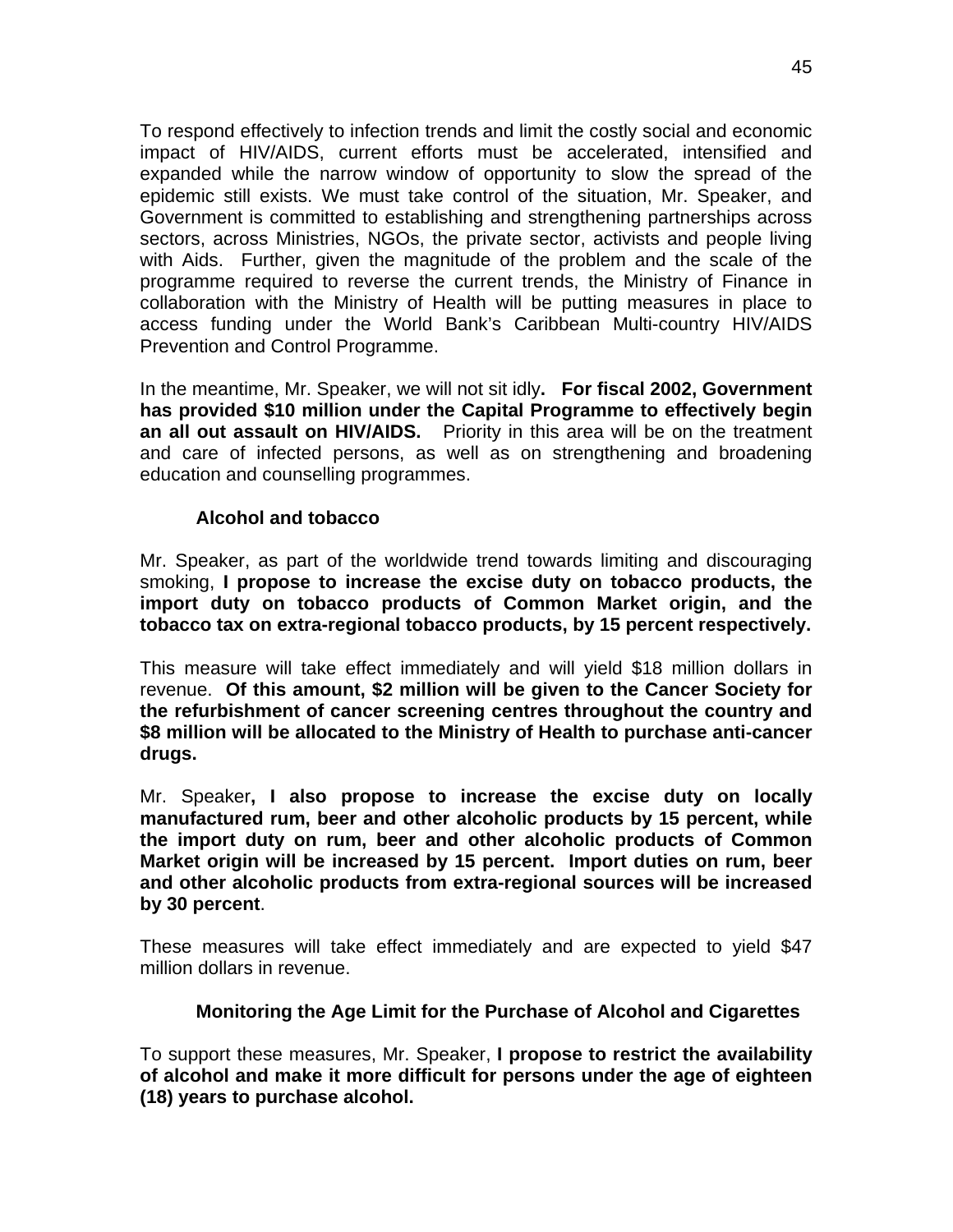To respond effectively to infection trends and limit the costly social and economic impact of HIV/AIDS, current efforts must be accelerated, intensified and expanded while the narrow window of opportunity to slow the spread of the epidemic still exists. We must take control of the situation, Mr. Speaker, and Government is committed to establishing and strengthening partnerships across sectors, across Ministries, NGOs, the private sector, activists and people living with Aids. Further, given the magnitude of the problem and the scale of the programme required to reverse the current trends, the Ministry of Finance in collaboration with the Ministry of Health will be putting measures in place to access funding under the World Bank's Caribbean Multi-country HIV/AIDS Prevention and Control Programme.

In the meantime, Mr. Speaker, we will not sit idly**. For fiscal 2002, Government has provided $10 million under the Capital Programme to effectively begin an all out assault on HIV/AIDS.** Priority in this area will be on the treatment and care of infected persons, as well as on strengthening and broadening education and counselling programmes.

### Alcohol and tobacco

Mr. Speaker, as part of the worldwide trend towards limiting and discouraging smoking, **I propose to increase the excise duty on tobacco products, the import duty on tobacco products of Common Market origin, and the tobacco tax on extra-regional tobacco products, by 15 percent respectively.**

This measure will take effect immediately and will yield $18 million dollars in revenue. **Of this amount, $2 million will be given to the Cancer Society for the refurbishment of cancer screening centres throughout the country and $8 million will be allocated to the Ministry of Health to purchase anti-cancer drugs.**

Mr. Speaker**, I also propose to increase the excise duty on locally manufactured rum, beer and other alcoholic products by 15 percent, while the import duty on rum, beer and other alcoholic products of Common Market origin will be increased by 15 percent. Import duties on rum, beer and other alcoholic products from extra-regional sources will be increased by 30 percent**.

These measures will take effect immediately and are expected to yield $47 million dollars in revenue.

### Monitoring the Age Limit for the Purchase of Alcohol and Cigarettes

To support these measures, Mr. Speaker, **I propose to restrict the availability of alcohol and make it more difficult for persons under the age of eighteen (18) years to purchase alcohol.**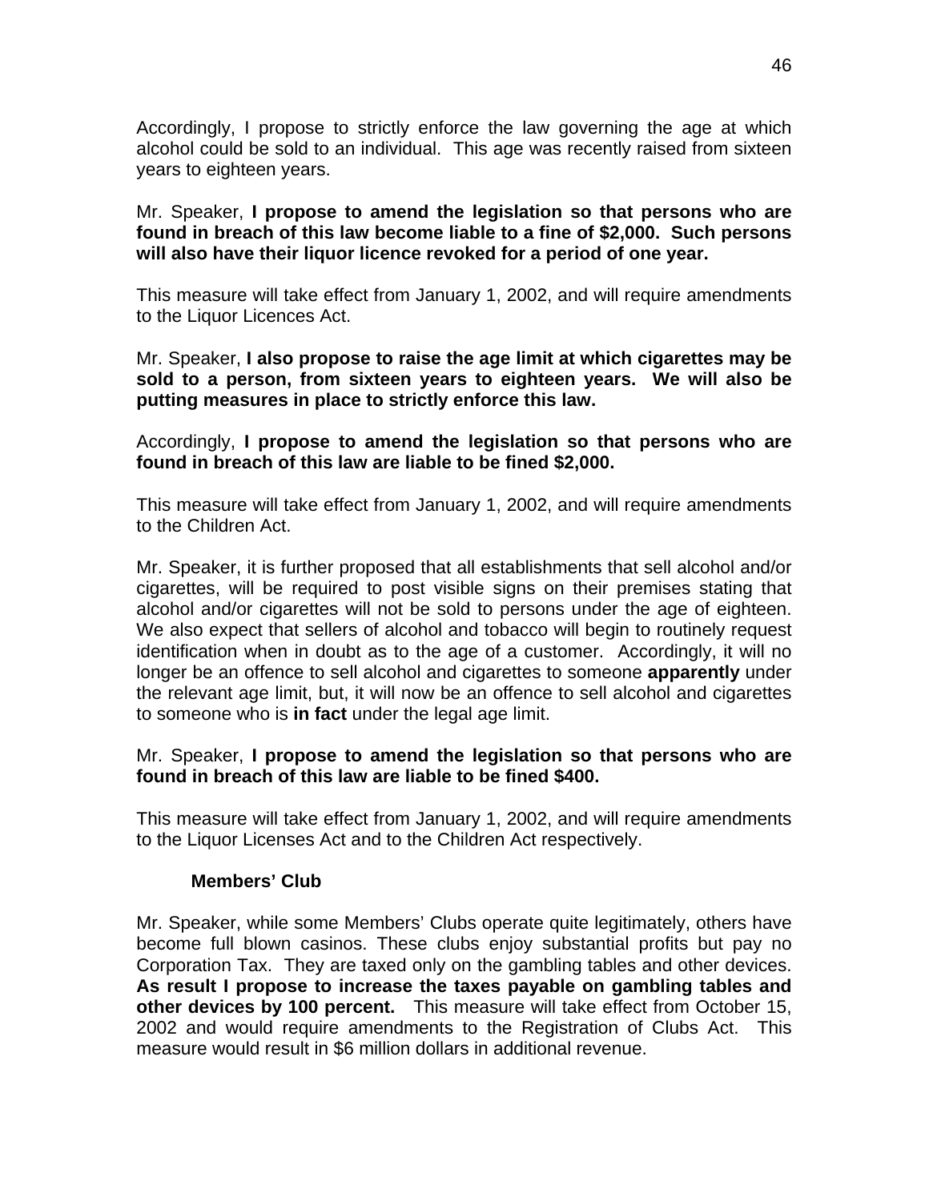Accordingly, I propose to strictly enforce the law governing the age at which alcohol could be sold to an individual. This age was recently raised from sixteen years to eighteen years.

Mr. Speaker, **I propose to amend the legislation so that persons who are found in breach of this law become liable to a fine of $2,000. Such persons will also have their liquor licence revoked for a period of one year.**

This measure will take effect from January 1, 2002, and will require amendments to the Liquor Licences Act.

Mr. Speaker, **I also propose to raise the age limit at which cigarettes may be sold to a person, from sixteen years to eighteen years. We will also be putting measures in place to strictly enforce this law.**

Accordingly, **I propose to amend the legislation so that persons who are found in breach of this law are liable to be fined $2,000.**

This measure will take effect from January 1, 2002, and will require amendments to the Children Act.

Mr. Speaker, it is further proposed that all establishments that sell alcohol and/or cigarettes, will be required to post visible signs on their premises stating that alcohol and/or cigarettes will not be sold to persons under the age of eighteen. We also expect that sellers of alcohol and tobacco will begin to routinely request identification when in doubt as to the age of a customer. Accordingly, it will no longer be an offence to sell alcohol and cigarettes to someone **apparently** under the relevant age limit, but, it will now be an offence to sell alcohol and cigarettes to someone who is **in fact** under the legal age limit.

Mr. Speaker, **I propose to amend the legislation so that persons who are found in breach of this law are liable to be fined $400.**

This measure will take effect from January 1, 2002, and will require amendments to the Liquor Licenses Act and to the Children Act respectively.

### Members' Club

Mr. Speaker, while some Members' Clubs operate quite legitimately, others have become full blown casinos. These clubs enjoy substantial profits but pay no Corporation Tax. They are taxed only on the gambling tables and other devices. **As result I propose to increase the taxes payable on gambling tables and other devices by 100 percent.** This measure will take effect from October 15, 2002 and would require amendments to the Registration of Clubs Act. This measure would result in $6 million dollars in additional revenue.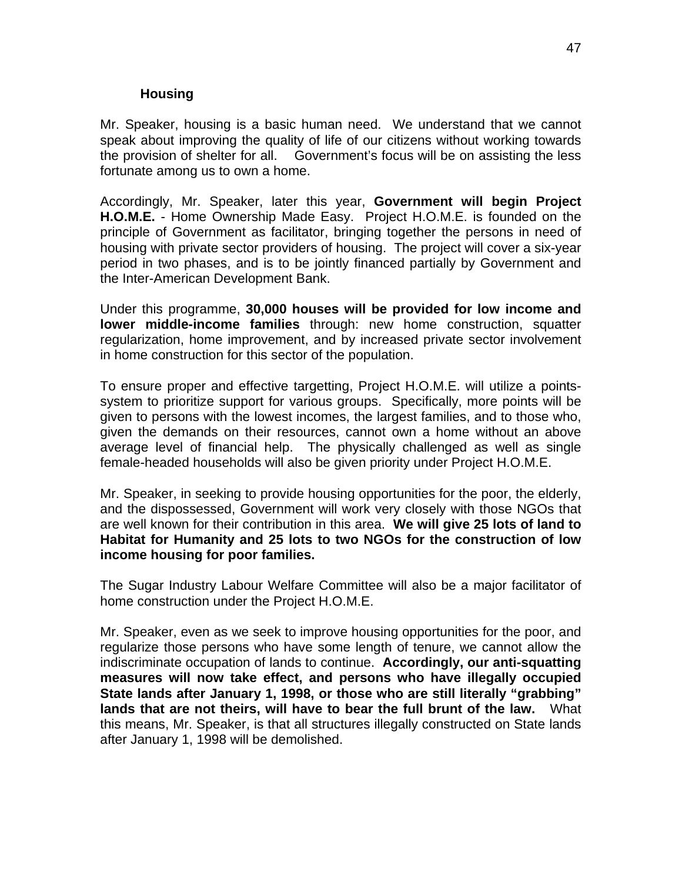### Housing

Mr. Speaker, housing is a basic human need. We understand that we cannot speak about improving the quality of life of our citizens without working towards the provision of shelter for all. Government's focus will be on assisting the less fortunate among us to own a home.

Accordingly, Mr. Speaker, later this year, **Government will begin Project H.O.M.E.** - Home Ownership Made Easy. Project H.O.M.E. is founded on the principle of Government as facilitator, bringing together the persons in need of housing with private sector providers of housing. The project will cover a six-year period in two phases, and is to be jointly financed partially by Government and the Inter-American Development Bank.

Under this programme, **30,000 houses will be provided for low income and lower middle-income families** through: new home construction, squatter regularization, home improvement, and by increased private sector involvement in home construction for this sector of the population.

To ensure proper and effective targetting, Project H.O.M.E. will utilize a points-system to prioritize support for various groups. Specifically, more points will be given to persons with the lowest incomes, the largest families, and to those who, given the demands on their resources, cannot own a home without an above average level of financial help. The physically challenged as well as single female-headed households will also be given priority under Project H.O.M.E.

Mr. Speaker, in seeking to provide housing opportunities for the poor, the elderly, and the dispossessed, Government will work very closely with those NGOs that are well known for their contribution in this area. **We will give 25 lots of land to Habitat for Humanity and 25 lots to two NGOs for the construction of low income housing for poor families.**

The Sugar Industry Labour Welfare Committee will also be a major facilitator of home construction under the Project H.O.M.E.

Mr. Speaker, even as we seek to improve housing opportunities for the poor, and regularize those persons who have some length of tenure, we cannot allow the indiscriminate occupation of lands to continue. **Accordingly, our anti-squatting measures will now take effect, and persons who have illegally occupied State lands after January 1, 1998, or those who are still literally "grabbing" lands that are not theirs, will have to bear the full brunt of the law.** What this means, Mr. Speaker, is that all structures illegally constructed on State lands after January 1, 1998 will be demolished.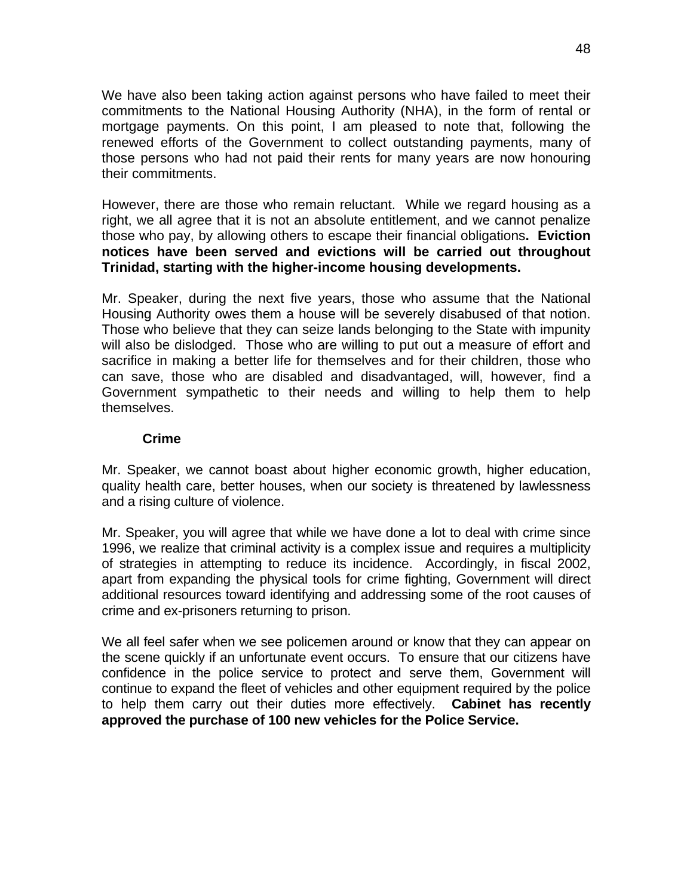We have also been taking action against persons who have failed to meet their commitments to the National Housing Authority (NHA), in the form of rental or mortgage payments. On this point, I am pleased to note that, following the renewed efforts of the Government to collect outstanding payments, many of those persons who had not paid their rents for many years are now honouring their commitments.

However, there are those who remain reluctant. While we regard housing as a right, we all agree that it is not an absolute entitlement, and we cannot penalize those who pay, by allowing others to escape their financial obligations**. Eviction notices have been served and evictions will be carried out throughout Trinidad, starting with the higher-income housing developments.**

Mr. Speaker, during the next five years, those who assume that the National Housing Authority owes them a house will be severely disabused of that notion. Those who believe that they can seize lands belonging to the State with impunity will also be dislodged. Those who are willing to put out a measure of effort and sacrifice in making a better life for themselves and for their children, those who can save, those who are disabled and disadvantaged, will, however, find a Government sympathetic to their needs and willing to help them to help themselves.

### Crime

Mr. Speaker, we cannot boast about higher economic growth, higher education, quality health care, better houses, when our society is threatened by lawlessness and a rising culture of violence.

Mr. Speaker, you will agree that while we have done a lot to deal with crime since 1996, we realize that criminal activity is a complex issue and requires a multiplicity of strategies in attempting to reduce its incidence. Accordingly, in fiscal 2002, apart from expanding the physical tools for crime fighting, Government will direct additional resources toward identifying and addressing some of the root causes of crime and ex-prisoners returning to prison.

We all feel safer when we see policemen around or know that they can appear on the scene quickly if an unfortunate event occurs. To ensure that our citizens have confidence in the police service to protect and serve them, Government will continue to expand the fleet of vehicles and other equipment required by the police to help them carry out their duties more effectively. **Cabinet has recently approved the purchase of 100 new vehicles for the Police Service.**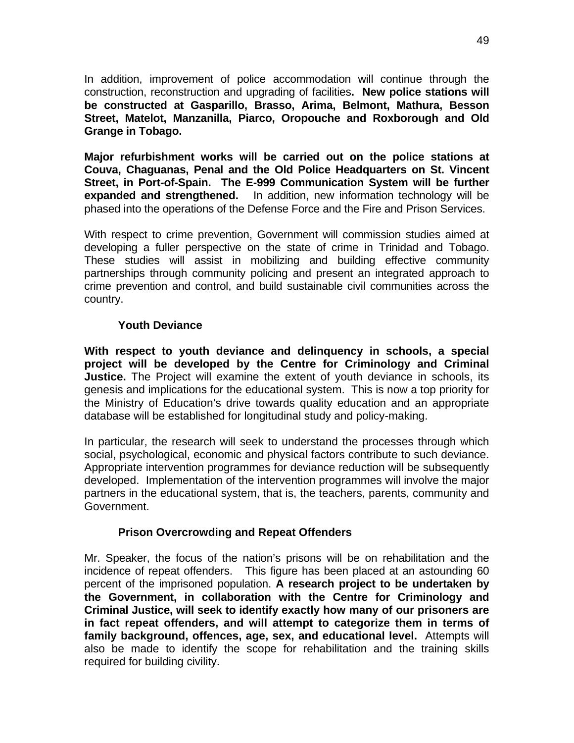In addition, improvement of police accommodation will continue through the construction, reconstruction and upgrading of facilities**. New police stations will be constructed at Gasparillo, Brasso, Arima, Belmont, Mathura, Besson Street, Matelot, Manzanilla, Piarco, Oropouche and Roxborough and Old Grange in Tobago.**

**Major refurbishment works will be carried out on the police stations at Couva, Chaguanas, Penal and the Old Police Headquarters on St. Vincent Street, in Port-of-Spain. The E-999 Communication System will be further expanded and strengthened.** In addition, new information technology will be phased into the operations of the Defense Force and the Fire and Prison Services.

With respect to crime prevention, Government will commission studies aimed at developing a fuller perspective on the state of crime in Trinidad and Tobago. These studies will assist in mobilizing and building effective community partnerships through community policing and present an integrated approach to crime prevention and control, and build sustainable civil communities across the country.

### Youth Deviance

**With respect to youth deviance and delinquency in schools, a special project will be developed by the Centre for Criminology and Criminal Justice.** The Project will examine the extent of youth deviance in schools, its genesis and implications for the educational system. This is now a top priority for the Ministry of Education's drive towards quality education and an appropriate database will be established for longitudinal study and policy-making.

In particular, the research will seek to understand the processes through which social, psychological, economic and physical factors contribute to such deviance. Appropriate intervention programmes for deviance reduction will be subsequently developed. Implementation of the intervention programmes will involve the major partners in the educational system, that is, the teachers, parents, community and Government.

### Prison Overcrowding and Repeat Offenders

Mr. Speaker, the focus of the nation's prisons will be on rehabilitation and the incidence of repeat offenders. This figure has been placed at an astounding 60 percent of the imprisoned population. **A research project to be undertaken by the Government, in collaboration with the Centre for Criminology and Criminal Justice, will seek to identify exactly how many of our prisoners are in fact repeat offenders, and will attempt to categorize them in terms of family background, offences, age, sex, and educational level.** Attempts will also be made to identify the scope for rehabilitation and the training skills required for building civility.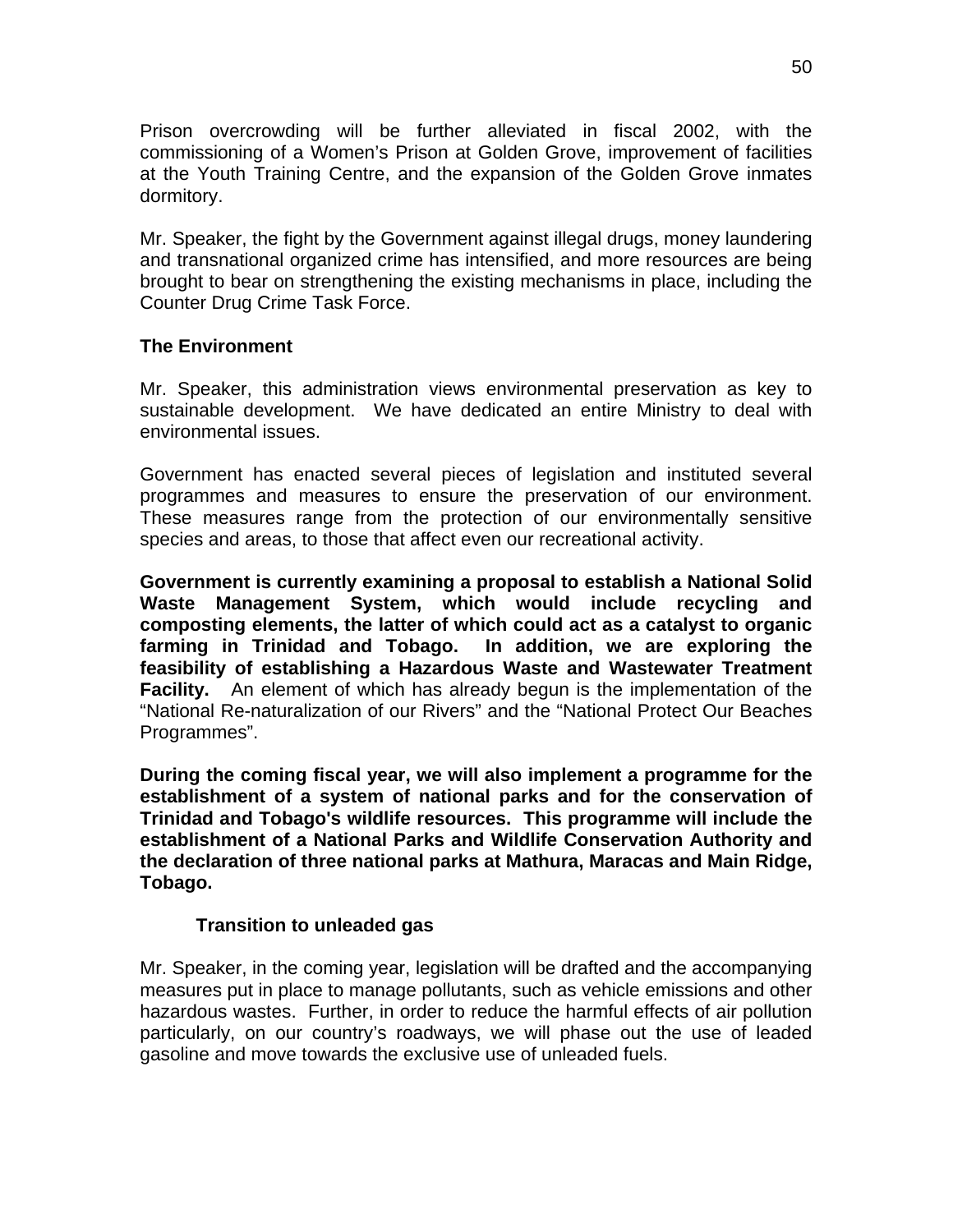Prison overcrowding will be further alleviated in fiscal 2002, with the commissioning of a Women's Prison at Golden Grove, improvement of facilities at the Youth Training Centre, and the expansion of the Golden Grove inmates dormitory.

Mr. Speaker, the fight by the Government against illegal drugs, money laundering and transnational organized crime has intensified, and more resources are being brought to bear on strengthening the existing mechanisms in place, including the Counter Drug Crime Task Force.

### The Environment

Mr. Speaker, this administration views environmental preservation as key to sustainable development. We have dedicated an entire Ministry to deal with environmental issues.

Government has enacted several pieces of legislation and instituted several programmes and measures to ensure the preservation of our environment. These measures range from the protection of our environmentally sensitive species and areas, to those that affect even our recreational activity.

**Government is currently examining a proposal to establish a National Solid Waste Management System, which would include recycling and composting elements, the latter of which could act as a catalyst to organic farming in Trinidad and Tobago. In addition, we are exploring the feasibility of establishing a Hazardous Waste and Wastewater Treatment Facility.** An element of which has already begun is the implementation of the "National Re-naturalization of our Rivers" and the "National Protect Our Beaches Programmes".

**During the coming fiscal year, we will also implement a programme for the establishment of a system of national parks and for the conservation of Trinidad and Tobago's wildlife resources. This programme will include the establishment of a National Parks and Wildlife Conservation Authority and the declaration of three national parks at Mathura, Maracas and Main Ridge, Tobago.**

#### Transition to unleaded gas

Mr. Speaker, in the coming year, legislation will be drafted and the accompanying measures put in place to manage pollutants, such as vehicle emissions and other hazardous wastes. Further, in order to reduce the harmful effects of air pollution particularly, on our country's roadways, we will phase out the use of leaded gasoline and move towards the exclusive use of unleaded fuels.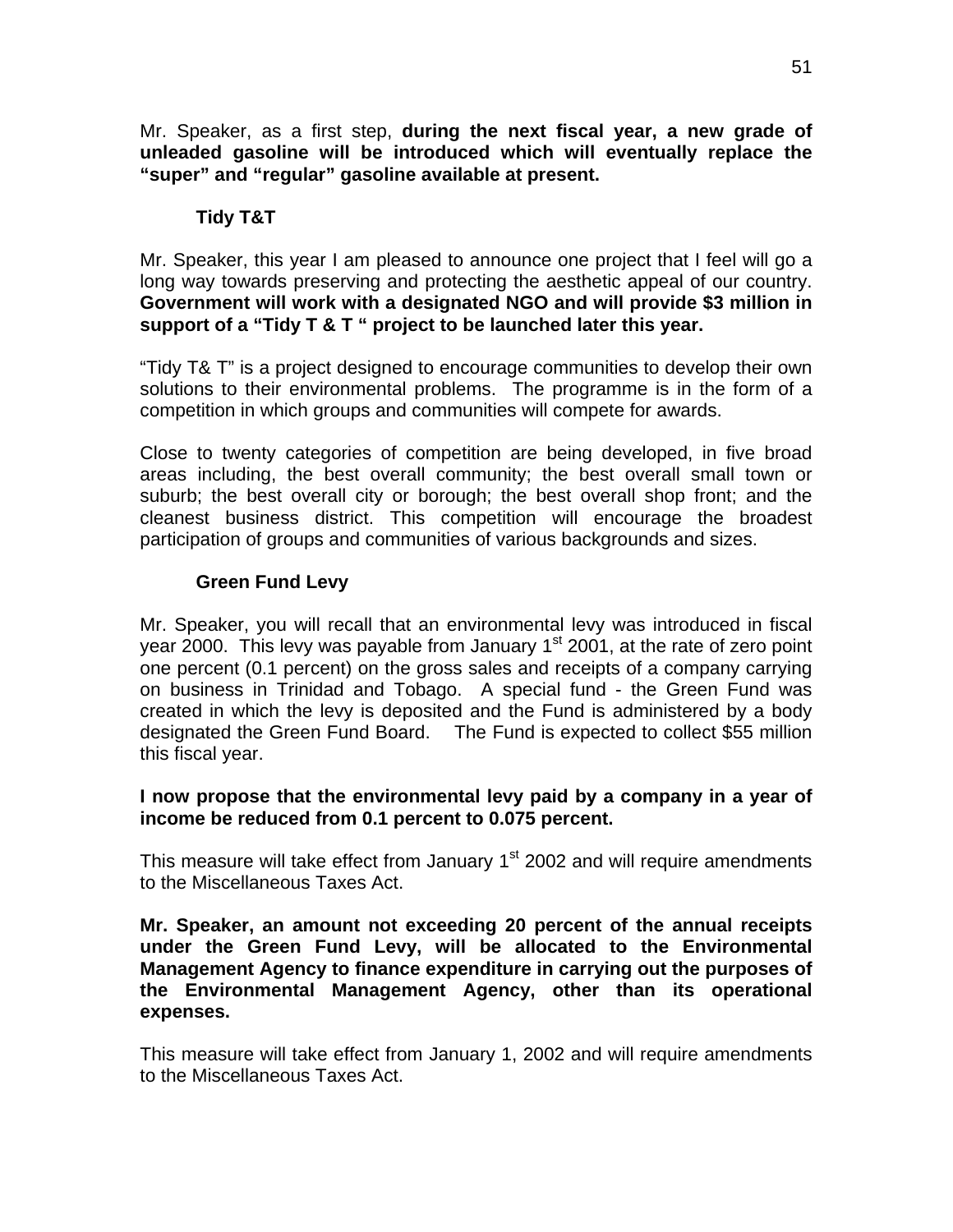Mr. Speaker, as a first step, **during the next fiscal year, a new grade of unleaded gasoline will be introduced which will eventually replace the "super" and "regular" gasoline available at present.**

### Tidy T&T

Mr. Speaker, this year I am pleased to announce one project that I feel will go a long way towards preserving and protecting the aesthetic appeal of our country. **Government will work with a designated NGO and will provide $3 million in support of a "Tidy T & T " project to be launched later this year.**

"Tidy T& T" is a project designed to encourage communities to develop their own solutions to their environmental problems. The programme is in the form of a competition in which groups and communities will compete for awards.

Close to twenty categories of competition are being developed, in five broad areas including, the best overall community; the best overall small town or suburb; the best overall city or borough; the best overall shop front; and the cleanest business district. This competition will encourage the broadest participation of groups and communities of various backgrounds and sizes.

### Green Fund Levy

Mr. Speaker, you will recall that an environmental levy was introduced in fiscal year 2000. This levy was payable from January 1st 2001, at the rate of zero point one percent (0.1 percent) on the gross sales and receipts of a company carrying on business in Trinidad and Tobago. A special fund - the Green Fund was created in which the levy is deposited and the Fund is administered by a body designated the Green Fund Board. The Fund is expected to collect $55 million this fiscal year.

**I now propose that the environmental levy paid by a company in a year of income be reduced from 0.1 percent to 0.075 percent.**

This measure will take effect from January 1st 2002 and will require amendments to the Miscellaneous Taxes Act.

**Mr. Speaker, an amount not exceeding 20 percent of the annual receipts under the Green Fund Levy, will be allocated to the Environmental Management Agency to finance expenditure in carrying out the purposes of the Environmental Management Agency, other than its operational expenses.**

This measure will take effect from January 1, 2002 and will require amendments to the Miscellaneous Taxes Act.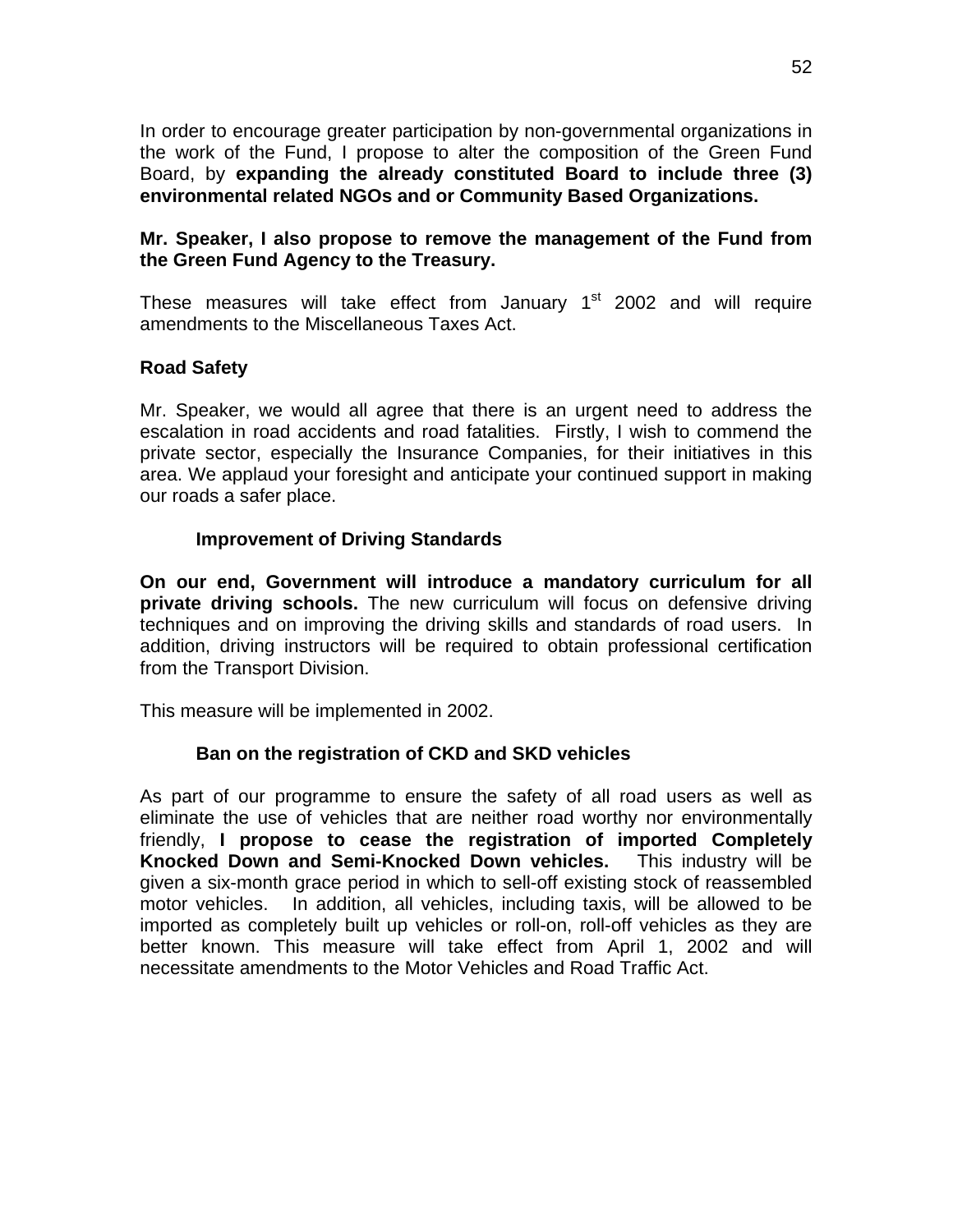In order to encourage greater participation by non-governmental organizations in the work of the Fund, I propose to alter the composition of the Green Fund Board, by **expanding the already constituted Board to include three (3) environmental related NGOs and or Community Based Organizations.**

**Mr. Speaker, I also propose to remove the management of the Fund from the Green Fund Agency to the Treasury.**

These measures will take effect from January 1st 2002 and will require amendments to the Miscellaneous Taxes Act.

### Road Safety

Mr. Speaker, we would all agree that there is an urgent need to address the escalation in road accidents and road fatalities. Firstly, I wish to commend the private sector, especially the Insurance Companies, for their initiatives in this area. We applaud your foresight and anticipate your continued support in making our roads a safer place.

#### Improvement of Driving Standards

**On our end, Government will introduce a mandatory curriculum for all private driving schools.** The new curriculum will focus on defensive driving techniques and on improving the driving skills and standards of road users. In addition, driving instructors will be required to obtain professional certification from the Transport Division.

This measure will be implemented in 2002.

#### Ban on the registration of CKD and SKD vehicles

As part of our programme to ensure the safety of all road users as well as eliminate the use of vehicles that are neither road worthy nor environmentally friendly, **I propose to cease the registration of imported Completely Knocked Down and Semi-Knocked Down vehicles.** This industry will be given a six-month grace period in which to sell-off existing stock of reassembled motor vehicles. In addition, all vehicles, including taxis, will be allowed to be imported as completely built up vehicles or roll-on, roll-off vehicles as they are better known. This measure will take effect from April 1, 2002 and will necessitate amendments to the Motor Vehicles and Road Traffic Act.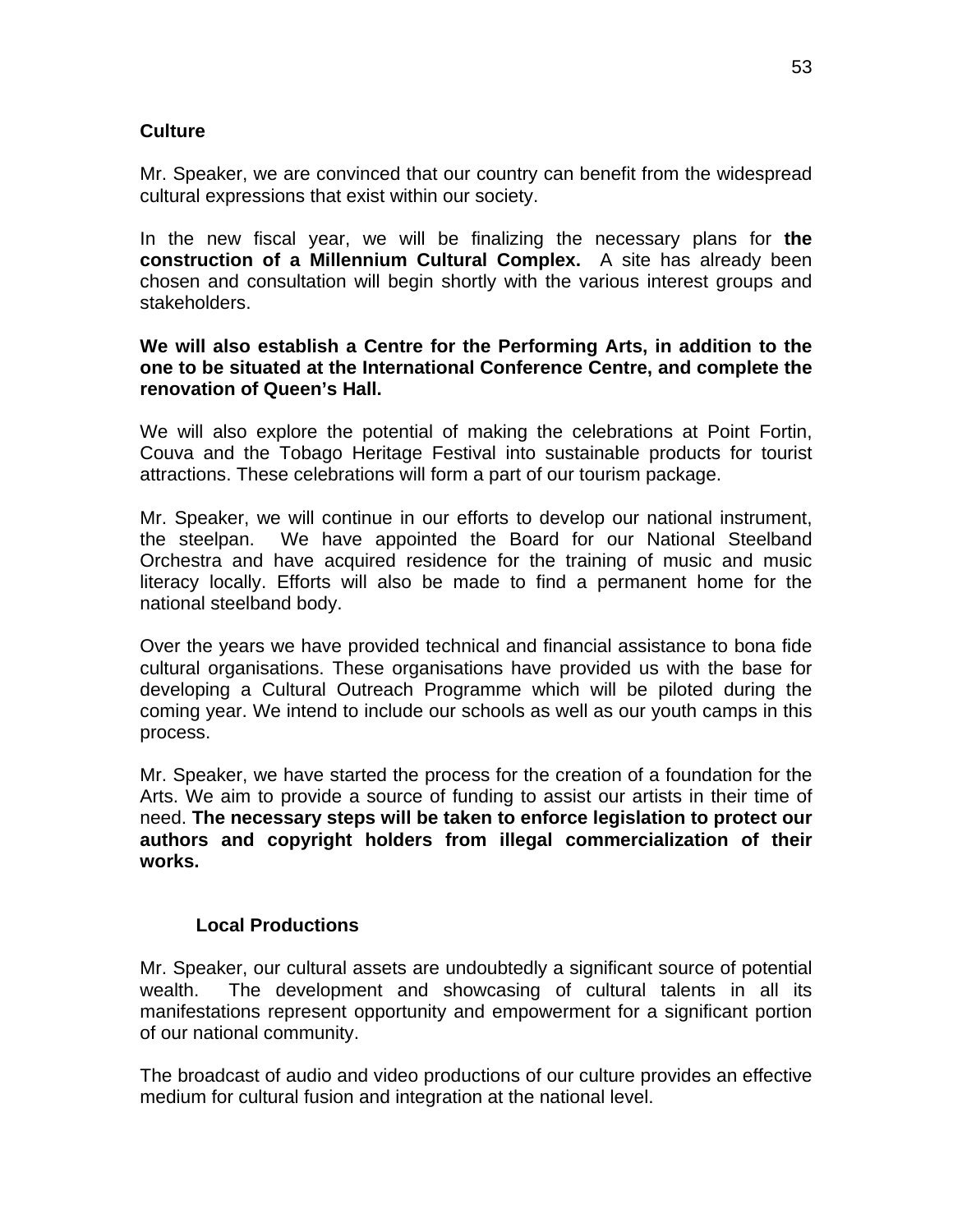## Culture

Mr. Speaker, we are convinced that our country can benefit from the widespread cultural expressions that exist within our society.

In the new fiscal year, we will be finalizing the necessary plans for **the construction of a Millennium Cultural Complex.** A site has already been chosen and consultation will begin shortly with the various interest groups and stakeholders.

**We will also establish a Centre for the Performing Arts, in addition to the one to be situated at the International Conference Centre, and complete the renovation of Queen's Hall.**

We will also explore the potential of making the celebrations at Point Fortin, Couva and the Tobago Heritage Festival into sustainable products for tourist attractions. These celebrations will form a part of our tourism package.

Mr. Speaker, we will continue in our efforts to develop our national instrument, the steelpan. We have appointed the Board for our National Steelband Orchestra and have acquired residence for the training of music and music literacy locally. Efforts will also be made to find a permanent home for the national steelband body.

Over the years we have provided technical and financial assistance to bona fide cultural organisations. These organisations have provided us with the base for developing a Cultural Outreach Programme which will be piloted during the coming year. We intend to include our schools as well as our youth camps in this process.

Mr. Speaker, we have started the process for the creation of a foundation for the Arts. We aim to provide a source of funding to assist our artists in their time of need. **The necessary steps will be taken to enforce legislation to protect our authors and copyright holders from illegal commercialization of their works.**

### Local Productions

Mr. Speaker, our cultural assets are undoubtedly a significant source of potential wealth. The development and showcasing of cultural talents in all its manifestations represent opportunity and empowerment for a significant portion of our national community.

The broadcast of audio and video productions of our culture provides an effective medium for cultural fusion and integration at the national level.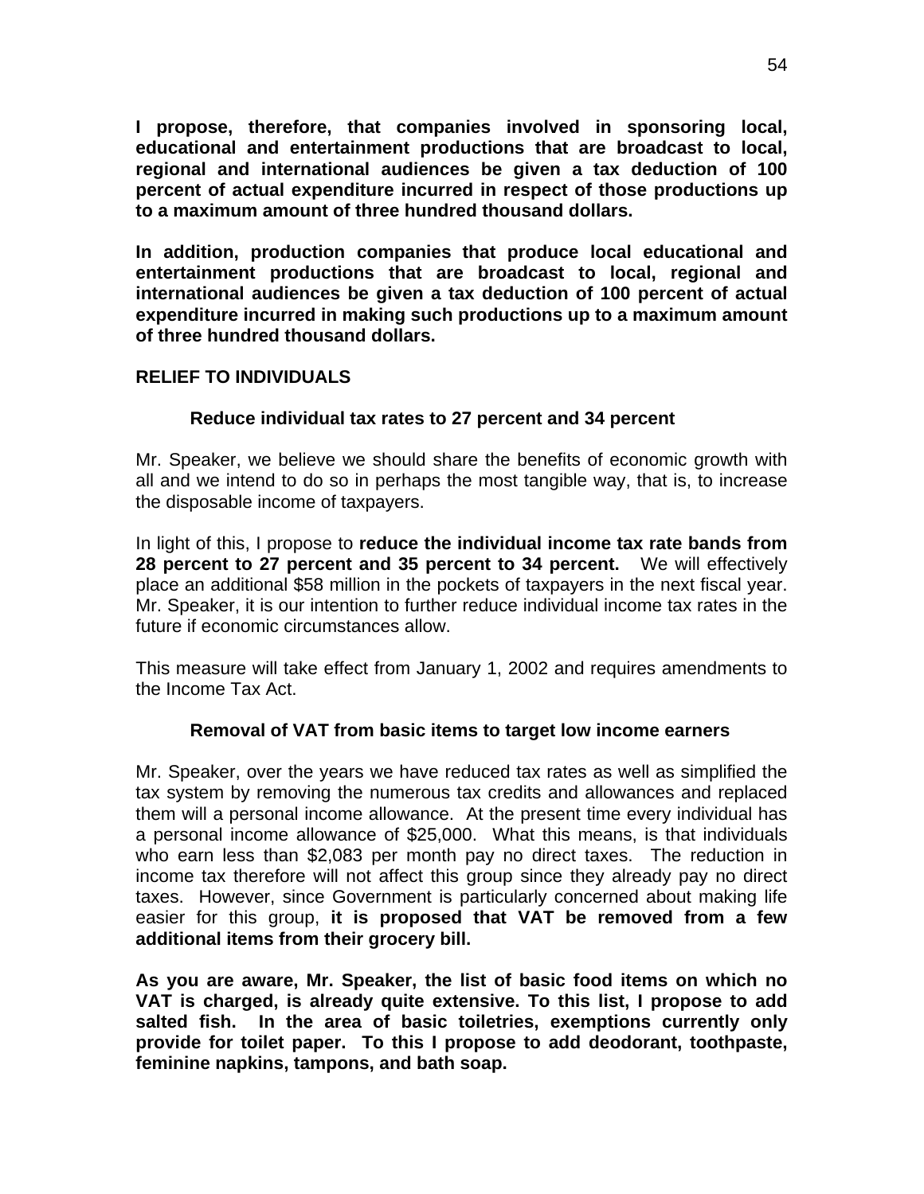**I propose, therefore, that companies involved in sponsoring local, educational and entertainment productions that are broadcast to local, regional and international audiences be given a tax deduction of 100 percent of actual expenditure incurred in respect of those productions up to a maximum amount of three hundred thousand dollars.**

**In addition, production companies that produce local educational and entertainment productions that are broadcast to local, regional and international audiences be given a tax deduction of 100 percent of actual expenditure incurred in making such productions up to a maximum amount of three hundred thousand dollars.**

## RELIEF TO INDIVIDUALS

### Reduce individual tax rates to 27 percent and 34 percent

Mr. Speaker, we believe we should share the benefits of economic growth with all and we intend to do so in perhaps the most tangible way, that is, to increase the disposable income of taxpayers.

In light of this, I propose to **reduce the individual income tax rate bands from 28 percent to 27 percent and 35 percent to 34 percent.** We will effectively place an additional $58 million in the pockets of taxpayers in the next fiscal year. Mr. Speaker, it is our intention to further reduce individual income tax rates in the future if economic circumstances allow.

This measure will take effect from January 1, 2002 and requires amendments to the Income Tax Act.

### Removal of VAT from basic items to target low income earners

Mr. Speaker, over the years we have reduced tax rates as well as simplified the tax system by removing the numerous tax credits and allowances and replaced them will a personal income allowance. At the present time every individual has a personal income allowance of $25,000. What this means, is that individuals who earn less than $2,083 per month pay no direct taxes. The reduction in income tax therefore will not affect this group since they already pay no direct taxes. However, since Government is particularly concerned about making life easier for this group, **it is proposed that VAT be removed from a few additional items from their grocery bill.**

**As you are aware, Mr. Speaker, the list of basic food items on which no VAT is charged, is already quite extensive. To this list, I propose to add salted fish. In the area of basic toiletries, exemptions currently only provide for toilet paper. To this I propose to add deodorant, toothpaste, feminine napkins, tampons, and bath soap.**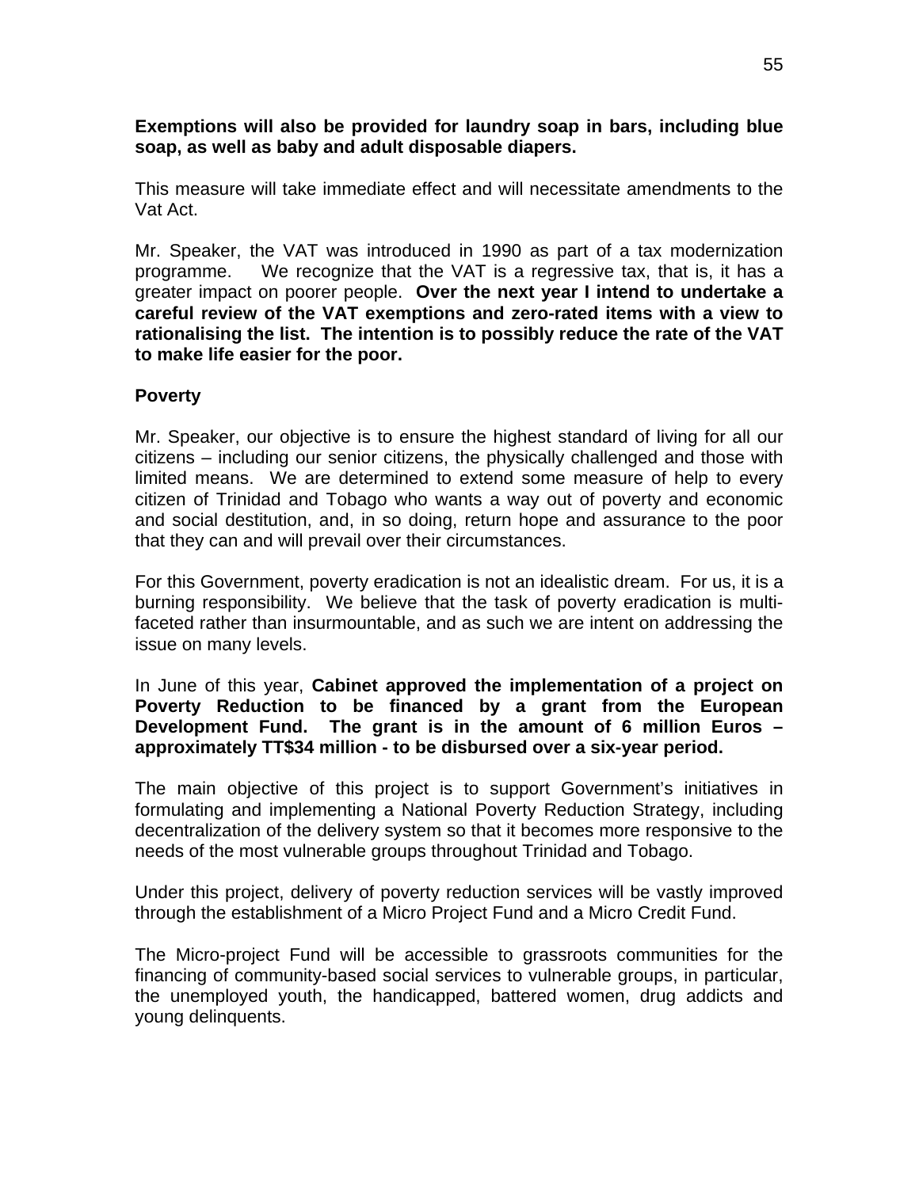**Exemptions will also be provided for laundry soap in bars, including blue soap, as well as baby and adult disposable diapers.**

This measure will take immediate effect and will necessitate amendments to the Vat Act.

Mr. Speaker, the VAT was introduced in 1990 as part of a tax modernization programme. We recognize that the VAT is a regressive tax, that is, it has a greater impact on poorer people. **Over the next year I intend to undertake a careful review of the VAT exemptions and zero-rated items with a view to rationalising the list. The intention is to possibly reduce the rate of the VAT to make life easier for the poor.**

**Poverty**

Mr. Speaker, our objective is to ensure the highest standard of living for all our citizens – including our senior citizens, the physically challenged and those with limited means. We are determined to extend some measure of help to every citizen of Trinidad and Tobago who wants a way out of poverty and economic and social destitution, and, in so doing, return hope and assurance to the poor that they can and will prevail over their circumstances.

For this Government, poverty eradication is not an idealistic dream. For us, it is a burning responsibility. We believe that the task of poverty eradication is multi-faceted rather than insurmountable, and as such we are intent on addressing the issue on many levels.

In June of this year, **Cabinet approved the implementation of a project on Poverty Reduction to be financed by a grant from the European Development Fund. The grant is in the amount of 6 million Euros – approximately TT$34 million - to be disbursed over a six-year period.**

The main objective of this project is to support Government's initiatives in formulating and implementing a National Poverty Reduction Strategy, including decentralization of the delivery system so that it becomes more responsive to the needs of the most vulnerable groups throughout Trinidad and Tobago.

Under this project, delivery of poverty reduction services will be vastly improved through the establishment of a Micro Project Fund and a Micro Credit Fund.

The Micro-project Fund will be accessible to grassroots communities for the financing of community-based social services to vulnerable groups, in particular, the unemployed youth, the handicapped, battered women, drug addicts and young delinquents.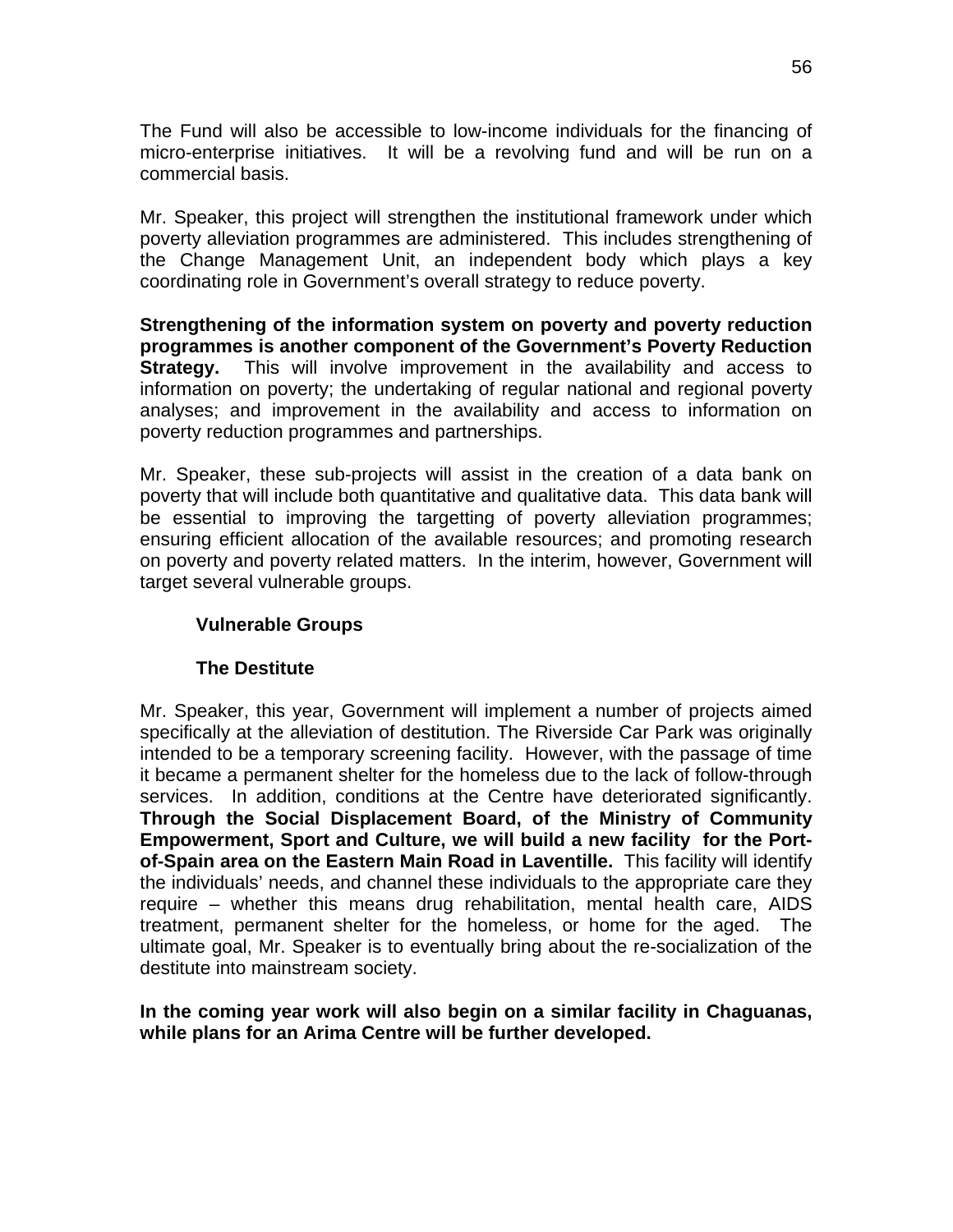The Fund will also be accessible to low-income individuals for the financing of micro-enterprise initiatives. It will be a revolving fund and will be run on a commercial basis.

Mr. Speaker, this project will strengthen the institutional framework under which poverty alleviation programmes are administered. This includes strengthening of the Change Management Unit, an independent body which plays a key coordinating role in Government's overall strategy to reduce poverty.

**Strengthening of the information system on poverty and poverty reduction programmes is another component of the Government's Poverty Reduction Strategy.** This will involve improvement in the availability and access to information on poverty; the undertaking of regular national and regional poverty analyses; and improvement in the availability and access to information on poverty reduction programmes and partnerships.

Mr. Speaker, these sub-projects will assist in the creation of a data bank on poverty that will include both quantitative and qualitative data. This data bank will be essential to improving the targetting of poverty alleviation programmes; ensuring efficient allocation of the available resources; and promoting research on poverty and poverty related matters. In the interim, however, Government will target several vulnerable groups.

### Vulnerable Groups

#### The Destitute

Mr. Speaker, this year, Government will implement a number of projects aimed specifically at the alleviation of destitution. The Riverside Car Park was originally intended to be a temporary screening facility. However, with the passage of time it became a permanent shelter for the homeless due to the lack of follow-through services. In addition, conditions at the Centre have deteriorated significantly. **Through the Social Displacement Board, of the Ministry of Community Empowerment, Sport and Culture, we will build a new facility for the Port-of-Spain area on the Eastern Main Road in Laventille.** This facility will identify the individuals' needs, and channel these individuals to the appropriate care they require – whether this means drug rehabilitation, mental health care, AIDS treatment, permanent shelter for the homeless, or home for the aged. The ultimate goal, Mr. Speaker is to eventually bring about the re-socialization of the destitute into mainstream society.

**In the coming year work will also begin on a similar facility in Chaguanas, while plans for an Arima Centre will be further developed.**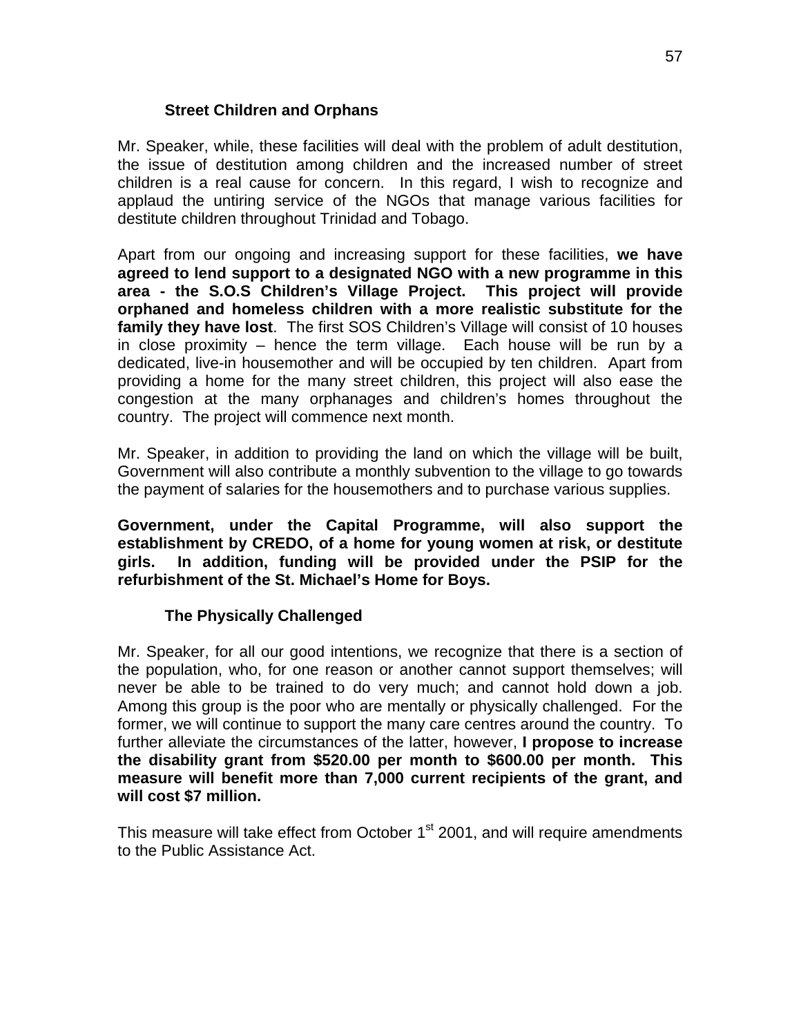### Street Children and Orphans

Mr. Speaker, while, these facilities will deal with the problem of adult destitution, the issue of destitution among children and the increased number of street children is a real cause for concern. In this regard, I wish to recognize and applaud the untiring service of the NGOs that manage various facilities for destitute children throughout Trinidad and Tobago.

Apart from our ongoing and increasing support for these facilities, **we have agreed to lend support to a designated NGO with a new programme in this area - the S.O.S Children's Village Project. This project will provide orphaned and homeless children with a more realistic substitute for the family they have lost**. The first SOS Children's Village will consist of 10 houses in close proximity – hence the term village. Each house will be run by a dedicated, live-in housemother and will be occupied by ten children. Apart from providing a home for the many street children, this project will also ease the congestion at the many orphanages and children's homes throughout the country. The project will commence next month.

Mr. Speaker, in addition to providing the land on which the village will be built, Government will also contribute a monthly subvention to the village to go towards the payment of salaries for the housemothers and to purchase various supplies.

**Government, under the Capital Programme, will also support the establishment by CREDO, of a home for young women at risk, or destitute girls. In addition, funding will be provided under the PSIP for the refurbishment of the St. Michael's Home for Boys.**

### The Physically Challenged

Mr. Speaker, for all our good intentions, we recognize that there is a section of the population, who, for one reason or another cannot support themselves; will never be able to be trained to do very much; and cannot hold down a job. Among this group is the poor who are mentally or physically challenged. For the former, we will continue to support the many care centres around the country. To further alleviate the circumstances of the latter, however, **I propose to increase the disability grant from $520.00 per month to $600.00 per month. This measure will benefit more than 7,000 current recipients of the grant, and will cost $7 million.**

This measure will take effect from October 1st 2001, and will require amendments to the Public Assistance Act.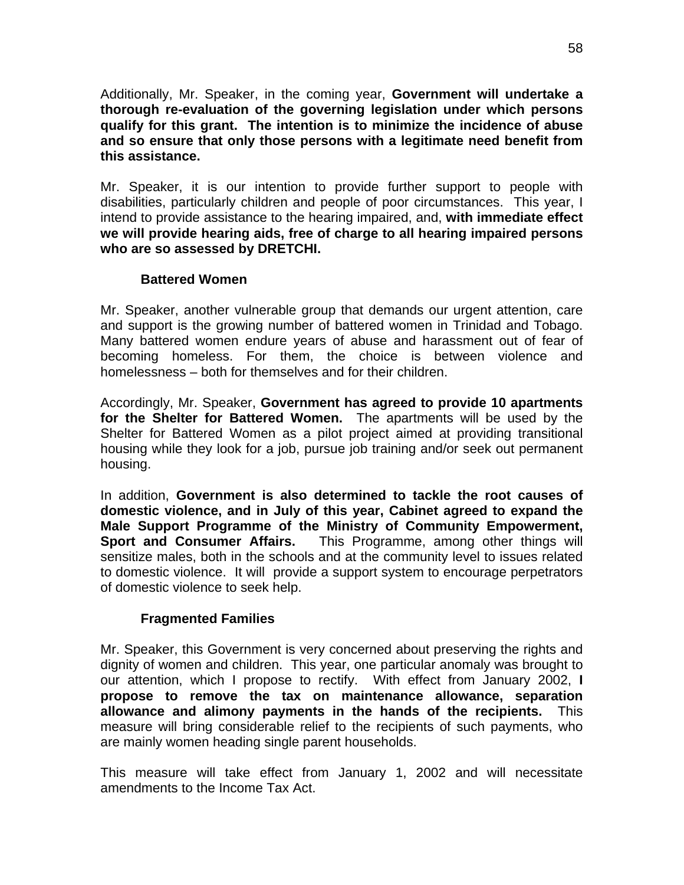Additionally, Mr. Speaker, in the coming year, **Government will undertake a thorough re-evaluation of the governing legislation under which persons qualify for this grant. The intention is to minimize the incidence of abuse and so ensure that only those persons with a legitimate need benefit from this assistance.**

Mr. Speaker, it is our intention to provide further support to people with disabilities, particularly children and people of poor circumstances. This year, I intend to provide assistance to the hearing impaired, and, **with immediate effect we will provide hearing aids, free of charge to all hearing impaired persons who are so assessed by DRETCHI.**

### Battered Women

Mr. Speaker, another vulnerable group that demands our urgent attention, care and support is the growing number of battered women in Trinidad and Tobago. Many battered women endure years of abuse and harassment out of fear of becoming homeless. For them, the choice is between violence and homelessness – both for themselves and for their children.

Accordingly, Mr. Speaker, **Government has agreed to provide 10 apartments for the Shelter for Battered Women.** The apartments will be used by the Shelter for Battered Women as a pilot project aimed at providing transitional housing while they look for a job, pursue job training and/or seek out permanent housing.

In addition, **Government is also determined to tackle the root causes of domestic violence, and in July of this year, Cabinet agreed to expand the Male Support Programme of the Ministry of Community Empowerment, Sport and Consumer Affairs.** This Programme, among other things will sensitize males, both in the schools and at the community level to issues related to domestic violence. It will provide a support system to encourage perpetrators of domestic violence to seek help.

### Fragmented Families

Mr. Speaker, this Government is very concerned about preserving the rights and dignity of women and children. This year, one particular anomaly was brought to our attention, which I propose to rectify. With effect from January 2002, **I propose to remove the tax on maintenance allowance, separation allowance and alimony payments in the hands of the recipients.** This measure will bring considerable relief to the recipients of such payments, who are mainly women heading single parent households.

This measure will take effect from January 1, 2002 and will necessitate amendments to the Income Tax Act.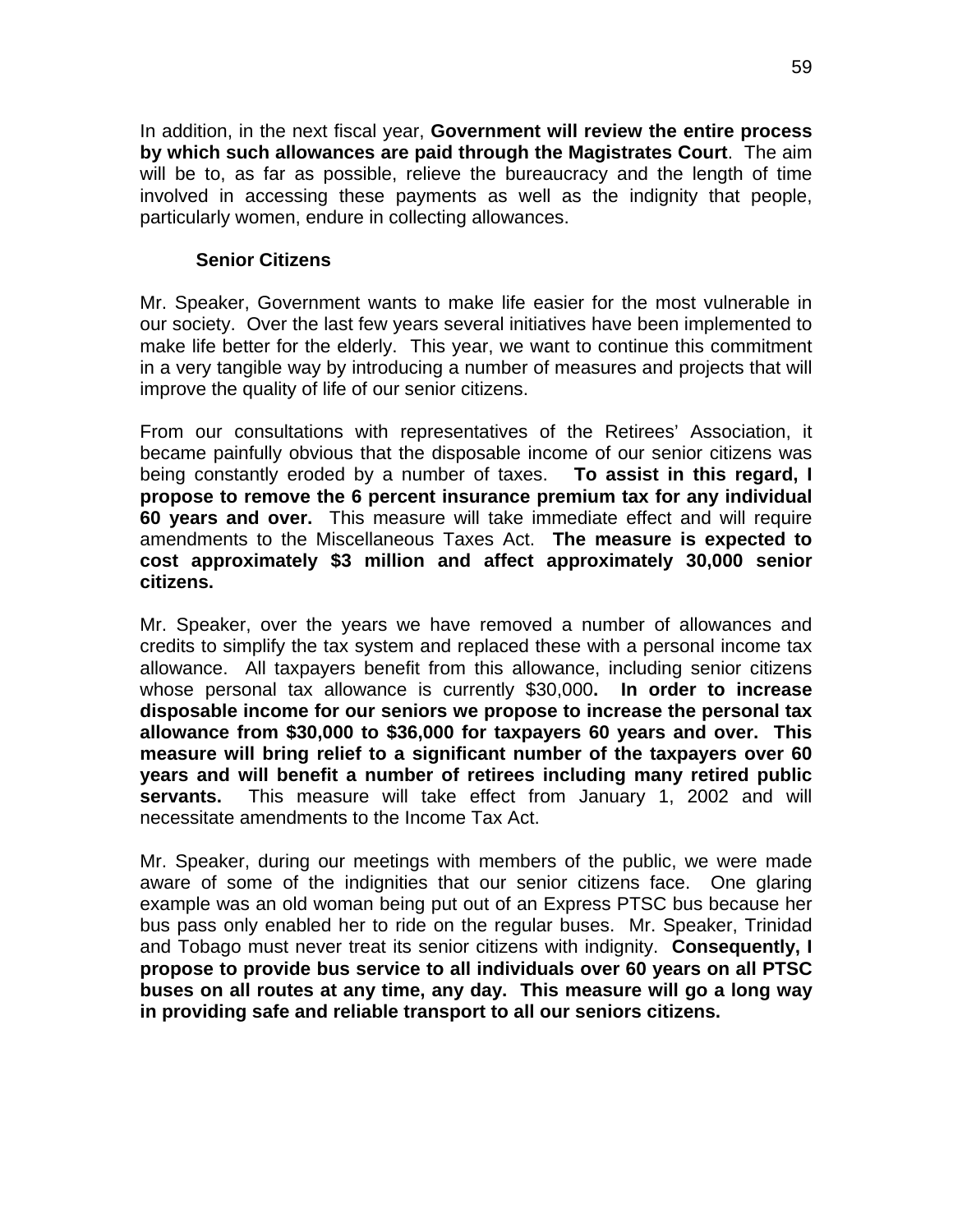In addition, in the next fiscal year, **Government will review the entire process by which such allowances are paid through the Magistrates Court**. The aim will be to, as far as possible, relieve the bureaucracy and the length of time involved in accessing these payments as well as the indignity that people, particularly women, endure in collecting allowances.

### Senior Citizens

Mr. Speaker, Government wants to make life easier for the most vulnerable in our society. Over the last few years several initiatives have been implemented to make life better for the elderly. This year, we want to continue this commitment in a very tangible way by introducing a number of measures and projects that will improve the quality of life of our senior citizens.

From our consultations with representatives of the Retirees' Association, it became painfully obvious that the disposable income of our senior citizens was being constantly eroded by a number of taxes. **To assist in this regard, I propose to remove the 6 percent insurance premium tax for any individual 60 years and over.** This measure will take immediate effect and will require amendments to the Miscellaneous Taxes Act. **The measure is expected to cost approximately $3 million and affect approximately 30,000 senior citizens.**

Mr. Speaker, over the years we have removed a number of allowances and credits to simplify the tax system and replaced these with a personal income tax allowance. All taxpayers benefit from this allowance, including senior citizens whose personal tax allowance is currently $30,000**. In order to increase disposable income for our seniors we propose to increase the personal tax allowance from $30,000 to $36,000 for taxpayers 60 years and over. This measure will bring relief to a significant number of the taxpayers over 60 years and will benefit a number of retirees including many retired public servants.** This measure will take effect from January 1, 2002 and will necessitate amendments to the Income Tax Act.

Mr. Speaker, during our meetings with members of the public, we were made aware of some of the indignities that our senior citizens face. One glaring example was an old woman being put out of an Express PTSC bus because her bus pass only enabled her to ride on the regular buses. Mr. Speaker, Trinidad and Tobago must never treat its senior citizens with indignity. **Consequently, I propose to provide bus service to all individuals over 60 years on all PTSC buses on all routes at any time, any day. This measure will go a long way in providing safe and reliable transport to all our seniors citizens.**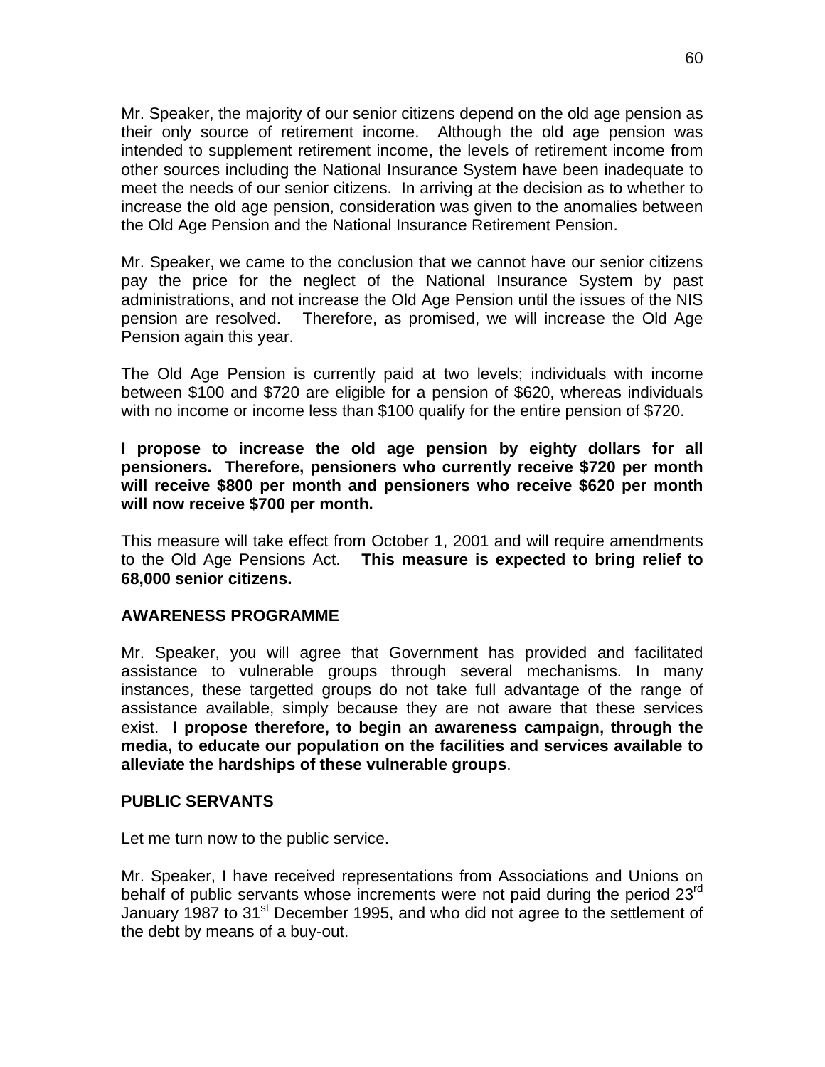Mr. Speaker, the majority of our senior citizens depend on the old age pension as their only source of retirement income. Although the old age pension was intended to supplement retirement income, the levels of retirement income from other sources including the National Insurance System have been inadequate to meet the needs of our senior citizens. In arriving at the decision as to whether to increase the old age pension, consideration was given to the anomalies between the Old Age Pension and the National Insurance Retirement Pension.

Mr. Speaker, we came to the conclusion that we cannot have our senior citizens pay the price for the neglect of the National Insurance System by past administrations, and not increase the Old Age Pension until the issues of the NIS pension are resolved. Therefore, as promised, we will increase the Old Age Pension again this year.

The Old Age Pension is currently paid at two levels; individuals with income between $100 and $720 are eligible for a pension of $620, whereas individuals with no income or income less than $100 qualify for the entire pension of $720.

**I propose to increase the old age pension by eighty dollars for all pensioners. Therefore, pensioners who currently receive $720 per month will receive $800 per month and pensioners who receive $620 per month will now receive $700 per month.**

This measure will take effect from October 1, 2001 and will require amendments to the Old Age Pensions Act. **This measure is expected to bring relief to 68,000 senior citizens.**

## AWARENESS PROGRAMME

Mr. Speaker, you will agree that Government has provided and facilitated assistance to vulnerable groups through several mechanisms. In many instances, these targetted groups do not take full advantage of the range of assistance available, simply because they are not aware that these services exist. **I propose therefore, to begin an awareness campaign, through the media, to educate our population on the facilities and services available to alleviate the hardships of these vulnerable groups**.

## PUBLIC SERVANTS

Let me turn now to the public service.

Mr. Speaker, I have received representations from Associations and Unions on behalf of public servants whose increments were not paid during the period 23rd January 1987 to 31st December 1995, and who did not agree to the settlement of the debt by means of a buy-out.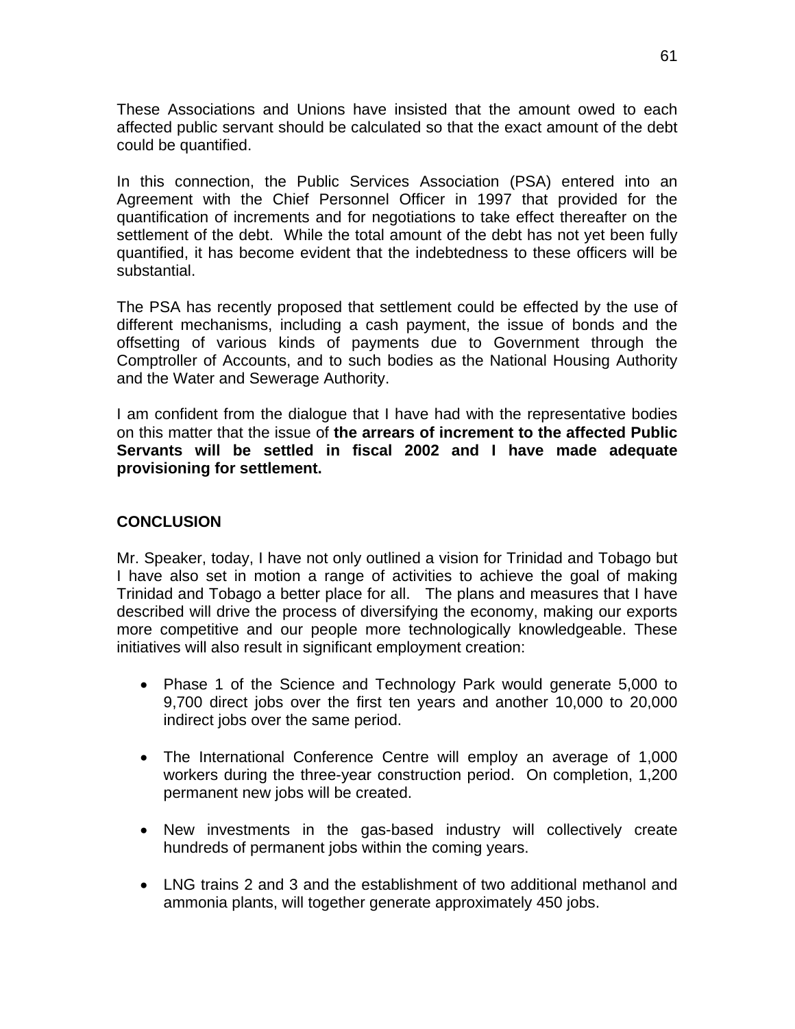These Associations and Unions have insisted that the amount owed to each affected public servant should be calculated so that the exact amount of the debt could be quantified.

In this connection, the Public Services Association (PSA) entered into an Agreement with the Chief Personnel Officer in 1997 that provided for the quantification of increments and for negotiations to take effect thereafter on the settlement of the debt. While the total amount of the debt has not yet been fully quantified, it has become evident that the indebtedness to these officers will be substantial.

The PSA has recently proposed that settlement could be effected by the use of different mechanisms, including a cash payment, the issue of bonds and the offsetting of various kinds of payments due to Government through the Comptroller of Accounts, and to such bodies as the National Housing Authority and the Water and Sewerage Authority.

I am confident from the dialogue that I have had with the representative bodies on this matter that the issue of **the arrears of increment to the affected Public Servants will be settled in fiscal 2002 and I have made adequate provisioning for settlement.**

## CONCLUSION

Mr. Speaker, today, I have not only outlined a vision for Trinidad and Tobago but I have also set in motion a range of activities to achieve the goal of making Trinidad and Tobago a better place for all. The plans and measures that I have described will drive the process of diversifying the economy, making our exports more competitive and our people more technologically knowledgeable. These initiatives will also result in significant employment creation:

- Phase 1 of the Science and Technology Park would generate 5,000 to 9,700 direct jobs over the first ten years and another 10,000 to 20,000 indirect jobs over the same period.

- The International Conference Centre will employ an average of 1,000 workers during the three-year construction period. On completion, 1,200 permanent new jobs will be created.

- New investments in the gas-based industry will collectively create hundreds of permanent jobs within the coming years.

- LNG trains 2 and 3 and the establishment of two additional methanol and ammonia plants, will together generate approximately 450 jobs.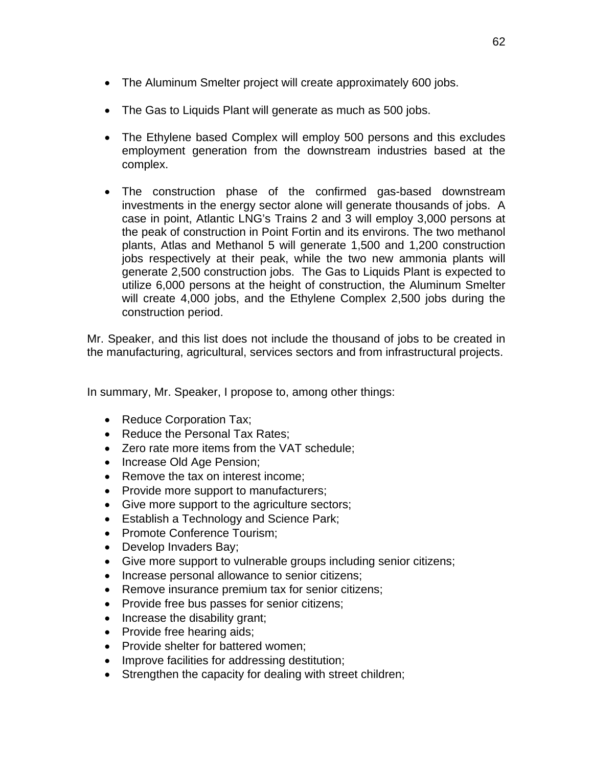- The Aluminum Smelter project will create approximately 600 jobs.

- The Gas to Liquids Plant will generate as much as 500 jobs.

- The Ethylene based Complex will employ 500 persons and this excludes employment generation from the downstream industries based at the complex.

- The construction phase of the confirmed gas-based downstream investments in the energy sector alone will generate thousands of jobs. A case in point, Atlantic LNG's Trains 2 and 3 will employ 3,000 persons at the peak of construction in Point Fortin and its environs. The two methanol plants, Atlas and Methanol 5 will generate 1,500 and 1,200 construction jobs respectively at their peak, while the two new ammonia plants will generate 2,500 construction jobs. The Gas to Liquids Plant is expected to utilize 6,000 persons at the height of construction, the Aluminum Smelter will create 4,000 jobs, and the Ethylene Complex 2,500 jobs during the construction period.

Mr. Speaker, and this list does not include the thousand of jobs to be created in the manufacturing, agricultural, services sectors and from infrastructural projects.

In summary, Mr. Speaker, I propose to, among other things:

- Reduce Corporation Tax;
- Reduce the Personal Tax Rates;
- Zero rate more items from the VAT schedule;
- Increase Old Age Pension;
- Remove the tax on interest income;
- Provide more support to manufacturers;
- Give more support to the agriculture sectors;
- Establish a Technology and Science Park;
- Promote Conference Tourism;
- Develop Invaders Bay;
- Give more support to vulnerable groups including senior citizens;
- Increase personal allowance to senior citizens;
- Remove insurance premium tax for senior citizens;
- Provide free bus passes for senior citizens;
- Increase the disability grant;
- Provide free hearing aids;
- Provide shelter for battered women;
- Improve facilities for addressing destitution;
- Strengthen the capacity for dealing with street children;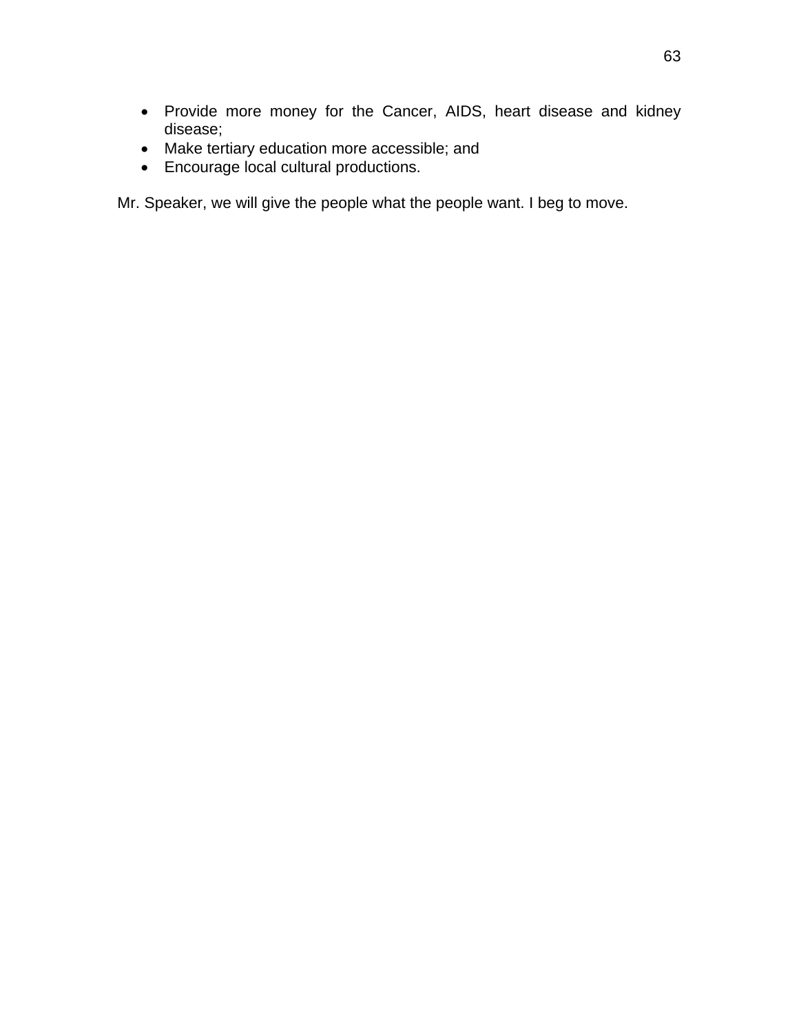- Provide more money for the Cancer, AIDS, heart disease and kidney disease;
- Make tertiary education more accessible; and
- Encourage local cultural productions.

Mr. Speaker, we will give the people what the people want. I beg to move.